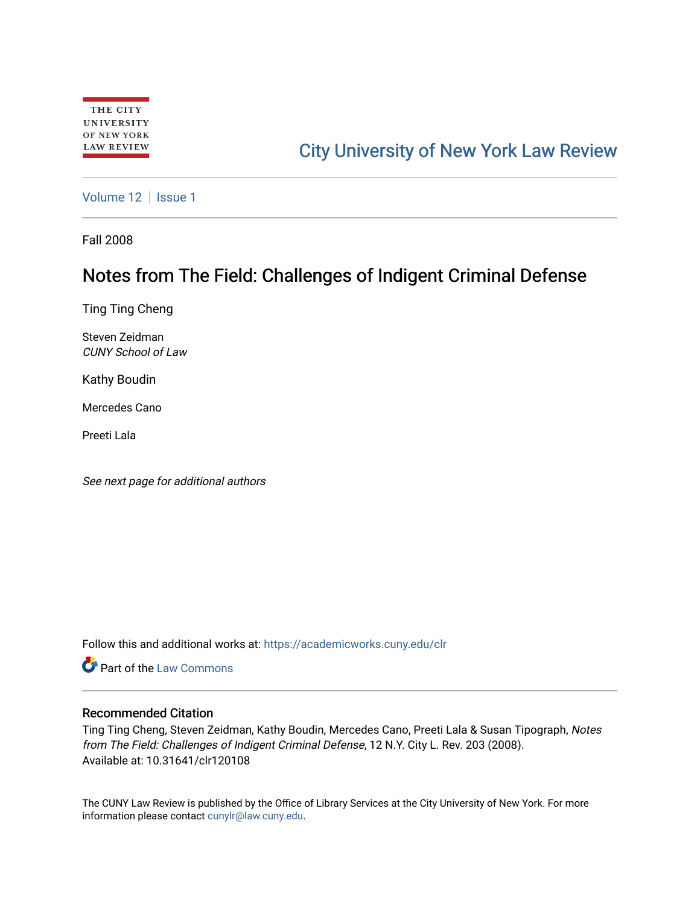THE CITY UNIVERSITY OF NEW YORK LAW REVIEW

City University of New York Law Review

Volume 12 | Issue 1

Fall 2008

# Notes from The Field: Challenges of Indigent Criminal Defense

Ting Ting Cheng

Steven Zeidman
*CUNY School of Law*

Kathy Boudin

Mercedes Cano

Preeti Lala

*See next page for additional authors*

Follow this and additional works at: https://academicworks.cuny.edu/clr

Part of the Law Commons

## Recommended Citation

Ting Ting Cheng, Steven Zeidman, Kathy Boudin, Mercedes Cano, Preeti Lala & Susan Tipograph, *Notes from The Field: Challenges of Indigent Criminal Defense*, 12 N.Y. City L. Rev. 203 (2008).
Available at: 10.31641/clr120108

The CUNY Law Review is published by the Office of Library Services at the City University of New York. For more information please contact cunylr@law.cuny.edu.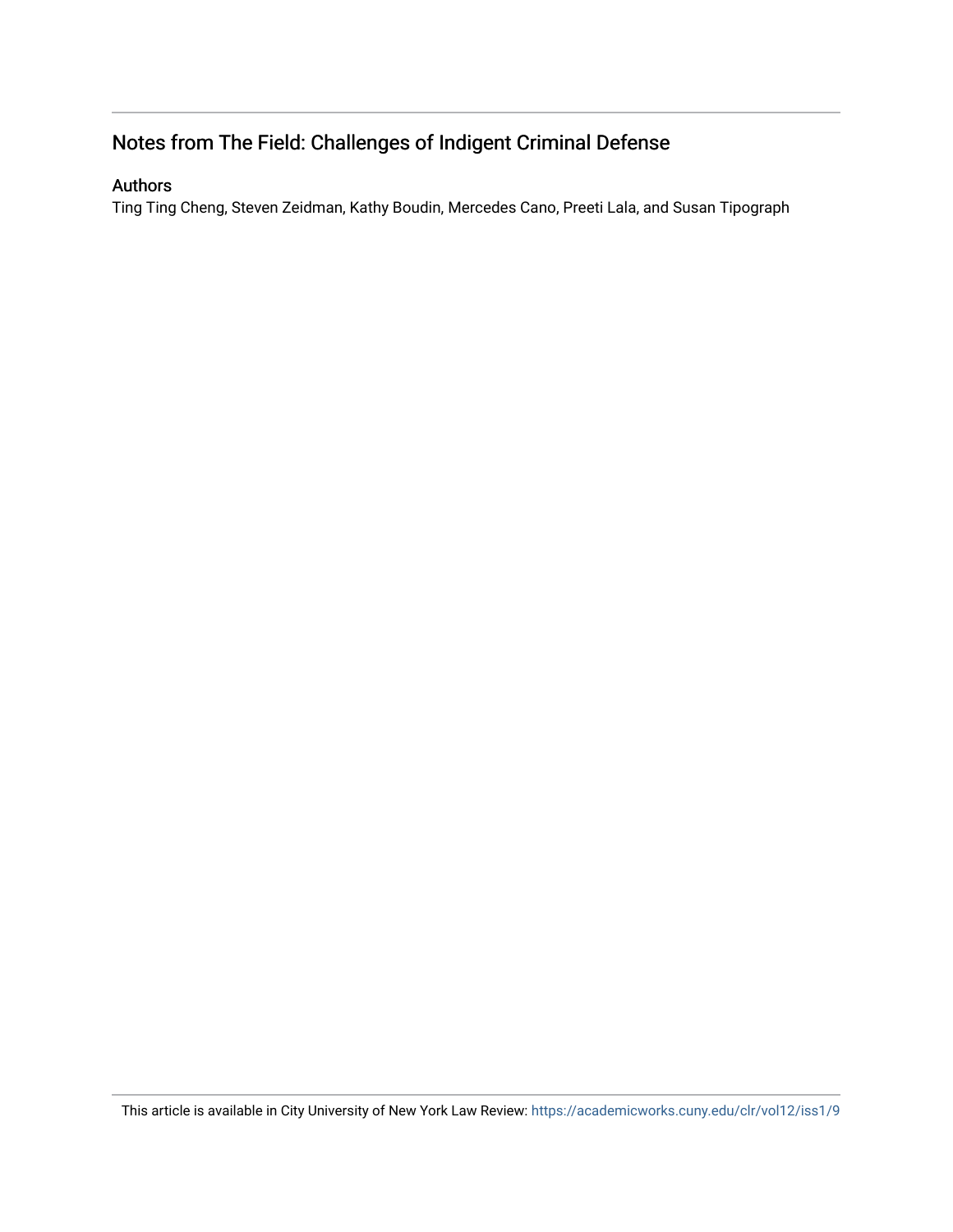## Notes from The Field: Challenges of Indigent Criminal Defense

### Authors

Ting Ting Cheng, Steven Zeidman, Kathy Boudin, Mercedes Cano, Preeti Lala, and Susan Tipograph

This article is available in City University of New York Law Review: https://academicworks.cuny.edu/clr/vol12/iss1/9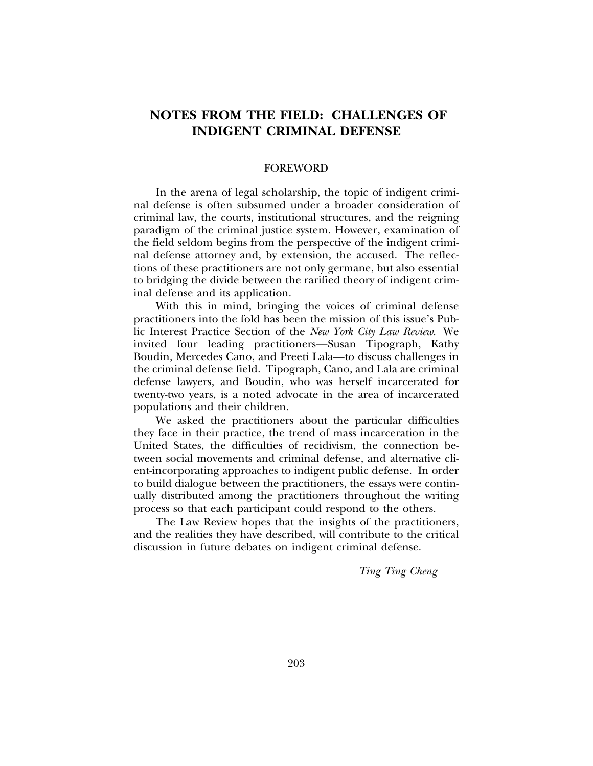# NOTES FROM THE FIELD: CHALLENGES OF INDIGENT CRIMINAL DEFENSE

## FOREWORD

In the arena of legal scholarship, the topic of indigent criminal defense is often subsumed under a broader consideration of criminal law, the courts, institutional structures, and the reigning paradigm of the criminal justice system. However, examination of the field seldom begins from the perspective of the indigent criminal defense attorney and, by extension, the accused. The reflections of these practitioners are not only germane, but also essential to bridging the divide between the rarified theory of indigent criminal defense and its application.

With this in mind, bringing the voices of criminal defense practitioners into the fold has been the mission of this issue's Public Interest Practice Section of the *New York City Law Review*. We invited four leading practitioners—Susan Tipograph, Kathy Boudin, Mercedes Cano, and Preeti Lala—to discuss challenges in the criminal defense field. Tipograph, Cano, and Lala are criminal defense lawyers, and Boudin, who was herself incarcerated for twenty-two years, is a noted advocate in the area of incarcerated populations and their children.

We asked the practitioners about the particular difficulties they face in their practice, the trend of mass incarceration in the United States, the difficulties of recidivism, the connection between social movements and criminal defense, and alternative client-incorporating approaches to indigent public defense. In order to build dialogue between the practitioners, the essays were continually distributed among the practitioners throughout the writing process so that each participant could respond to the others.

The Law Review hopes that the insights of the practitioners, and the realities they have described, will contribute to the critical discussion in future debates on indigent criminal defense.

*Ting Ting Cheng*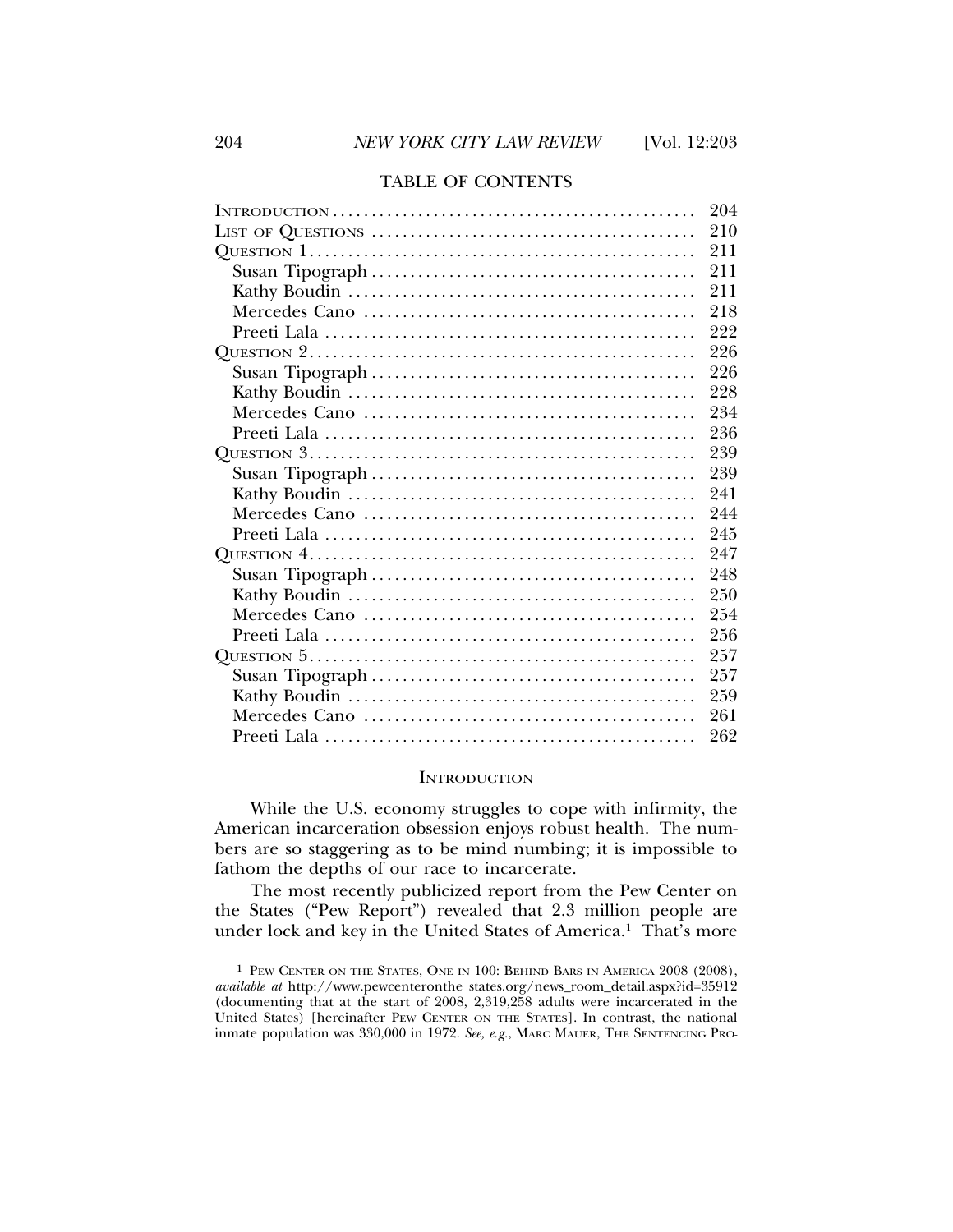## TABLE OF CONTENTS

| | |
|---|---|
| INTRODUCTION | 204 |
| LIST OF QUESTIONS | 210 |
| QUESTION 1 | 211 |
| Susan Tipograph | 211 |
| Kathy Boudin | 211 |
| Mercedes Cano | 218 |
| Preeti Lala | 222 |
| QUESTION 2 | 226 |
| Susan Tipograph | 226 |
| Kathy Boudin | 228 |
| Mercedes Cano | 234 |
| Preeti Lala | 236 |
| QUESTION 3 | 239 |
| Susan Tipograph | 239 |
| Kathy Boudin | 241 |
| Mercedes Cano | 244 |
| Preeti Lala | 245 |
| QUESTION 4 | 247 |
| Susan Tipograph | 248 |
| Kathy Boudin | 250 |
| Mercedes Cano | 254 |
| Preeti Lala | 256 |
| QUESTION 5 | 257 |
| Susan Tipograph | 257 |
| Kathy Boudin | 259 |
| Mercedes Cano | 261 |
| Preeti Lala | 262 |

## INTRODUCTION

While the U.S. economy struggles to cope with infirmity, the American incarceration obsession enjoys robust health. The numbers are so staggering as to be mind numbing; it is impossible to fathom the depths of our race to incarcerate.

The most recently publicized report from the Pew Center on the States ("Pew Report") revealed that 2.3 million people are under lock and key in the United States of America.[1] That's more

---

[1] PEW CENTER ON THE STATES, ONE IN 100: BEHIND BARS IN AMERICA 2008 (2008), *available at* http://www.pewcenteronthe states.org/news_room_detail.aspx?id=35912 (documenting that at the start of 2008, 2,319,258 adults were incarcerated in the United States) [hereinafter PEW CENTER ON THE STATES]. In contrast, the national inmate population was 330,000 in 1972. *See, e.g.*, MARC MAUER, THE SENTENCING PRO-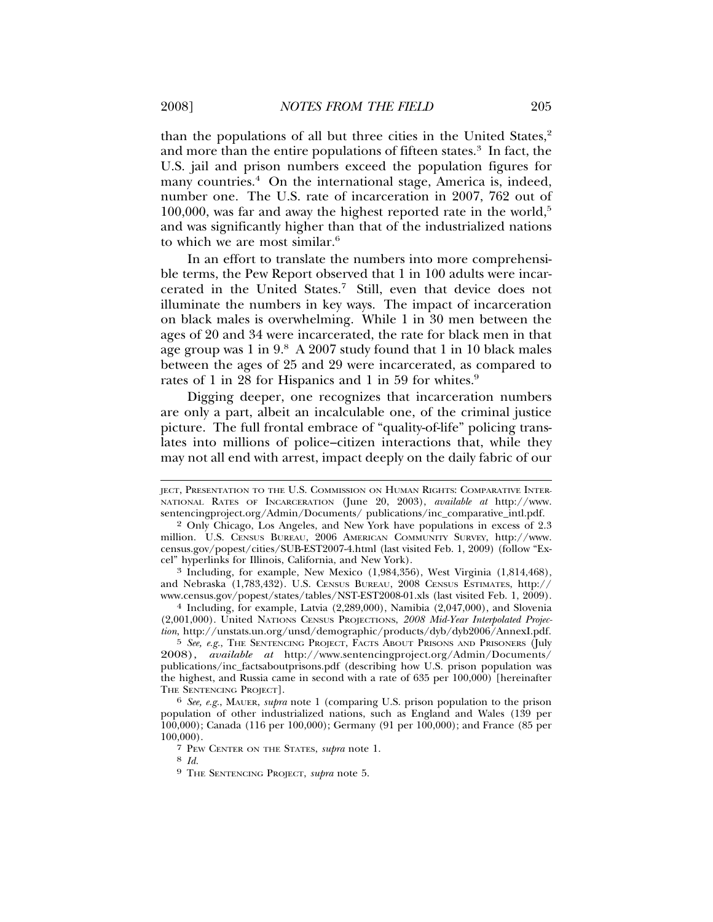than the populations of all but three cities in the United States,[2] and more than the entire populations of fifteen states.[3] In fact, the U.S. jail and prison numbers exceed the population figures for many countries.[4] On the international stage, America is, indeed, number one. The U.S. rate of incarceration in 2007, 762 out of 100,000, was far and away the highest reported rate in the world,[5] and was significantly higher than that of the industrialized nations to which we are most similar.[6]

In an effort to translate the numbers into more comprehensible terms, the Pew Report observed that 1 in 100 adults were incarcerated in the United States.[7] Still, even that device does not illuminate the numbers in key ways. The impact of incarceration on black males is overwhelming. While 1 in 30 men between the ages of 20 and 34 were incarcerated, the rate for black men in that age group was 1 in 9.[8] A 2007 study found that 1 in 10 black males between the ages of 25 and 29 were incarcerated, as compared to rates of 1 in 28 for Hispanics and 1 in 59 for whites.[9]

Digging deeper, one recognizes that incarceration numbers are only a part, albeit an incalculable one, of the criminal justice picture. The full frontal embrace of "quality-of-life" policing translates into millions of police–citizen interactions that, while they may not all end with arrest, impact deeply on the daily fabric of our

---

JECT, PRESENTATION TO THE U.S. COMMISSION ON HUMAN RIGHTS: COMPARATIVE INTERNATIONAL RATES OF INCARCERATION (June 20, 2003), *available at* http://www.sentencingproject.org/Admin/Documents/ publications/inc_comparative_intl.pdf.

2 Only Chicago, Los Angeles, and New York have populations in excess of 2.3 million. U.S. CENSUS BUREAU, 2006 AMERICAN COMMUNITY SURVEY, http://www.census.gov/popest/cities/SUB-EST2007-4.html (last visited Feb. 1, 2009) (follow "Excel" hyperlinks for Illinois, California, and New York).

3 Including, for example, New Mexico (1,984,356), West Virginia (1,814,468), and Nebraska (1,783,432). U.S. CENSUS BUREAU, 2008 CENSUS ESTIMATES, http://www.census.gov/popest/states/tables/NST-EST2008-01.xls (last visited Feb. 1, 2009).

4 Including, for example, Latvia (2,289,000), Namibia (2,047,000), and Slovenia (2,001,000). United NATIONS CENSUS PROJECTIONS, *2008 Mid-Year Interpolated Projection*, http://unstats.un.org/unsd/demographic/products/dyb/dyb2006/AnnexI.pdf.

5 *See, e.g.*, THE SENTENCING PROJECT, FACTS ABOUT PRISONS AND PRISONERS (July 2008), *available at* http://www.sentencingproject.org/Admin/Documents/ publications/inc_factsaboutprisons.pdf (describing how U.S. prison population was the highest, and Russia came in second with a rate of 635 per 100,000) [hereinafter THE SENTENCING PROJECT].

6 *See, e.g.*, MAUER, *supra* note 1 (comparing U.S. prison population to the prison population of other industrialized nations, such as England and Wales (139 per 100,000); Canada (116 per 100,000); Germany (91 per 100,000); and France (85 per 100,000).

7 PEW CENTER ON THE STATES, *supra* note 1.

8 *Id.*

9 THE SENTENCING PROJECT, *supra* note 5.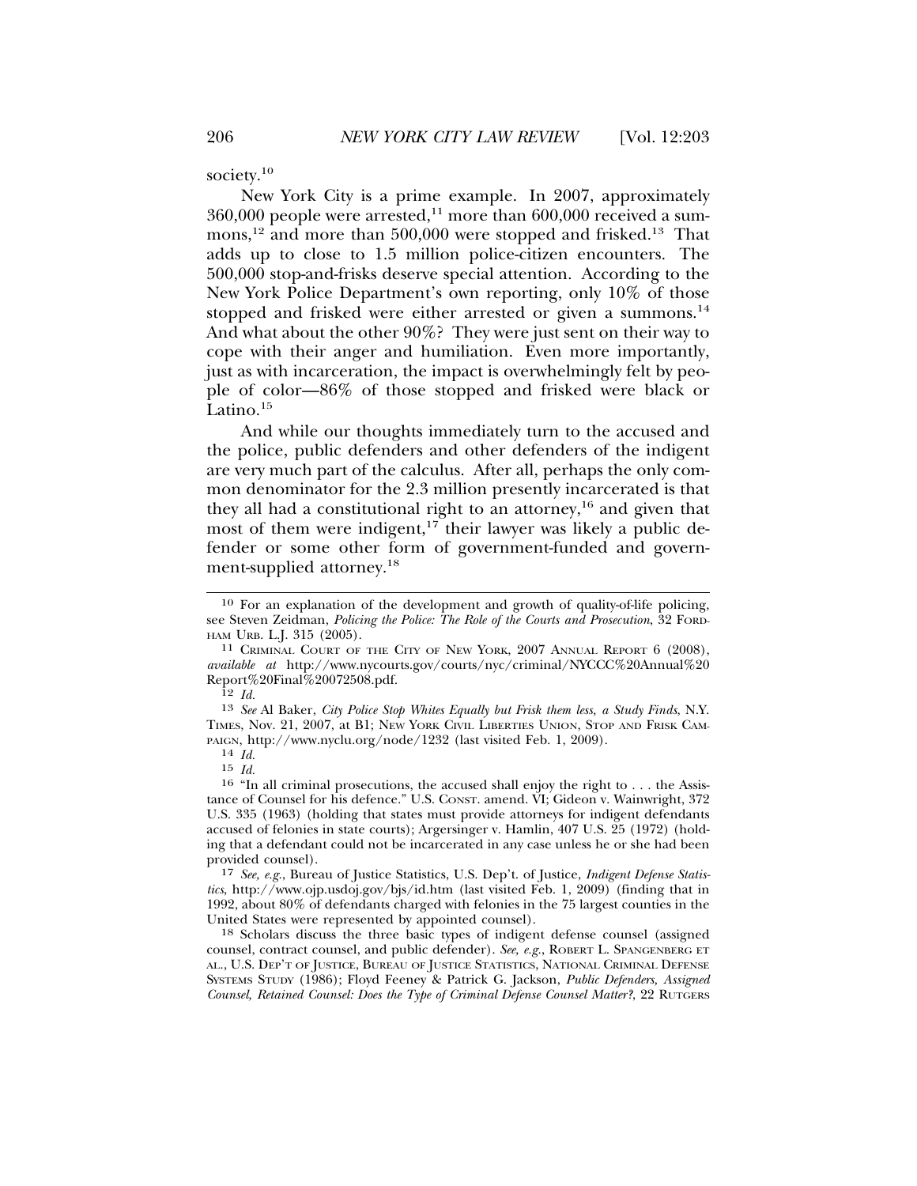society.[10]

New York City is a prime example. In 2007, approximately 360,000 people were arrested,[11] more than 600,000 received a summons,[12] and more than 500,000 were stopped and frisked.[13] That adds up to close to 1.5 million police-citizen encounters. The 500,000 stop-and-frisks deserve special attention. According to the New York Police Department's own reporting, only 10% of those stopped and frisked were either arrested or given a summons.[14] And what about the other 90%? They were just sent on their way to cope with their anger and humiliation. Even more importantly, just as with incarceration, the impact is overwhelmingly felt by people of color—86% of those stopped and frisked were black or Latino.[15]

And while our thoughts immediately turn to the accused and the police, public defenders and other defenders of the indigent are very much part of the calculus. After all, perhaps the only common denominator for the 2.3 million presently incarcerated is that they all had a constitutional right to an attorney,[16] and given that most of them were indigent,[17] their lawyer was likely a public defender or some other form of government-funded and government-supplied attorney.[18]

---

[10] For an explanation of the development and growth of quality-of-life policing, see Steven Zeidman, *Policing the Police: The Role of the Courts and Prosecution*, 32 FORDHAM URB. L.J. 315 (2005).

[11] CRIMINAL COURT OF THE CITY OF NEW YORK, 2007 ANNUAL REPORT 6 (2008), *available at* http://www.nycourts.gov/courts/nyc/criminal/NYCCC%20Annual%20Report%20Final%20072508.pdf.

[12] *Id.*

[13] *See* Al Baker, *City Police Stop Whites Equally but Frisk them less, a Study Finds*, N.Y. TIMES, Nov. 21, 2007, at B1; NEW YORK CIVIL LIBERTIES UNION, STOP AND FRISK CAMPAIGN, http://www.nyclu.org/node/1232 (last visited Feb. 1, 2009).

[14] *Id.*

[15] *Id.*

[16] "In all criminal prosecutions, the accused shall enjoy the right to . . . the Assistance of Counsel for his defence." U.S. CONST. amend. VI; Gideon v. Wainwright, 372 U.S. 335 (1963) (holding that states must provide attorneys for indigent defendants accused of felonies in state courts); Argersinger v. Hamlin, 407 U.S. 25 (1972) (holding that a defendant could not be incarcerated in any case unless he or she had been provided counsel).

[17] *See, e.g.*, Bureau of Justice Statistics, U.S. Dep't. of Justice, *Indigent Defense Statistics*, http://www.ojp.usdoj.gov/bjs/id.htm (last visited Feb. 1, 2009) (finding that in 1992, about 80% of defendants charged with felonies in the 75 largest counties in the United States were represented by appointed counsel).

[18] Scholars discuss the three basic types of indigent defense counsel (assigned counsel, contract counsel, and public defender). *See, e.g.*, ROBERT L. SPANGENBERG ET AL., U.S. DEP'T OF JUSTICE, BUREAU OF JUSTICE STATISTICS, NATIONAL CRIMINAL DEFENSE SYSTEMS STUDY (1986); Floyd Feeney & Patrick G. Jackson, *Public Defenders, Assigned Counsel, Retained Counsel: Does the Type of Criminal Defense Counsel Matter?*, 22 RUTGERS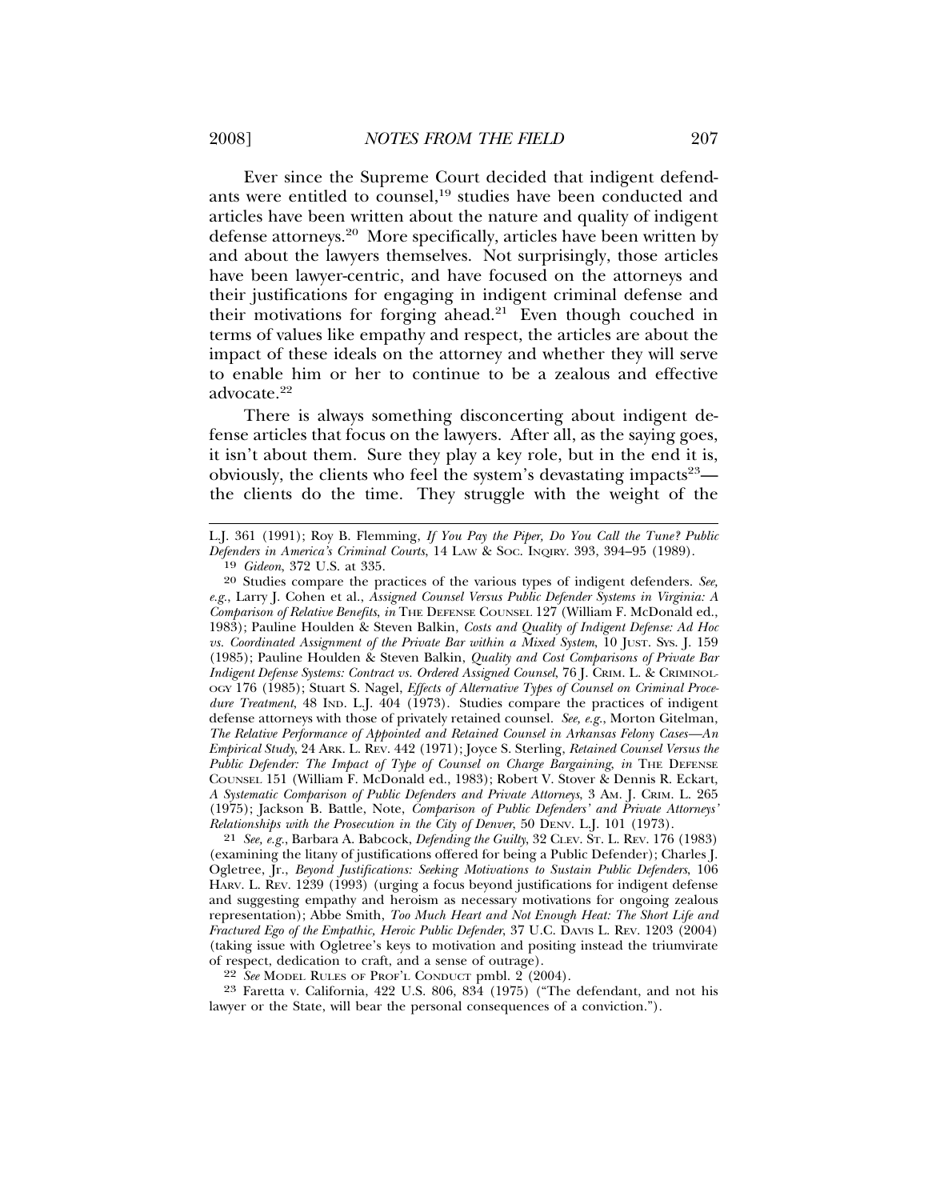Ever since the Supreme Court decided that indigent defendants were entitled to counsel,[19] studies have been conducted and articles have been written about the nature and quality of indigent defense attorneys.[20] More specifically, articles have been written by and about the lawyers themselves. Not surprisingly, those articles have been lawyer-centric, and have focused on the attorneys and their justifications for engaging in indigent criminal defense and their motivations for forging ahead.[21] Even though couched in terms of values like empathy and respect, the articles are about the impact of these ideals on the attorney and whether they will serve to enable him or her to continue to be a zealous and effective advocate.[22]

There is always something disconcerting about indigent defense articles that focus on the lawyers. After all, as the saying goes, it isn't about them. Sure they play a key role, but in the end it is, obviously, the clients who feel the system's devastating impacts[23]—the clients do the time. They struggle with the weight of the

---

L.J. 361 (1991); Roy B. Flemming, *If You Pay the Piper, Do You Call the Tune? Public Defenders in America's Criminal Courts*, 14 LAW & SOC. INQIRY. 393, 394–95 (1989).

19 *Gideon*, 372 U.S. at 335.

20 Studies compare the practices of the various types of indigent defenders. *See, e.g.*, Larry J. Cohen et al., *Assigned Counsel Versus Public Defender Systems in Virginia: A Comparison of Relative Benefits*, *in* THE DEFENSE COUNSEL 127 (William F. McDonald ed., 1983); Pauline Houlden & Steven Balkin, *Costs and Quality of Indigent Defense: Ad Hoc vs. Coordinated Assignment of the Private Bar within a Mixed System*, 10 JUST. SYS. J. 159 (1985); Pauline Houlden & Steven Balkin, *Quality and Cost Comparisons of Private Bar Indigent Defense Systems: Contract vs. Ordered Assigned Counsel*, 76 J. CRIM. L. & CRIMINOLOGY 176 (1985); Stuart S. Nagel, *Effects of Alternative Types of Counsel on Criminal Procedure Treatment*, 48 IND. L.J. 404 (1973). Studies compare the practices of indigent defense attorneys with those of privately retained counsel. *See, e.g.*, Morton Gitelman, *The Relative Performance of Appointed and Retained Counsel in Arkansas Felony Cases—An Empirical Study*, 24 ARK. L. REV. 442 (1971); Joyce S. Sterling, *Retained Counsel Versus the Public Defender: The Impact of Type of Counsel on Charge Bargaining*, *in* THE DEFENSE COUNSEL 151 (William F. McDonald ed., 1983); Robert V. Stover & Dennis R. Eckart, *A Systematic Comparison of Public Defenders and Private Attorneys*, 3 AM. J. CRIM. L. 265 (1975); Jackson B. Battle, Note, *Comparison of Public Defenders' and Private Attorneys' Relationships with the Prosecution in the City of Denver*, 50 DENV. L.J. 101 (1973).

21 *See, e.g.*, Barbara A. Babcock, *Defending the Guilty*, 32 CLEV. ST. L. REV. 176 (1983) (examining the litany of justifications offered for being a Public Defender); Charles J. Ogletree, Jr., *Beyond Justifications: Seeking Motivations to Sustain Public Defenders*, 106 HARV. L. REV. 1239 (1993) (urging a focus beyond justifications for indigent defense and suggesting empathy and heroism as necessary motivations for ongoing zealous representation); Abbe Smith, *Too Much Heart and Not Enough Heat: The Short Life and Fractured Ego of the Empathic, Heroic Public Defender*, 37 U.C. DAVIS L. REV. 1203 (2004) (taking issue with Ogletree's keys to motivation and positing instead the triumvirate of respect, dedication to craft, and a sense of outrage).

22 *See* MODEL RULES OF PROF'L CONDUCT pmbl. 2 (2004).

23 Faretta v. California, 422 U.S. 806, 834 (1975) ("The defendant, and not his lawyer or the State, will bear the personal consequences of a conviction.").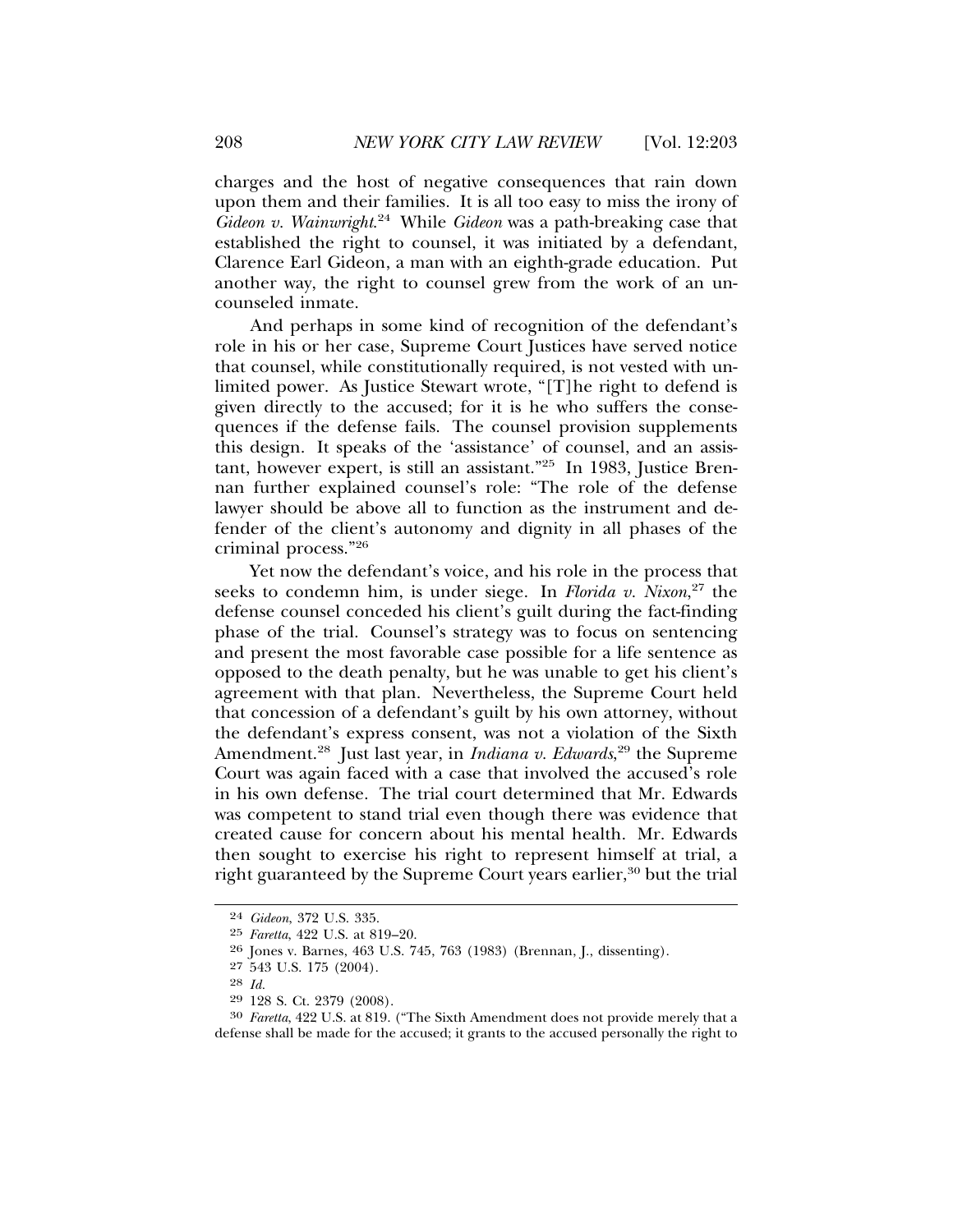charges and the host of negative consequences that rain down upon them and their families. It is all too easy to miss the irony of *Gideon v. Wainwright*.[24] While *Gideon* was a path-breaking case that established the right to counsel, it was initiated by a defendant, Clarence Earl Gideon, a man with an eighth-grade education. Put another way, the right to counsel grew from the work of an uncounseled inmate.

And perhaps in some kind of recognition of the defendant's role in his or her case, Supreme Court Justices have served notice that counsel, while constitutionally required, is not vested with unlimited power. As Justice Stewart wrote, "[T]he right to defend is given directly to the accused; for it is he who suffers the consequences if the defense fails. The counsel provision supplements this design. It speaks of the 'assistance' of counsel, and an assistant, however expert, is still an assistant."[25] In 1983, Justice Brennan further explained counsel's role: "The role of the defense lawyer should be above all to function as the instrument and defender of the client's autonomy and dignity in all phases of the criminal process."[26]

Yet now the defendant's voice, and his role in the process that seeks to condemn him, is under siege. In *Florida v. Nixon*,[27] the defense counsel conceded his client's guilt during the fact-finding phase of the trial. Counsel's strategy was to focus on sentencing and present the most favorable case possible for a life sentence as opposed to the death penalty, but he was unable to get his client's agreement with that plan. Nevertheless, the Supreme Court held that concession of a defendant's guilt by his own attorney, without the defendant's express consent, was not a violation of the Sixth Amendment.[28] Just last year, in *Indiana v. Edwards*,[29] the Supreme Court was again faced with a case that involved the accused's role in his own defense. The trial court determined that Mr. Edwards was competent to stand trial even though there was evidence that created cause for concern about his mental health. Mr. Edwards then sought to exercise his right to represent himself at trial, a right guaranteed by the Supreme Court years earlier,[30] but the trial

---

[24] *Gideon*, 372 U.S. 335.

[25] *Faretta*, 422 U.S. at 819–20.

[26] Jones v. Barnes, 463 U.S. 745, 763 (1983) (Brennan, J., dissenting).

[27] 543 U.S. 175 (2004).

[28] *Id.*

[29] 128 S. Ct. 2379 (2008).

[30] *Faretta*, 422 U.S. at 819. ("The Sixth Amendment does not provide merely that a defense shall be made for the accused; it grants to the accused personally the right to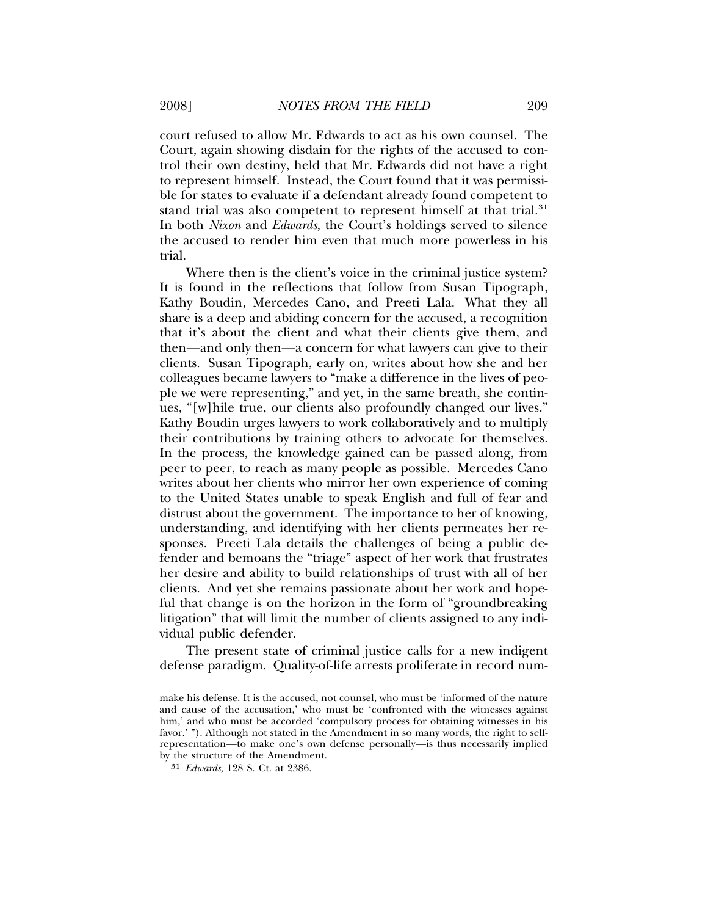court refused to allow Mr. Edwards to act as his own counsel. The Court, again showing disdain for the rights of the accused to control their own destiny, held that Mr. Edwards did not have a right to represent himself. Instead, the Court found that it was permissible for states to evaluate if a defendant already found competent to stand trial was also competent to represent himself at that trial.[31] In both *Nixon* and *Edwards*, the Court's holdings served to silence the accused to render him even that much more powerless in his trial.

Where then is the client's voice in the criminal justice system? It is found in the reflections that follow from Susan Tipograph, Kathy Boudin, Mercedes Cano, and Preeti Lala. What they all share is a deep and abiding concern for the accused, a recognition that it's about the client and what their clients give them, and then—and only then—a concern for what lawyers can give to their clients. Susan Tipograph, early on, writes about how she and her colleagues became lawyers to "make a difference in the lives of people we were representing," and yet, in the same breath, she continues, "[w]hile true, our clients also profoundly changed our lives." Kathy Boudin urges lawyers to work collaboratively and to multiply their contributions by training others to advocate for themselves. In the process, the knowledge gained can be passed along, from peer to peer, to reach as many people as possible. Mercedes Cano writes about her clients who mirror her own experience of coming to the United States unable to speak English and full of fear and distrust about the government. The importance to her of knowing, understanding, and identifying with her clients permeates her responses. Preeti Lala details the challenges of being a public defender and bemoans the "triage" aspect of her work that frustrates her desire and ability to build relationships of trust with all of her clients. And yet she remains passionate about her work and hopeful that change is on the horizon in the form of "groundbreaking litigation" that will limit the number of clients assigned to any individual public defender.

The present state of criminal justice calls for a new indigent defense paradigm. Quality-of-life arrests proliferate in record num-

---

make his defense. It is the accused, not counsel, who must be 'informed of the nature and cause of the accusation,' who must be 'confronted with the witnesses against him,' and who must be accorded 'compulsory process for obtaining witnesses in his favor.' "). Although not stated in the Amendment in so many words, the right to self-representation—to make one's own defense personally—is thus necessarily implied by the structure of the Amendment.

[31] *Edwards*, 128 S. Ct. at 2386.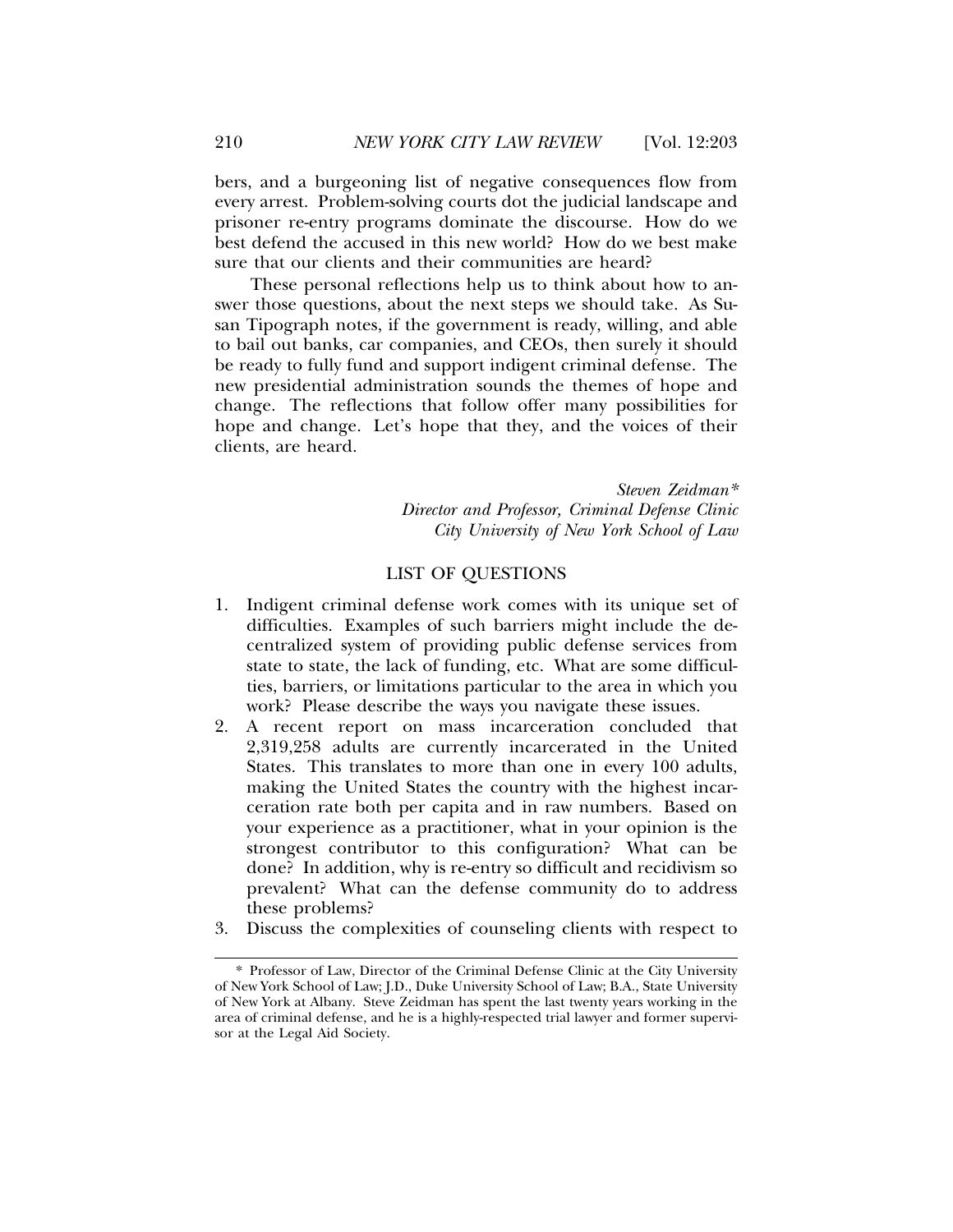bers, and a burgeoning list of negative consequences flow from every arrest. Problem-solving courts dot the judicial landscape and prisoner re-entry programs dominate the discourse. How do we best defend the accused in this new world? How do we best make sure that our clients and their communities are heard?

These personal reflections help us to think about how to answer those questions, about the next steps we should take. As Susan Tipograph notes, if the government is ready, willing, and able to bail out banks, car companies, and CEOs, then surely it should be ready to fully fund and support indigent criminal defense. The new presidential administration sounds the themes of hope and change. The reflections that follow offer many possibilities for hope and change. Let's hope that they, and the voices of their clients, are heard.

*Steven Zeidman\**
*Director and Professor, Criminal Defense Clinic*
*City University of New York School of Law*

## LIST OF QUESTIONS

1. Indigent criminal defense work comes with its unique set of difficulties. Examples of such barriers might include the decentralized system of providing public defense services from state to state, the lack of funding, etc. What are some difficulties, barriers, or limitations particular to the area in which you work? Please describe the ways you navigate these issues.
2. A recent report on mass incarceration concluded that 2,319,258 adults are currently incarcerated in the United States. This translates to more than one in every 100 adults, making the United States the country with the highest incarceration rate both per capita and in raw numbers. Based on your experience as a practitioner, what in your opinion is the strongest contributor to this configuration? What can be done? In addition, why is re-entry so difficult and recidivism so prevalent? What can the defense community do to address these problems?
3. Discuss the complexities of counseling clients with respect to

\* Professor of Law, Director of the Criminal Defense Clinic at the City University of New York School of Law; J.D., Duke University School of Law; B.A., State University of New York at Albany. Steve Zeidman has spent the last twenty years working in the area of criminal defense, and he is a highly-respected trial lawyer and former supervisor at the Legal Aid Society.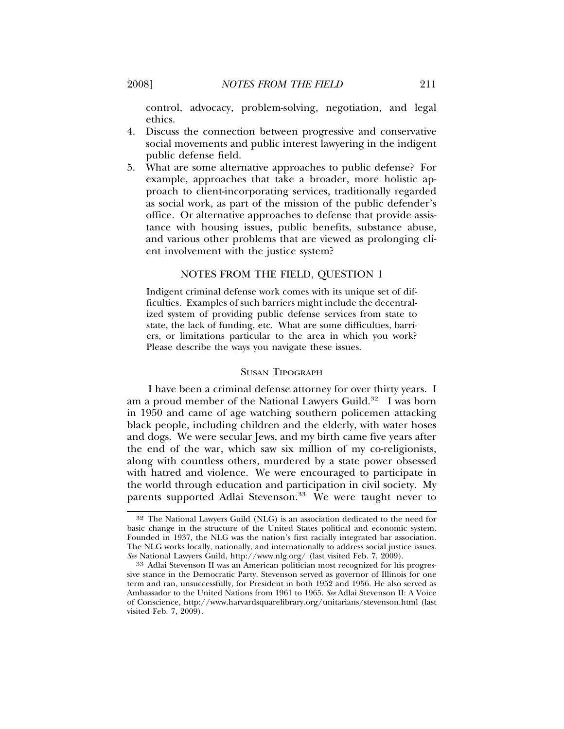control, advocacy, problem-solving, negotiation, and legal ethics.

4. Discuss the connection between progressive and conservative social movements and public interest lawyering in the indigent public defense field.
5. What are some alternative approaches to public defense? For example, approaches that take a broader, more holistic approach to client-incorporating services, traditionally regarded as social work, as part of the mission of the public defender's office. Or alternative approaches to defense that provide assistance with housing issues, public benefits, substance abuse, and various other problems that are viewed as prolonging client involvement with the justice system?

## NOTES FROM THE FIELD, QUESTION 1

Indigent criminal defense work comes with its unique set of difficulties. Examples of such barriers might include the decentralized system of providing public defense services from state to state, the lack of funding, etc. What are some difficulties, barriers, or limitations particular to the area in which you work? Please describe the ways you navigate these issues.

### SUSAN TIPOGRAPH

I have been a criminal defense attorney for over thirty years. I am a proud member of the National Lawyers Guild.[32] I was born in 1950 and came of age watching southern policemen attacking black people, including children and the elderly, with water hoses and dogs. We were secular Jews, and my birth came five years after the end of the war, which saw six million of my co-religionists, along with countless others, murdered by a state power obsessed with hatred and violence. We were encouraged to participate in the world through education and participation in civil society. My parents supported Adlai Stevenson.[33] We were taught never to

---

[32] The National Lawyers Guild (NLG) is an association dedicated to the need for basic change in the structure of the United States political and economic system. Founded in 1937, the NLG was the nation's first racially integrated bar association. The NLG works locally, nationally, and internationally to address social justice issues. *See* National Lawyers Guild, http://www.nlg.org/ (last visited Feb. 7, 2009).

[33] Adlai Stevenson II was an American politician most recognized for his progressive stance in the Democratic Party. Stevenson served as governor of Illinois for one term and ran, unsuccessfully, for President in both 1952 and 1956. He also served as Ambassador to the United Nations from 1961 to 1965. *See* Adlai Stevenson II: A Voice of Conscience, http://www.harvardsquarelibrary.org/unitarians/stevenson.html (last visited Feb. 7, 2009).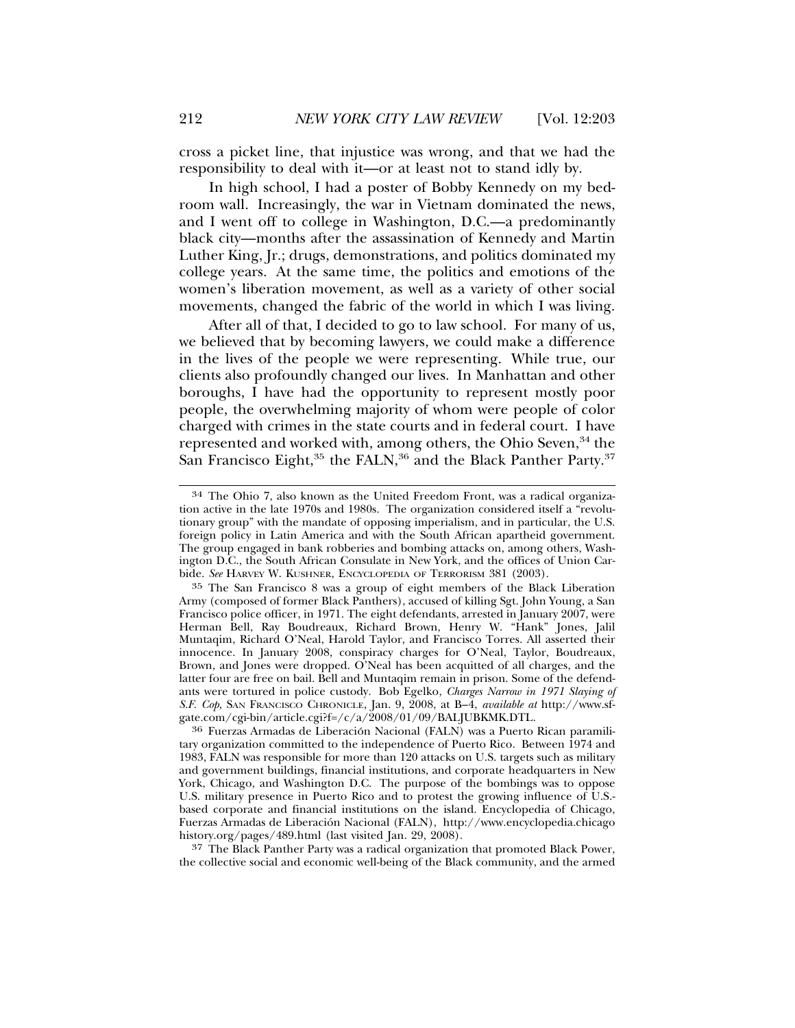cross a picket line, that injustice was wrong, and that we had the responsibility to deal with it—or at least not to stand idly by.

In high school, I had a poster of Bobby Kennedy on my bedroom wall. Increasingly, the war in Vietnam dominated the news, and I went off to college in Washington, D.C.—a predominantly black city—months after the assassination of Kennedy and Martin Luther King, Jr.; drugs, demonstrations, and politics dominated my college years. At the same time, the politics and emotions of the women's liberation movement, as well as a variety of other social movements, changed the fabric of the world in which I was living.

After all of that, I decided to go to law school. For many of us, we believed that by becoming lawyers, we could make a difference in the lives of the people we were representing. While true, our clients also profoundly changed our lives. In Manhattan and other boroughs, I have had the opportunity to represent mostly poor people, the overwhelming majority of whom were people of color charged with crimes in the state courts and in federal court. I have represented and worked with, among others, the Ohio Seven,[34] the San Francisco Eight,[35] the FALN,[36] and the Black Panther Party.[37]

---

[34] The Ohio 7, also known as the United Freedom Front, was a radical organization active in the late 1970s and 1980s. The organization considered itself a "revolutionary group" with the mandate of opposing imperialism, and in particular, the U.S. foreign policy in Latin America and with the South African apartheid government. The group engaged in bank robberies and bombing attacks on, among others, Washington D.C., the South African Consulate in New York, and the offices of Union Carbide. *See* HARVEY W. KUSHNER, ENCYCLOPEDIA OF TERRORISM 381 (2003).

[35] The San Francisco 8 was a group of eight members of the Black Liberation Army (composed of former Black Panthers), accused of killing Sgt. John Young, a San Francisco police officer, in 1971. The eight defendants, arrested in January 2007, were Herman Bell, Ray Boudreaux, Richard Brown, Henry W. "Hank" Jones, Jalil Muntaqim, Richard O'Neal, Harold Taylor, and Francisco Torres. All asserted their innocence. In January 2008, conspiracy charges for O'Neal, Taylor, Boudreaux, Brown, and Jones were dropped. O'Neal has been acquitted of all charges, and the latter four are free on bail. Bell and Muntaqim remain in prison. Some of the defendants were tortured in police custody. Bob Egelko, *Charges Narrow in 1971 Slaying of S.F. Cop*, SAN FRANCISCO CHRONICLE, Jan. 9, 2008, at B–4, *available at* http://www.sfgate.com/cgi-bin/article.cgi?f=/c/a/2008/01/09/BALJUBKMK.DTL.

[36] Fuerzas Armadas de Liberación Nacional (FALN) was a Puerto Rican paramilitary organization committed to the independence of Puerto Rico. Between 1974 and 1983, FALN was responsible for more than 120 attacks on U.S. targets such as military and government buildings, financial institutions, and corporate headquarters in New York, Chicago, and Washington D.C. The purpose of the bombings was to oppose U.S. military presence in Puerto Rico and to protest the growing influence of U.S.-based corporate and financial institutions on the island. Encyclopedia of Chicago, Fuerzas Armadas de Liberación Nacional (FALN), http://www.encyclopedia.chicagohistory.org/pages/489.html (last visited Jan. 29, 2008).

[37] The Black Panther Party was a radical organization that promoted Black Power, the collective social and economic well-being of the Black community, and the armed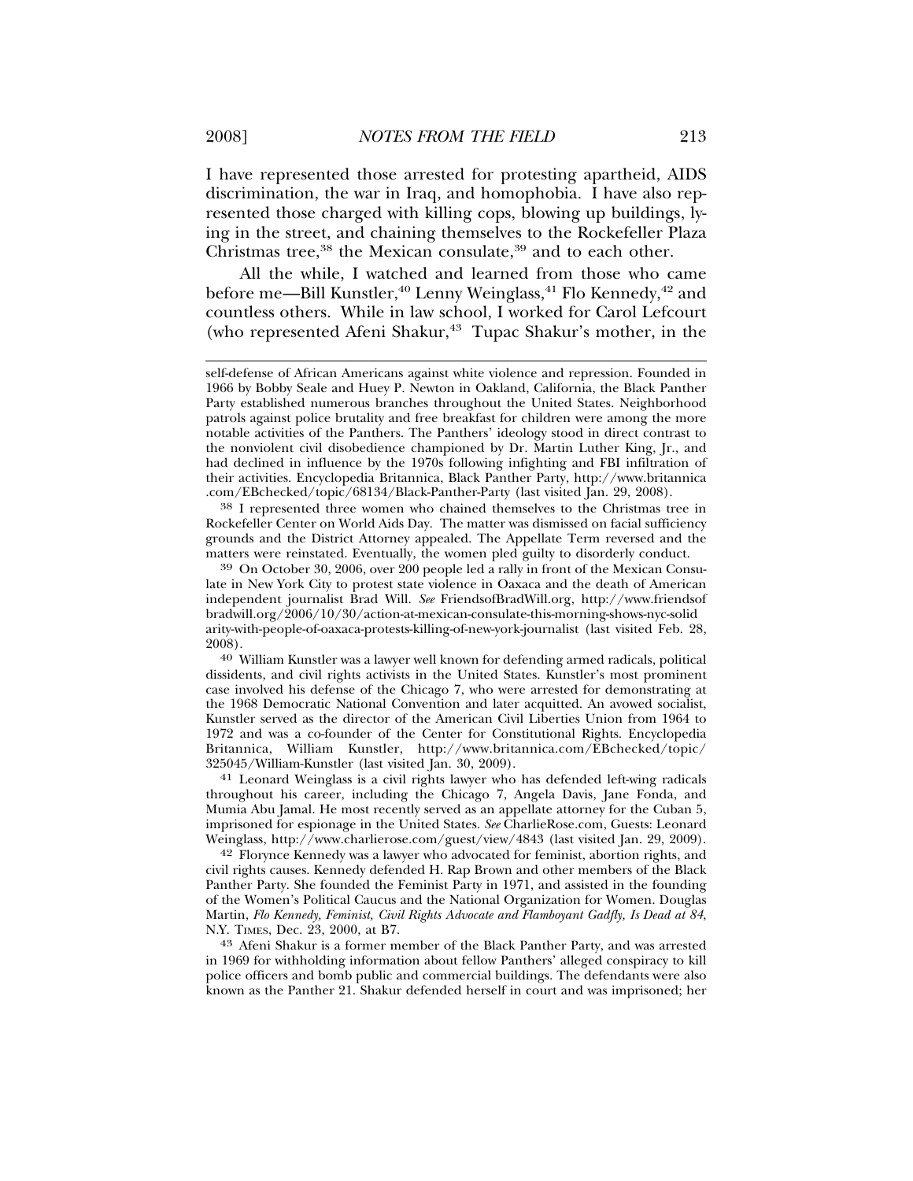I have represented those arrested for protesting apartheid, AIDS discrimination, the war in Iraq, and homophobia. I have also represented those charged with killing cops, blowing up buildings, lying in the street, and chaining themselves to the Rockefeller Plaza Christmas tree,[38] the Mexican consulate,[39] and to each other.

All the while, I watched and learned from those who came before me—Bill Kunstler,[40] Lenny Weinglass,[41] Flo Kennedy,[42] and countless others. While in law school, I worked for Carol Lefcourt (who represented Afeni Shakur,[43] Tupac Shakur's mother, in the

---

self-defense of African Americans against white violence and repression. Founded in 1966 by Bobby Seale and Huey P. Newton in Oakland, California, the Black Panther Party established numerous branches throughout the United States. Neighborhood patrols against police brutality and free breakfast for children were among the more notable activities of the Panthers. The Panthers' ideology stood in direct contrast to the nonviolent civil disobedience championed by Dr. Martin Luther King, Jr., and had declined in influence by the 1970s following infighting and FBI infiltration of their activities. Encyclopedia Britannica, Black Panther Party, http://www.britannica.com/EBchecked/topic/68134/Black-Panther-Party (last visited Jan. 29, 2008).

[38] I represented three women who chained themselves to the Christmas tree in Rockefeller Center on World Aids Day. The matter was dismissed on facial sufficiency grounds and the District Attorney appealed. The Appellate Term reversed and the matters were reinstated. Eventually, the women pled guilty to disorderly conduct.

[39] On October 30, 2006, over 200 people led a rally in front of the Mexican Consulate in New York City to protest state violence in Oaxaca and the death of American independent journalist Brad Will. *See* FriendsofBradWill.org, http://www.friendsofbradwill.org/2006/10/30/action-at-mexican-consulate-this-morning-shows-nyc-solidarity-with-people-of-oaxaca-protests-killing-of-new-york-journalist (last visited Feb. 28, 2008).

[40] William Kunstler was a lawyer well known for defending armed radicals, political dissidents, and civil rights activists in the United States. Kunstler's most prominent case involved his defense of the Chicago 7, who were arrested for demonstrating at the 1968 Democratic National Convention and later acquitted. An avowed socialist, Kunstler served as the director of the American Civil Liberties Union from 1964 to 1972 and was a co-founder of the Center for Constitutional Rights. Encyclopedia Britannica, William Kunstler, http://www.britannica.com/EBchecked/topic/325045/William-Kunstler (last visited Jan. 30, 2009).

[41] Leonard Weinglass is a civil rights lawyer who has defended left-wing radicals throughout his career, including the Chicago 7, Angela Davis, Jane Fonda, and Mumia Abu Jamal. He most recently served as an appellate attorney for the Cuban 5, imprisoned for espionage in the United States. *See* CharlieRose.com, Guests: Leonard Weinglass, http://www.charlierose.com/guest/view/4843 (last visited Jan. 29, 2009).

[42] Florynce Kennedy was a lawyer who advocated for feminist, abortion rights, and civil rights causes. Kennedy defended H. Rap Brown and other members of the Black Panther Party. She founded the Feminist Party in 1971, and assisted in the founding of the Women's Political Caucus and the National Organization for Women. Douglas Martin, *Flo Kennedy, Feminist, Civil Rights Advocate and Flamboyant Gadfly, Is Dead at 84*, N.Y. TIMES, Dec. 23, 2000, at B7.

[43] Afeni Shakur is a former member of the Black Panther Party, and was arrested in 1969 for withholding information about fellow Panthers' alleged conspiracy to kill police officers and bomb public and commercial buildings. The defendants were also known as the Panther 21. Shakur defended herself in court and was imprisoned; her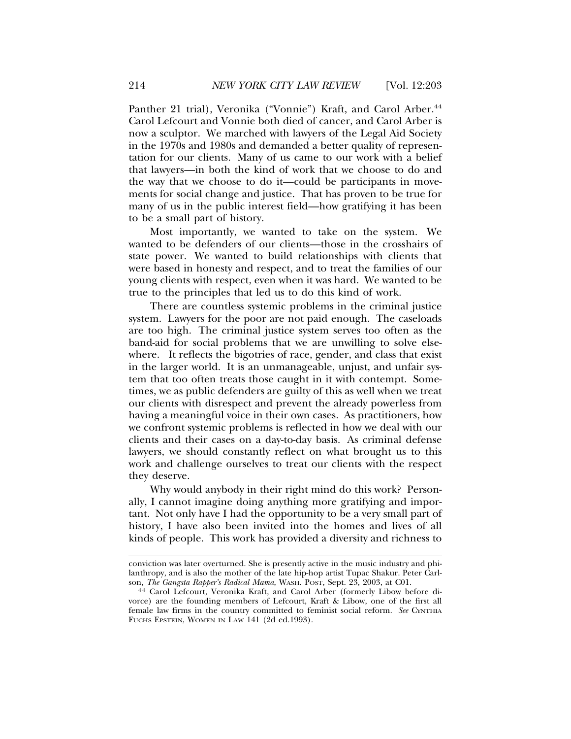Panther 21 trial), Veronika ("Vonnie") Kraft, and Carol Arber.[44] Carol Lefcourt and Vonnie both died of cancer, and Carol Arber is now a sculptor. We marched with lawyers of the Legal Aid Society in the 1970s and 1980s and demanded a better quality of representation for our clients. Many of us came to our work with a belief that lawyers—in both the kind of work that we choose to do and the way that we choose to do it—could be participants in movements for social change and justice. That has proven to be true for many of us in the public interest field—how gratifying it has been to be a small part of history.

Most importantly, we wanted to take on the system. We wanted to be defenders of our clients—those in the crosshairs of state power. We wanted to build relationships with clients that were based in honesty and respect, and to treat the families of our young clients with respect, even when it was hard. We wanted to be true to the principles that led us to do this kind of work.

There are countless systemic problems in the criminal justice system. Lawyers for the poor are not paid enough. The caseloads are too high. The criminal justice system serves too often as the band-aid for social problems that we are unwilling to solve elsewhere. It reflects the bigotries of race, gender, and class that exist in the larger world. It is an unmanageable, unjust, and unfair system that too often treats those caught in it with contempt. Sometimes, we as public defenders are guilty of this as well when we treat our clients with disrespect and prevent the already powerless from having a meaningful voice in their own cases. As practitioners, how we confront systemic problems is reflected in how we deal with our clients and their cases on a day-to-day basis. As criminal defense lawyers, we should constantly reflect on what brought us to this work and challenge ourselves to treat our clients with the respect they deserve.

Why would anybody in their right mind do this work? Personally, I cannot imagine doing anything more gratifying and important. Not only have I had the opportunity to be a very small part of history, I have also been invited into the homes and lives of all kinds of people. This work has provided a diversity and richness to

---

conviction was later overturned. She is presently active in the music industry and philanthropy, and is also the mother of the late hip-hop artist Tupac Shakur. Peter Carlson, *The Gangsta Rapper's Radical Mama*, WASH. POST, Sept. 23, 2003, at C01.

[44] Carol Lefcourt, Veronika Kraft, and Carol Arber (formerly Libow before divorce) are the founding members of Lefcourt, Kraft & Libow, one of the first all female law firms in the country committed to feminist social reform. *See* CYNTHIA FUCHS EPSTEIN, WOMEN IN LAW 141 (2d ed.1993).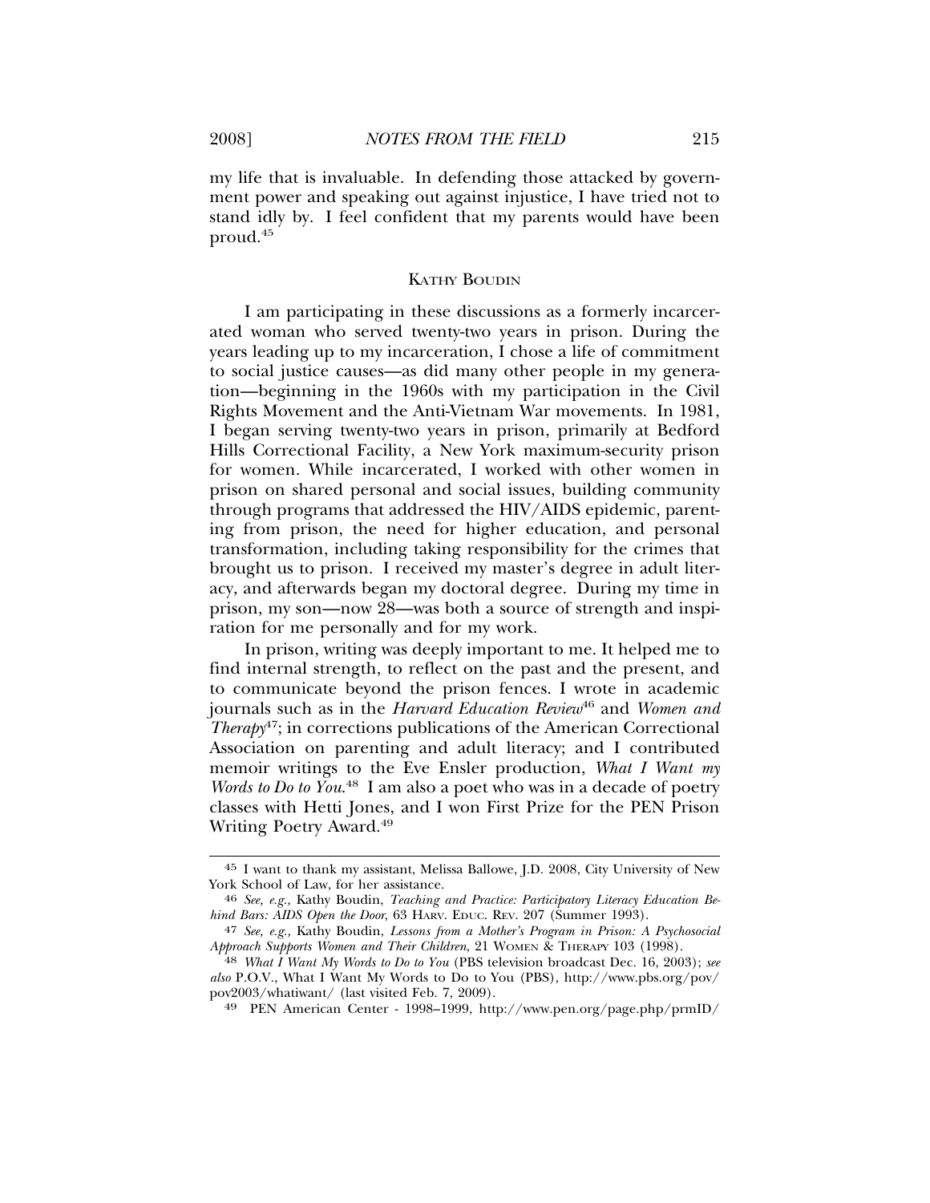my life that is invaluable. In defending those attacked by government power and speaking out against injustice, I have tried not to stand idly by. I feel confident that my parents would have been proud.[45]

## KATHY BOUDIN

I am participating in these discussions as a formerly incarcerated woman who served twenty-two years in prison. During the years leading up to my incarceration, I chose a life of commitment to social justice causes—as did many other people in my generation—beginning in the 1960s with my participation in the Civil Rights Movement and the Anti-Vietnam War movements. In 1981, I began serving twenty-two years in prison, primarily at Bedford Hills Correctional Facility, a New York maximum-security prison for women. While incarcerated, I worked with other women in prison on shared personal and social issues, building community through programs that addressed the HIV/AIDS epidemic, parenting from prison, the need for higher education, and personal transformation, including taking responsibility for the crimes that brought us to prison. I received my master's degree in adult literacy, and afterwards began my doctoral degree. During my time in prison, my son—now 28—was both a source of strength and inspiration for me personally and for my work.

In prison, writing was deeply important to me. It helped me to find internal strength, to reflect on the past and the present, and to communicate beyond the prison fences. I wrote in academic journals such as in the *Harvard Education Review*[46] and *Women and Therapy*[47]; in corrections publications of the American Correctional Association on parenting and adult literacy; and I contributed memoir writings to the Eve Ensler production, *What I Want my Words to Do to You*.[48] I am also a poet who was in a decade of poetry classes with Hetti Jones, and I won First Prize for the PEN Prison Writing Poetry Award.[49]

---

[45] I want to thank my assistant, Melissa Ballowe, J.D. 2008, City University of New York School of Law, for her assistance.

[46] *See, e.g.,* Kathy Boudin, *Teaching and Practice: Participatory Literacy Education Behind Bars: AIDS Open the Door*, 63 HARV. EDUC. REV. 207 (Summer 1993).

[47] *See, e.g.,* Kathy Boudin, *Lessons from a Mother's Program in Prison: A Psychosocial Approach Supports Women and Their Children*, 21 WOMEN & THERAPY 103 (1998).

[48] *What I Want My Words to Do to You* (PBS television broadcast Dec. 16, 2003); *see also* P.O.V., What I Want My Words to Do to You (PBS), http://www.pbs.org/pov/pov2003/whatiwant/ (last visited Feb. 7, 2009).

[49] PEN American Center - 1998–1999, http://www.pen.org/page.php/prmID/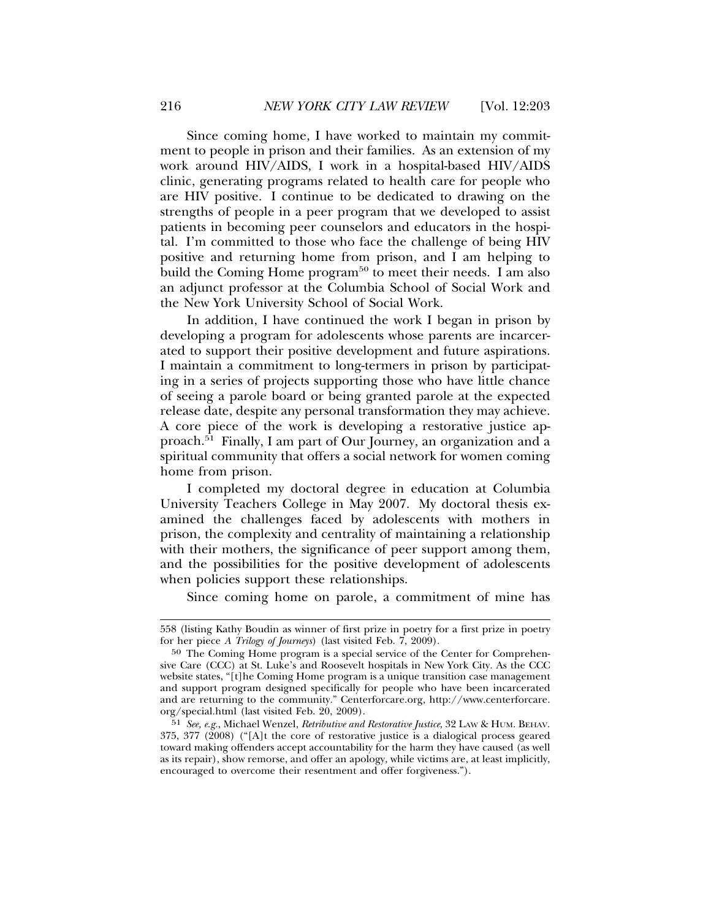Since coming home, I have worked to maintain my commitment to people in prison and their families. As an extension of my work around HIV/AIDS, I work in a hospital-based HIV/AIDS clinic, generating programs related to health care for people who are HIV positive. I continue to be dedicated to drawing on the strengths of people in a peer program that we developed to assist patients in becoming peer counselors and educators in the hospital. I'm committed to those who face the challenge of being HIV positive and returning home from prison, and I am helping to build the Coming Home program[50] to meet their needs. I am also an adjunct professor at the Columbia School of Social Work and the New York University School of Social Work.

In addition, I have continued the work I began in prison by developing a program for adolescents whose parents are incarcerated to support their positive development and future aspirations. I maintain a commitment to long-termers in prison by participating in a series of projects supporting those who have little chance of seeing a parole board or being granted parole at the expected release date, despite any personal transformation they may achieve. A core piece of the work is developing a restorative justice approach.[51] Finally, I am part of Our Journey, an organization and a spiritual community that offers a social network for women coming home from prison.

I completed my doctoral degree in education at Columbia University Teachers College in May 2007. My doctoral thesis examined the challenges faced by adolescents with mothers in prison, the complexity and centrality of maintaining a relationship with their mothers, the significance of peer support among them, and the possibilities for the positive development of adolescents when policies support these relationships.

Since coming home on parole, a commitment of mine has

---

558 (listing Kathy Boudin as winner of first prize in poetry for a first prize in poetry for her piece *A Trilogy of Journeys*) (last visited Feb. 7, 2009).

50 The Coming Home program is a special service of the Center for Comprehensive Care (CCC) at St. Luke's and Roosevelt hospitals in New York City. As the CCC website states, "[t]he Coming Home program is a unique transition case management and support program designed specifically for people who have been incarcerated and are returning to the community." Centerforcare.org, http://www.centerforcare.org/special.html (last visited Feb. 20, 2009).

51 *See, e.g.*, Michael Wenzel, *Retributive and Restorative Justice*, 32 LAW & HUM. BEHAV. 375, 377 (2008) ("[A]t the core of restorative justice is a dialogical process geared toward making offenders accept accountability for the harm they have caused (as well as its repair), show remorse, and offer an apology, while victims are, at least implicitly, encouraged to overcome their resentment and offer forgiveness.").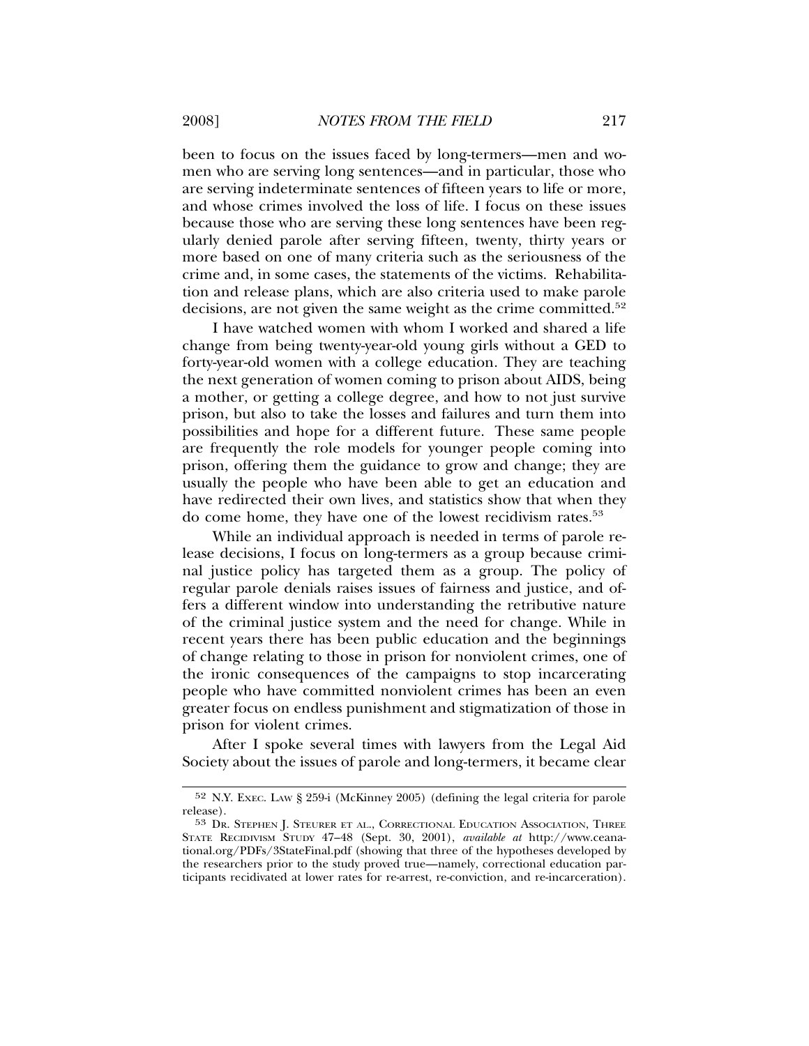been to focus on the issues faced by long-termers—men and women who are serving long sentences—and in particular, those who are serving indeterminate sentences of fifteen years to life or more, and whose crimes involved the loss of life. I focus on these issues because those who are serving these long sentences have been regularly denied parole after serving fifteen, twenty, thirty years or more based on one of many criteria such as the seriousness of the crime and, in some cases, the statements of the victims. Rehabilitation and release plans, which are also criteria used to make parole decisions, are not given the same weight as the crime committed.[52]

I have watched women with whom I worked and shared a life change from being twenty-year-old young girls without a GED to forty-year-old women with a college education. They are teaching the next generation of women coming to prison about AIDS, being a mother, or getting a college degree, and how to not just survive prison, but also to take the losses and failures and turn them into possibilities and hope for a different future. These same people are frequently the role models for younger people coming into prison, offering them the guidance to grow and change; they are usually the people who have been able to get an education and have redirected their own lives, and statistics show that when they do come home, they have one of the lowest recidivism rates.[53]

While an individual approach is needed in terms of parole release decisions, I focus on long-termers as a group because criminal justice policy has targeted them as a group. The policy of regular parole denials raises issues of fairness and justice, and offers a different window into understanding the retributive nature of the criminal justice system and the need for change. While in recent years there has been public education and the beginnings of change relating to those in prison for nonviolent crimes, one of the ironic consequences of the campaigns to stop incarcerating people who have committed nonviolent crimes has been an even greater focus on endless punishment and stigmatization of those in prison for violent crimes.

After I spoke several times with lawyers from the Legal Aid Society about the issues of parole and long-termers, it became clear

---

[52] N.Y. EXEC. LAW § 259-i (McKinney 2005) (defining the legal criteria for parole release).

[53] DR. STEPHEN J. STEURER ET AL., CORRECTIONAL EDUCATION ASSOCIATION, THREE STATE RECIDIVISM STUDY 47–48 (Sept. 30, 2001), *available at* http://www.ceanational.org/PDFs/3StateFinal.pdf (showing that three of the hypotheses developed by the researchers prior to the study proved true—namely, correctional education participants recidivated at lower rates for re-arrest, re-conviction, and re-incarceration).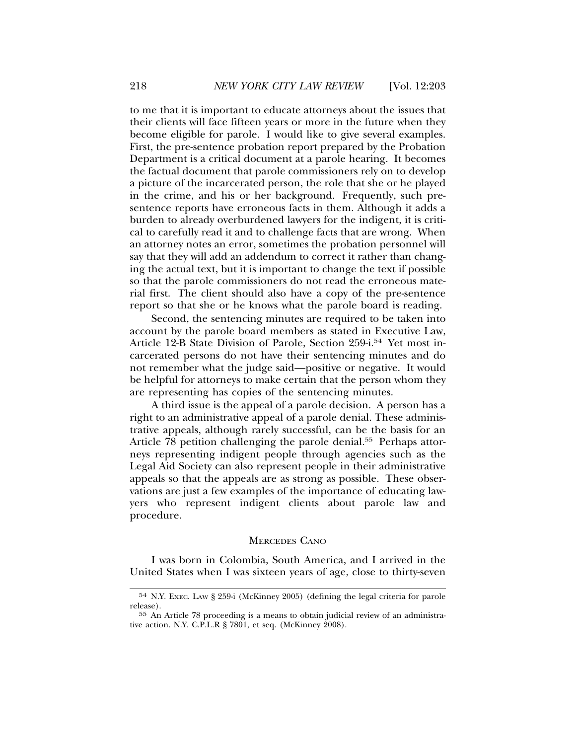to me that it is important to educate attorneys about the issues that their clients will face fifteen years or more in the future when they become eligible for parole. I would like to give several examples. First, the pre-sentence probation report prepared by the Probation Department is a critical document at a parole hearing. It becomes the factual document that parole commissioners rely on to develop a picture of the incarcerated person, the role that she or he played in the crime, and his or her background. Frequently, such pre-sentence reports have erroneous facts in them. Although it adds a burden to already overburdened lawyers for the indigent, it is critical to carefully read it and to challenge facts that are wrong. When an attorney notes an error, sometimes the probation personnel will say that they will add an addendum to correct it rather than changing the actual text, but it is important to change the text if possible so that the parole commissioners do not read the erroneous material first. The client should also have a copy of the pre-sentence report so that she or he knows what the parole board is reading.

Second, the sentencing minutes are required to be taken into account by the parole board members as stated in Executive Law, Article 12-B State Division of Parole, Section 259-i.[54] Yet most incarcerated persons do not have their sentencing minutes and do not remember what the judge said—positive or negative. It would be helpful for attorneys to make certain that the person whom they are representing has copies of the sentencing minutes.

A third issue is the appeal of a parole decision. A person has a right to an administrative appeal of a parole denial. These administrative appeals, although rarely successful, can be the basis for an Article 78 petition challenging the parole denial.[55] Perhaps attorneys representing indigent people through agencies such as the Legal Aid Society can also represent people in their administrative appeals so that the appeals are as strong as possible. These observations are just a few examples of the importance of educating lawyers who represent indigent clients about parole law and procedure.

## MERCEDES CANO

I was born in Colombia, South America, and I arrived in the United States when I was sixteen years of age, close to thirty-seven

---

[54] N.Y. EXEC. LAW § 259-i (McKinney 2005) (defining the legal criteria for parole release).

[55] An Article 78 proceeding is a means to obtain judicial review of an administrative action. N.Y. C.P.L.R § 7801, et seq. (McKinney 2008).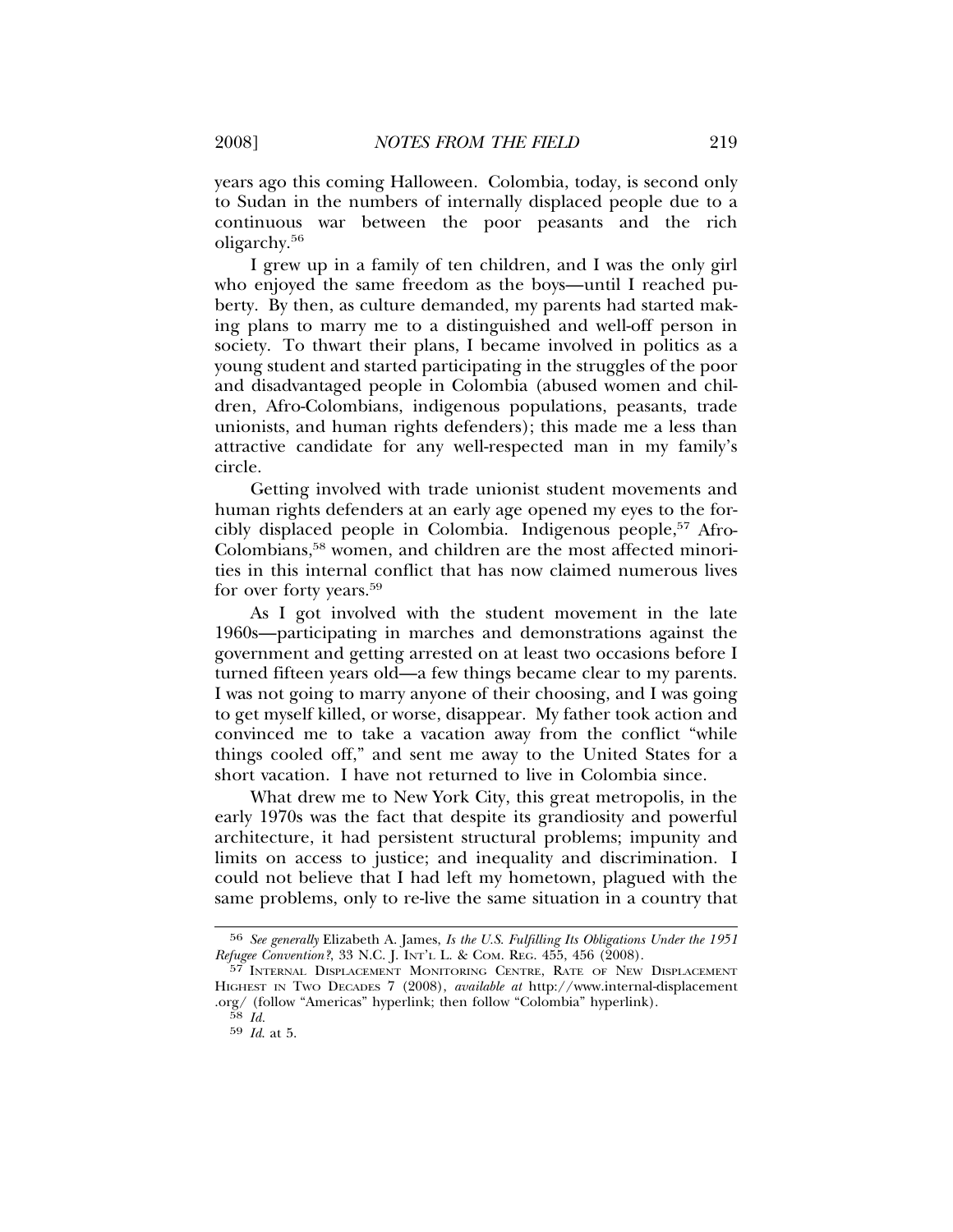years ago this coming Halloween. Colombia, today, is second only to Sudan in the numbers of internally displaced people due to a continuous war between the poor peasants and the rich oligarchy.[56]

I grew up in a family of ten children, and I was the only girl who enjoyed the same freedom as the boys—until I reached puberty. By then, as culture demanded, my parents had started making plans to marry me to a distinguished and well-off person in society. To thwart their plans, I became involved in politics as a young student and started participating in the struggles of the poor and disadvantaged people in Colombia (abused women and children, Afro-Colombians, indigenous populations, peasants, trade unionists, and human rights defenders); this made me a less than attractive candidate for any well-respected man in my family's circle.

Getting involved with trade unionist student movements and human rights defenders at an early age opened my eyes to the forcibly displaced people in Colombia. Indigenous people,[57] Afro-Colombians,[58] women, and children are the most affected minorities in this internal conflict that has now claimed numerous lives for over forty years.[59]

As I got involved with the student movement in the late 1960s—participating in marches and demonstrations against the government and getting arrested on at least two occasions before I turned fifteen years old—a few things became clear to my parents. I was not going to marry anyone of their choosing, and I was going to get myself killed, or worse, disappear. My father took action and convinced me to take a vacation away from the conflict "while things cooled off," and sent me away to the United States for a short vacation. I have not returned to live in Colombia since.

What drew me to New York City, this great metropolis, in the early 1970s was the fact that despite its grandiosity and powerful architecture, it had persistent structural problems; impunity and limits on access to justice; and inequality and discrimination. I could not believe that I had left my hometown, plagued with the same problems, only to re-live the same situation in a country that

---

[56] *See generally* Elizabeth A. James, *Is the U.S. Fulfilling Its Obligations Under the 1951 Refugee Convention?*, 33 N.C. J. INT'L L. & COM. REG. 455, 456 (2008).

[57] INTERNAL DISPLACEMENT MONITORING CENTRE, RATE OF NEW DISPLACEMENT HIGHEST IN TWO DECADES 7 (2008), *available at* http://www.internal-displacement.org/ (follow "Americas" hyperlink; then follow "Colombia" hyperlink).

[58] *Id.*

[59] *Id.* at 5.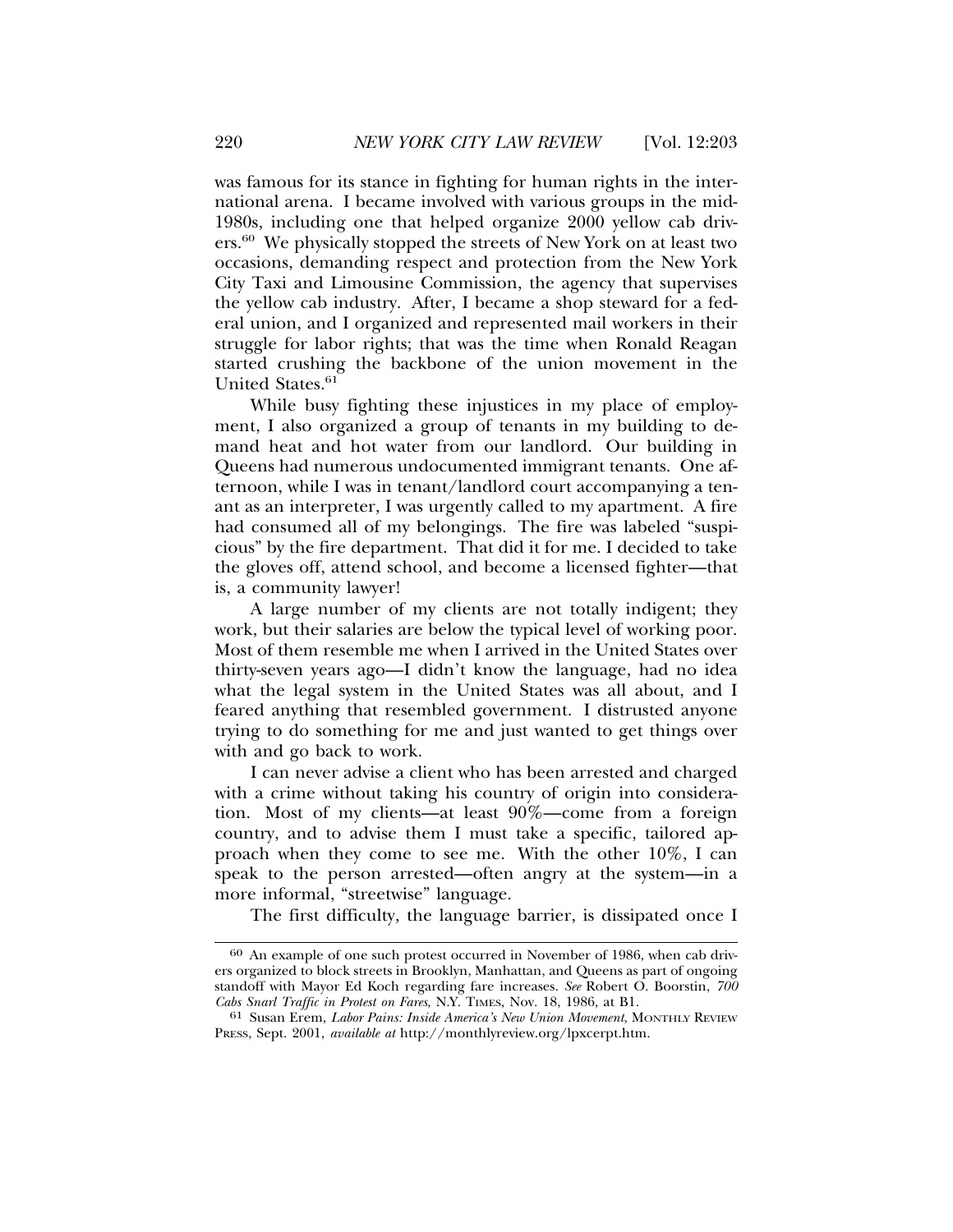was famous for its stance in fighting for human rights in the international arena. I became involved with various groups in the mid-1980s, including one that helped organize 2000 yellow cab drivers.[60] We physically stopped the streets of New York on at least two occasions, demanding respect and protection from the New York City Taxi and Limousine Commission, the agency that supervises the yellow cab industry. After, I became a shop steward for a federal union, and I organized and represented mail workers in their struggle for labor rights; that was the time when Ronald Reagan started crushing the backbone of the union movement in the United States.[61]

While busy fighting these injustices in my place of employment, I also organized a group of tenants in my building to demand heat and hot water from our landlord. Our building in Queens had numerous undocumented immigrant tenants. One afternoon, while I was in tenant/landlord court accompanying a tenant as an interpreter, I was urgently called to my apartment. A fire had consumed all of my belongings. The fire was labeled "suspicious" by the fire department. That did it for me. I decided to take the gloves off, attend school, and become a licensed fighter—that is, a community lawyer!

A large number of my clients are not totally indigent; they work, but their salaries are below the typical level of working poor. Most of them resemble me when I arrived in the United States over thirty-seven years ago—I didn't know the language, had no idea what the legal system in the United States was all about, and I feared anything that resembled government. I distrusted anyone trying to do something for me and just wanted to get things over with and go back to work.

I can never advise a client who has been arrested and charged with a crime without taking his country of origin into consideration. Most of my clients—at least 90%—come from a foreign country, and to advise them I must take a specific, tailored approach when they come to see me. With the other 10%, I can speak to the person arrested—often angry at the system—in a more informal, "streetwise" language.

The first difficulty, the language barrier, is dissipated once I

---

[60] An example of one such protest occurred in November of 1986, when cab drivers organized to block streets in Brooklyn, Manhattan, and Queens as part of ongoing standoff with Mayor Ed Koch regarding fare increases. *See* Robert O. Boorstin, *700 Cabs Snarl Traffic in Protest on Fares*, N.Y. TIMES, Nov. 18, 1986, at B1.

[61] Susan Erem, *Labor Pains: Inside America's New Union Movement*, MONTHLY REVIEW PRESS, Sept. 2001, *available at* http://monthlyreview.org/lpxcerpt.htm.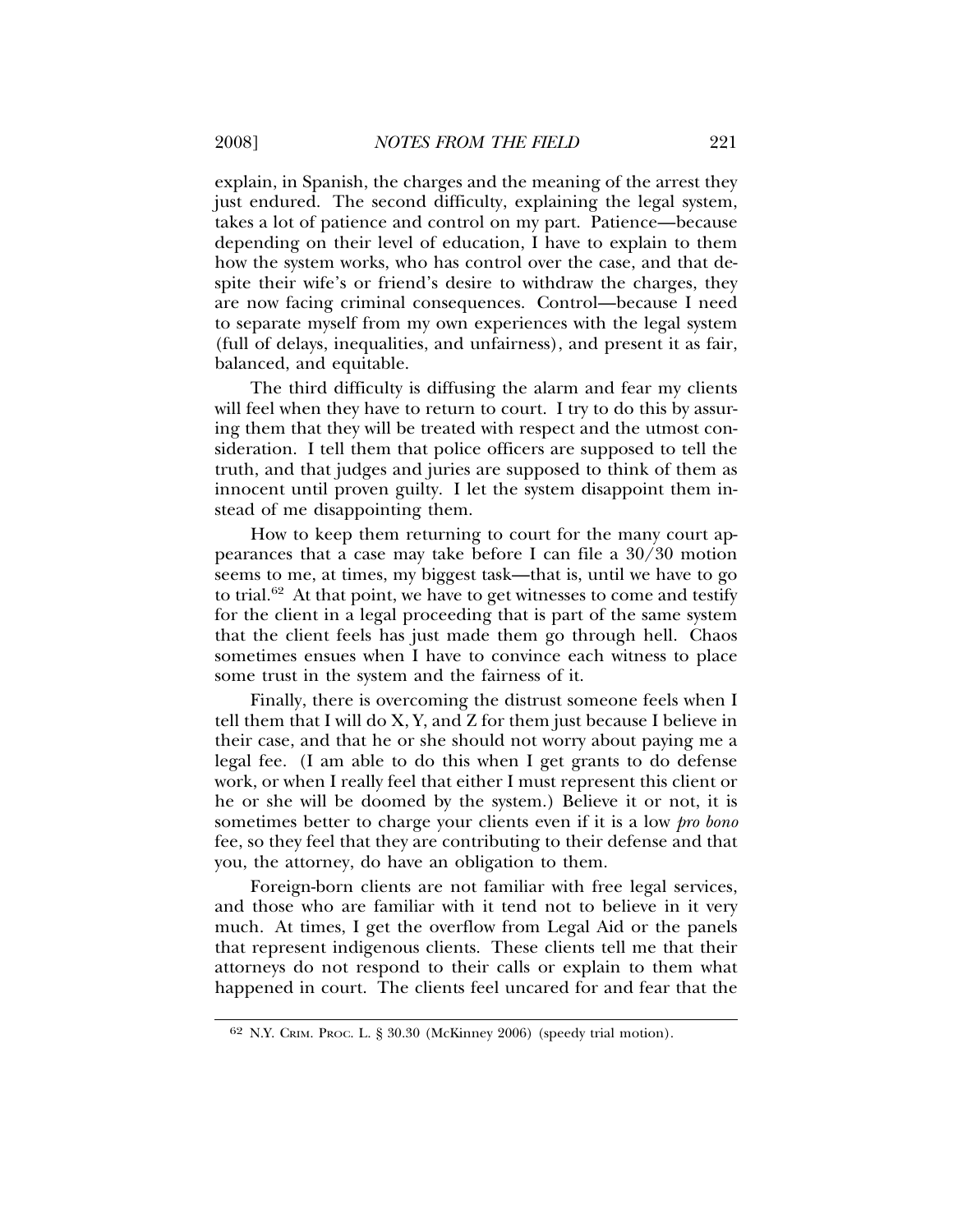explain, in Spanish, the charges and the meaning of the arrest they just endured. The second difficulty, explaining the legal system, takes a lot of patience and control on my part. Patience—because depending on their level of education, I have to explain to them how the system works, who has control over the case, and that despite their wife's or friend's desire to withdraw the charges, they are now facing criminal consequences. Control—because I need to separate myself from my own experiences with the legal system (full of delays, inequalities, and unfairness), and present it as fair, balanced, and equitable.

The third difficulty is diffusing the alarm and fear my clients will feel when they have to return to court. I try to do this by assuring them that they will be treated with respect and the utmost consideration. I tell them that police officers are supposed to tell the truth, and that judges and juries are supposed to think of them as innocent until proven guilty. I let the system disappoint them instead of me disappointing them.

How to keep them returning to court for the many court appearances that a case may take before I can file a 30/30 motion seems to me, at times, my biggest task—that is, until we have to go to trial.[62] At that point, we have to get witnesses to come and testify for the client in a legal proceeding that is part of the same system that the client feels has just made them go through hell. Chaos sometimes ensues when I have to convince each witness to place some trust in the system and the fairness of it.

Finally, there is overcoming the distrust someone feels when I tell them that I will do X, Y, and Z for them just because I believe in their case, and that he or she should not worry about paying me a legal fee. (I am able to do this when I get grants to do defense work, or when I really feel that either I must represent this client or he or she will be doomed by the system.) Believe it or not, it is sometimes better to charge your clients even if it is a low *pro bono* fee, so they feel that they are contributing to their defense and that you, the attorney, do have an obligation to them.

Foreign-born clients are not familiar with free legal services, and those who are familiar with it tend not to believe in it very much. At times, I get the overflow from Legal Aid or the panels that represent indigenous clients. These clients tell me that their attorneys do not respond to their calls or explain to them what happened in court. The clients feel uncared for and fear that the

---

[62] N.Y. CRIM. PROC. L. § 30.30 (McKinney 2006) (speedy trial motion).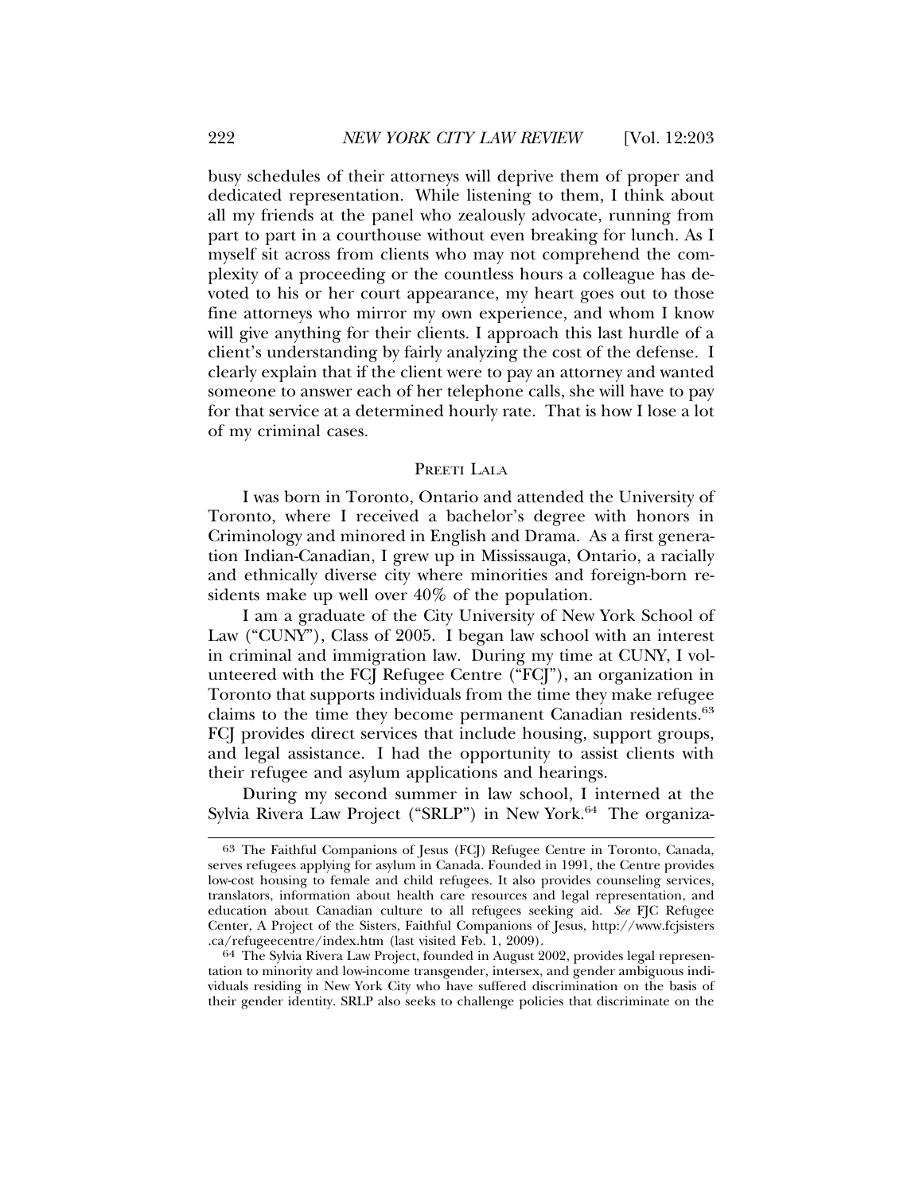busy schedules of their attorneys will deprive them of proper and dedicated representation. While listening to them, I think about all my friends at the panel who zealously advocate, running from part to part in a courthouse without even breaking for lunch. As I myself sit across from clients who may not comprehend the complexity of a proceeding or the countless hours a colleague has devoted to his or her court appearance, my heart goes out to those fine attorneys who mirror my own experience, and whom I know will give anything for their clients. I approach this last hurdle of a client's understanding by fairly analyzing the cost of the defense. I clearly explain that if the client were to pay an attorney and wanted someone to answer each of her telephone calls, she will have to pay for that service at a determined hourly rate. That is how I lose a lot of my criminal cases.

### PREETI LALA

I was born in Toronto, Ontario and attended the University of Toronto, where I received a bachelor's degree with honors in Criminology and minored in English and Drama. As a first generation Indian-Canadian, I grew up in Mississauga, Ontario, a racially and ethnically diverse city where minorities and foreign-born residents make up well over 40% of the population.

I am a graduate of the City University of New York School of Law ("CUNY"), Class of 2005. I began law school with an interest in criminal and immigration law. During my time at CUNY, I volunteered with the FCJ Refugee Centre ("FCJ"), an organization in Toronto that supports individuals from the time they make refugee claims to the time they become permanent Canadian residents.[63] FCJ provides direct services that include housing, support groups, and legal assistance. I had the opportunity to assist clients with their refugee and asylum applications and hearings.

During my second summer in law school, I interned at the Sylvia Rivera Law Project ("SRLP") in New York.[64] The organiza-

---

[63] The Faithful Companions of Jesus (FCJ) Refugee Centre in Toronto, Canada, serves refugees applying for asylum in Canada. Founded in 1991, the Centre provides low-cost housing to female and child refugees. It also provides counseling services, translators, information about health care resources and legal representation, and education about Canadian culture to all refugees seeking aid. *See* FJC Refugee Center, A Project of the Sisters, Faithful Companions of Jesus, http://www.fcjsisters.ca/refugeecentre/index.htm (last visited Feb. 1, 2009).

[64] The Sylvia Rivera Law Project, founded in August 2002, provides legal representation to minority and low-income transgender, intersex, and gender ambiguous individuals residing in New York City who have suffered discrimination on the basis of their gender identity. SRLP also seeks to challenge policies that discriminate on the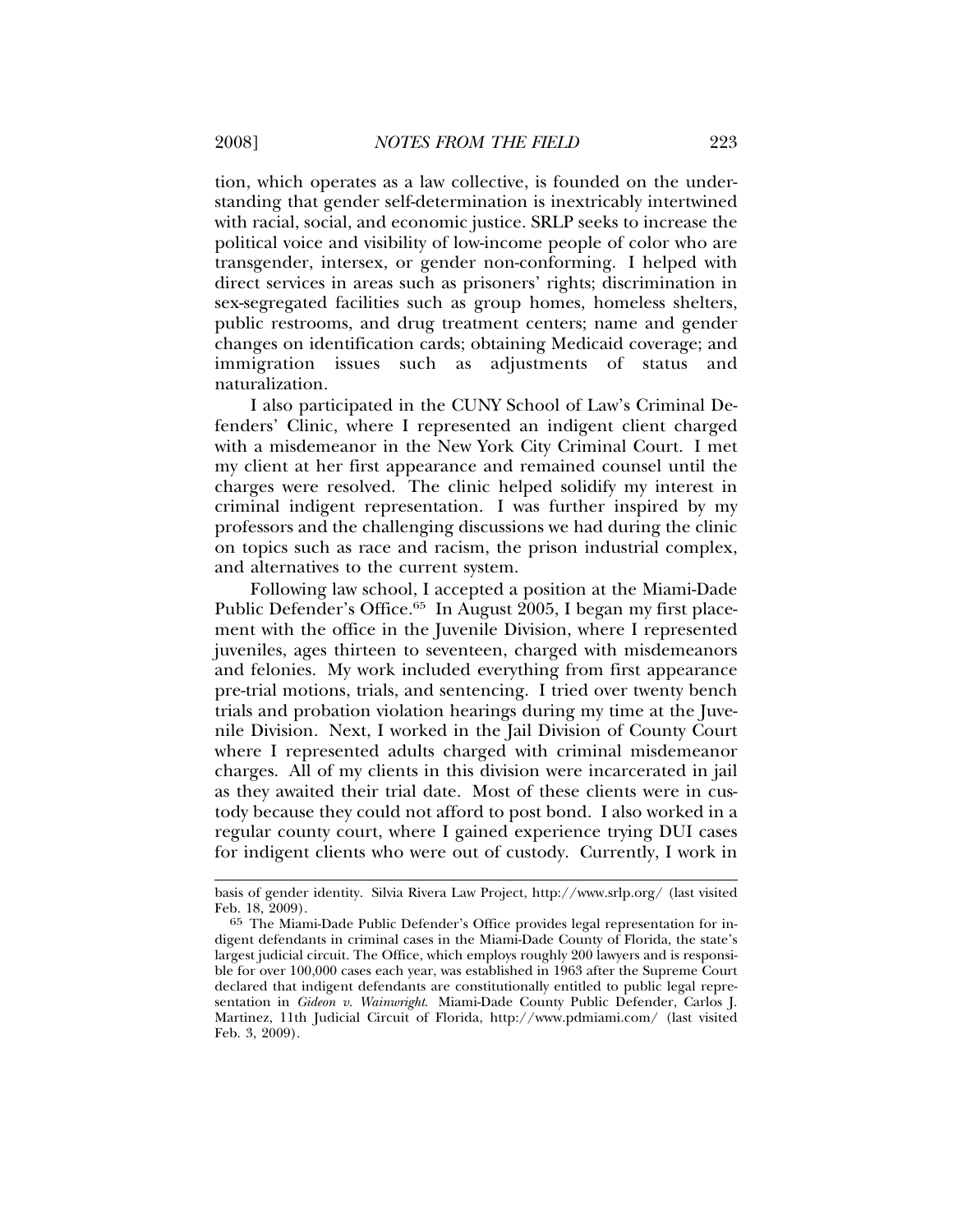tion, which operates as a law collective, is founded on the understanding that gender self-determination is inextricably intertwined with racial, social, and economic justice. SRLP seeks to increase the political voice and visibility of low-income people of color who are transgender, intersex, or gender non-conforming. I helped with direct services in areas such as prisoners' rights; discrimination in sex-segregated facilities such as group homes, homeless shelters, public restrooms, and drug treatment centers; name and gender changes on identification cards; obtaining Medicaid coverage; and immigration issues such as adjustments of status and naturalization.

I also participated in the CUNY School of Law's Criminal Defenders' Clinic, where I represented an indigent client charged with a misdemeanor in the New York City Criminal Court. I met my client at her first appearance and remained counsel until the charges were resolved. The clinic helped solidify my interest in criminal indigent representation. I was further inspired by my professors and the challenging discussions we had during the clinic on topics such as race and racism, the prison industrial complex, and alternatives to the current system.

Following law school, I accepted a position at the Miami-Dade Public Defender's Office.[65] In August 2005, I began my first placement with the office in the Juvenile Division, where I represented juveniles, ages thirteen to seventeen, charged with misdemeanors and felonies. My work included everything from first appearance pre-trial motions, trials, and sentencing. I tried over twenty bench trials and probation violation hearings during my time at the Juvenile Division. Next, I worked in the Jail Division of County Court where I represented adults charged with criminal misdemeanor charges. All of my clients in this division were incarcerated in jail as they awaited their trial date. Most of these clients were in custody because they could not afford to post bond. I also worked in a regular county court, where I gained experience trying DUI cases for indigent clients who were out of custody. Currently, I work in

---

basis of gender identity. Silvia Rivera Law Project, http://www.srlp.org/ (last visited Feb. 18, 2009).

[65] The Miami-Dade Public Defender's Office provides legal representation for indigent defendants in criminal cases in the Miami-Dade County of Florida, the state's largest judicial circuit. The Office, which employs roughly 200 lawyers and is responsible for over 100,000 cases each year, was established in 1963 after the Supreme Court declared that indigent defendants are constitutionally entitled to public legal representation in *Gideon v. Wainwright*. Miami-Dade County Public Defender, Carlos J. Martinez, 11th Judicial Circuit of Florida, http://www.pdmiami.com/ (last visited Feb. 3, 2009).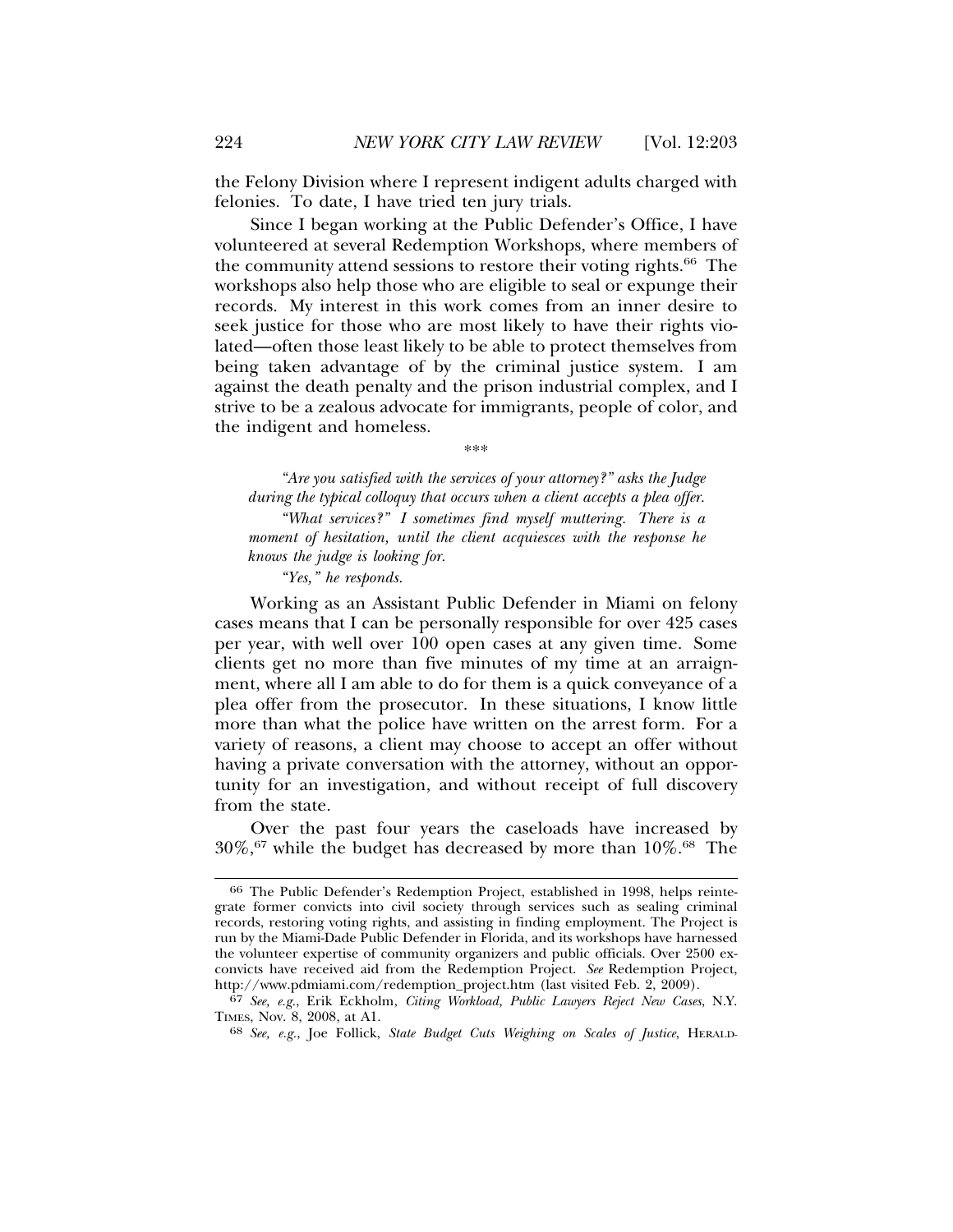the Felony Division where I represent indigent adults charged with felonies. To date, I have tried ten jury trials.

Since I began working at the Public Defender's Office, I have volunteered at several Redemption Workshops, where members of the community attend sessions to restore their voting rights.[66] The workshops also help those who are eligible to seal or expunge their records. My interest in this work comes from an inner desire to seek justice for those who are most likely to have their rights violated—often those least likely to be able to protect themselves from being taken advantage of by the criminal justice system. I am against the death penalty and the prison industrial complex, and I strive to be a zealous advocate for immigrants, people of color, and the indigent and homeless.

\*\*\*

*"Are you satisfied with the services of your attorney?" asks the Judge during the typical colloquy that occurs when a client accepts a plea offer.*

*"What services?" I sometimes find myself muttering. There is a moment of hesitation, until the client acquiesces with the response he knows the judge is looking for.*

*"Yes," he responds.*

Working as an Assistant Public Defender in Miami on felony cases means that I can be personally responsible for over 425 cases per year, with well over 100 open cases at any given time. Some clients get no more than five minutes of my time at an arraignment, where all I am able to do for them is a quick conveyance of a plea offer from the prosecutor. In these situations, I know little more than what the police have written on the arrest form. For a variety of reasons, a client may choose to accept an offer without having a private conversation with the attorney, without an opportunity for an investigation, and without receipt of full discovery from the state.

Over the past four years the caseloads have increased by 30%,[67] while the budget has decreased by more than 10%.[68] The

---

[66] The Public Defender's Redemption Project, established in 1998, helps reintegrate former convicts into civil society through services such as sealing criminal records, restoring voting rights, and assisting in finding employment. The Project is run by the Miami-Dade Public Defender in Florida, and its workshops have harnessed the volunteer expertise of community organizers and public officials. Over 2500 ex-convicts have received aid from the Redemption Project. *See* Redemption Project, http://www.pdmiami.com/redemption_project.htm (last visited Feb. 2, 2009).

[67] *See, e.g.*, Erik Eckholm, *Citing Workload, Public Lawyers Reject New Cases*, N.Y. TIMES, Nov. 8, 2008, at A1.

[68] *See, e.g.*, Joe Follick, *State Budget Cuts Weighing on Scales of Justice*, HERALD-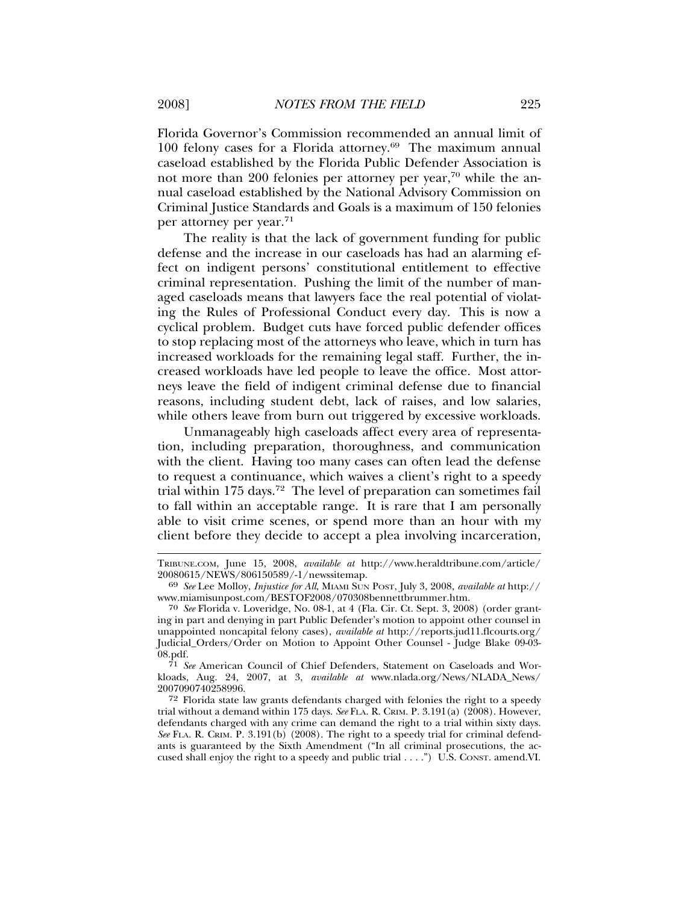Florida Governor's Commission recommended an annual limit of 100 felony cases for a Florida attorney.[69] The maximum annual caseload established by the Florida Public Defender Association is not more than 200 felonies per attorney per year,[70] while the annual caseload established by the National Advisory Commission on Criminal Justice Standards and Goals is a maximum of 150 felonies per attorney per year.[71]

The reality is that the lack of government funding for public defense and the increase in our caseloads has had an alarming effect on indigent persons' constitutional entitlement to effective criminal representation. Pushing the limit of the number of managed caseloads means that lawyers face the real potential of violating the Rules of Professional Conduct every day. This is now a cyclical problem. Budget cuts have forced public defender offices to stop replacing most of the attorneys who leave, which in turn has increased workloads for the remaining legal staff. Further, the increased workloads have led people to leave the office. Most attorneys leave the field of indigent criminal defense due to financial reasons, including student debt, lack of raises, and low salaries, while others leave from burn out triggered by excessive workloads.

Unmanageably high caseloads affect every area of representation, including preparation, thoroughness, and communication with the client. Having too many cases can often lead the defense to request a continuance, which waives a client's right to a speedy trial within 175 days.[72] The level of preparation can sometimes fail to fall within an acceptable range. It is rare that I am personally able to visit crime scenes, or spend more than an hour with my client before they decide to accept a plea involving incarceration,

---

TRIBUNE.COM, June 15, 2008, *available at* http://www.heraldtribune.com/article/20080615/NEWS/806150589/-1/newssitemap.

[69] *See* Lee Molloy, *Injustice for All*, MIAMI SUN POST, July 3, 2008, *available at* http://www.miamisunpost.com/BESTOF2008/070308bennettbrummer.htm.

[70] *See* Florida v. Loveridge, No. 08-1, at 4 (Fla. Cir. Ct. Sept. 3, 2008) (order granting in part and denying in part Public Defender's motion to appoint other counsel in unappointed noncapital felony cases), *available at* http://reports.jud11.flcourts.org/Judicial_Orders/Order on Motion to Appoint Other Counsel - Judge Blake 09-03-08.pdf.

[71] *See* American Council of Chief Defenders, Statement on Caseloads and Workloads, Aug. 24, 2007, at 3, *available at* www.nlada.org/News/NLADA_News/2007090740258996.

[72] Florida state law grants defendants charged with felonies the right to a speedy trial without a demand within 175 days. *See* FLA. R. CRIM. P. 3.191(a) (2008). However, defendants charged with any crime can demand the right to a trial within sixty days. *See* FLA. R. CRIM. P. 3.191(b) (2008). The right to a speedy trial for criminal defendants is guaranteed by the Sixth Amendment ("In all criminal prosecutions, the accused shall enjoy the right to a speedy and public trial . . . .") U.S. CONST. amend.VI.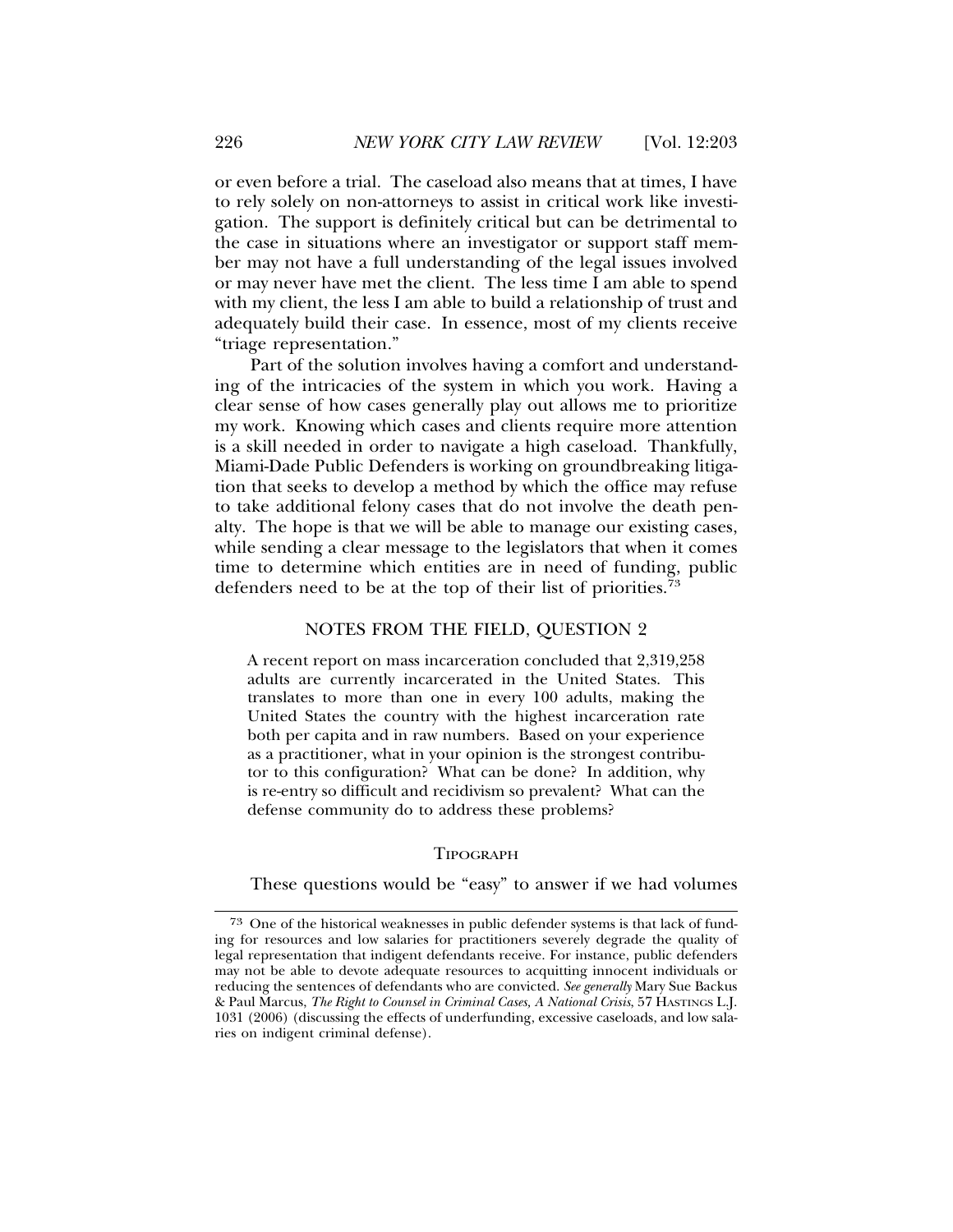or even before a trial. The caseload also means that at times, I have to rely solely on non-attorneys to assist in critical work like investigation. The support is definitely critical but can be detrimental to the case in situations where an investigator or support staff member may not have a full understanding of the legal issues involved or may never have met the client. The less time I am able to spend with my client, the less I am able to build a relationship of trust and adequately build their case. In essence, most of my clients receive "triage representation."

Part of the solution involves having a comfort and understanding of the intricacies of the system in which you work. Having a clear sense of how cases generally play out allows me to prioritize my work. Knowing which cases and clients require more attention is a skill needed in order to navigate a high caseload. Thankfully, Miami-Dade Public Defenders is working on groundbreaking litigation that seeks to develop a method by which the office may refuse to take additional felony cases that do not involve the death penalty. The hope is that we will be able to manage our existing cases, while sending a clear message to the legislators that when it comes time to determine which entities are in need of funding, public defenders need to be at the top of their list of priorities.[73]

## NOTES FROM THE FIELD, QUESTION 2

> A recent report on mass incarceration concluded that 2,319,258 adults are currently incarcerated in the United States. This translates to more than one in every 100 adults, making the United States the country with the highest incarceration rate both per capita and in raw numbers. Based on your experience as a practitioner, what in your opinion is the strongest contributor to this configuration? What can be done? In addition, why is re-entry so difficult and recidivism so prevalent? What can the defense community do to address these problems?

### TIPOGRAPH

These questions would be "easy" to answer if we had volumes

---

[73] One of the historical weaknesses in public defender systems is that lack of funding for resources and low salaries for practitioners severely degrade the quality of legal representation that indigent defendants receive. For instance, public defenders may not be able to devote adequate resources to acquitting innocent individuals or reducing the sentences of defendants who are convicted. *See generally* Mary Sue Backus & Paul Marcus, *The Right to Counsel in Criminal Cases, A National Crisis*, 57 HASTINGS L.J. 1031 (2006) (discussing the effects of underfunding, excessive caseloads, and low salaries on indigent criminal defense).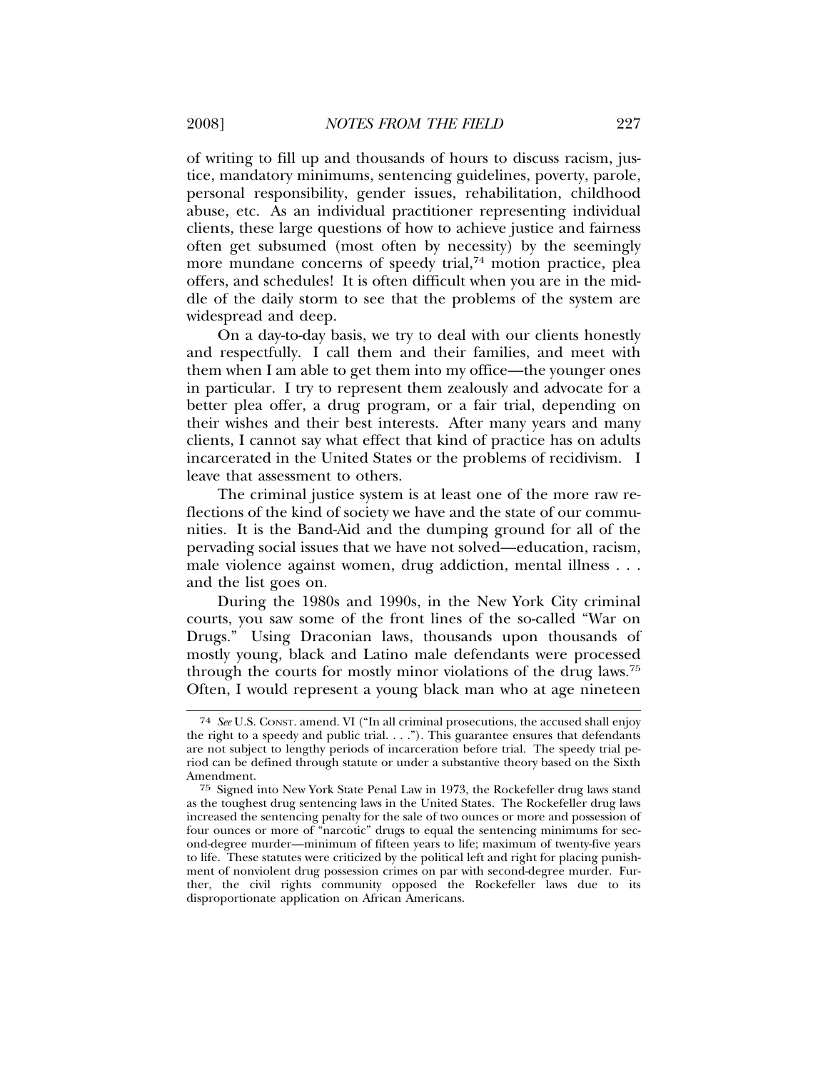of writing to fill up and thousands of hours to discuss racism, justice, mandatory minimums, sentencing guidelines, poverty, parole, personal responsibility, gender issues, rehabilitation, childhood abuse, etc. As an individual practitioner representing individual clients, these large questions of how to achieve justice and fairness often get subsumed (most often by necessity) by the seemingly more mundane concerns of speedy trial,[74] motion practice, plea offers, and schedules! It is often difficult when you are in the middle of the daily storm to see that the problems of the system are widespread and deep.

On a day-to-day basis, we try to deal with our clients honestly and respectfully. I call them and their families, and meet with them when I am able to get them into my office—the younger ones in particular. I try to represent them zealously and advocate for a better plea offer, a drug program, or a fair trial, depending on their wishes and their best interests. After many years and many clients, I cannot say what effect that kind of practice has on adults incarcerated in the United States or the problems of recidivism. I leave that assessment to others.

The criminal justice system is at least one of the more raw reflections of the kind of society we have and the state of our communities. It is the Band-Aid and the dumping ground for all of the pervading social issues that we have not solved—education, racism, male violence against women, drug addiction, mental illness . . . and the list goes on.

During the 1980s and 1990s, in the New York City criminal courts, you saw some of the front lines of the so-called "War on Drugs." Using Draconian laws, thousands upon thousands of mostly young, black and Latino male defendants were processed through the courts for mostly minor violations of the drug laws.[75] Often, I would represent a young black man who at age nineteen

---

[74] *See* U.S. CONST. amend. VI ("In all criminal prosecutions, the accused shall enjoy the right to a speedy and public trial. . . ."). This guarantee ensures that defendants are not subject to lengthy periods of incarceration before trial. The speedy trial period can be defined through statute or under a substantive theory based on the Sixth Amendment.

[75] Signed into New York State Penal Law in 1973, the Rockefeller drug laws stand as the toughest drug sentencing laws in the United States. The Rockefeller drug laws increased the sentencing penalty for the sale of two ounces or more and possession of four ounces or more of "narcotic" drugs to equal the sentencing minimums for second-degree murder—minimum of fifteen years to life; maximum of twenty-five years to life. These statutes were criticized by the political left and right for placing punishment of nonviolent drug possession crimes on par with second-degree murder. Further, the civil rights community opposed the Rockefeller laws due to its disproportionate application on African Americans.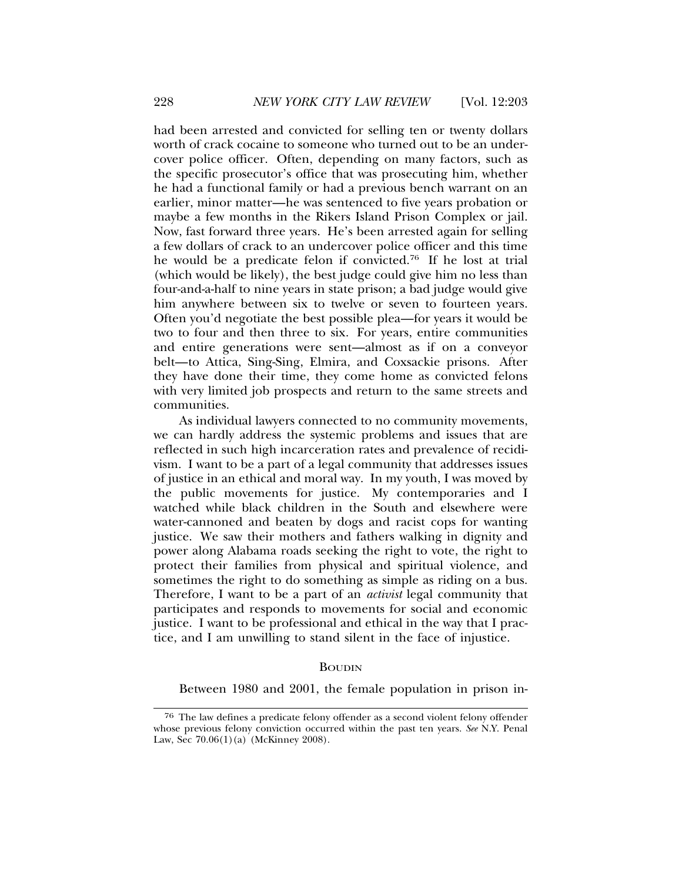had been arrested and convicted for selling ten or twenty dollars worth of crack cocaine to someone who turned out to be an undercover police officer. Often, depending on many factors, such as the specific prosecutor's office that was prosecuting him, whether he had a functional family or had a previous bench warrant on an earlier, minor matter—he was sentenced to five years probation or maybe a few months in the Rikers Island Prison Complex or jail. Now, fast forward three years. He's been arrested again for selling a few dollars of crack to an undercover police officer and this time he would be a predicate felon if convicted.[76] If he lost at trial (which would be likely), the best judge could give him no less than four-and-a-half to nine years in state prison; a bad judge would give him anywhere between six to twelve or seven to fourteen years. Often you'd negotiate the best possible plea—for years it would be two to four and then three to six. For years, entire communities and entire generations were sent—almost as if on a conveyor belt—to Attica, Sing-Sing, Elmira, and Coxsackie prisons. After they have done their time, they come home as convicted felons with very limited job prospects and return to the same streets and communities.

As individual lawyers connected to no community movements, we can hardly address the systemic problems and issues that are reflected in such high incarceration rates and prevalence of recidivism. I want to be a part of a legal community that addresses issues of justice in an ethical and moral way. In my youth, I was moved by the public movements for justice. My contemporaries and I watched while black children in the South and elsewhere were water-cannoned and beaten by dogs and racist cops for wanting justice. We saw their mothers and fathers walking in dignity and power along Alabama roads seeking the right to vote, the right to protect their families from physical and spiritual violence, and sometimes the right to do something as simple as riding on a bus. Therefore, I want to be a part of an *activist* legal community that participates and responds to movements for social and economic justice. I want to be professional and ethical in the way that I practice, and I am unwilling to stand silent in the face of injustice.

BOUDIN

Between 1980 and 2001, the female population in prison in-

[76] The law defines a predicate felony offender as a second violent felony offender whose previous felony conviction occurred within the past ten years. *See* N.Y. Penal Law, Sec 70.06(1)(a) (McKinney 2008).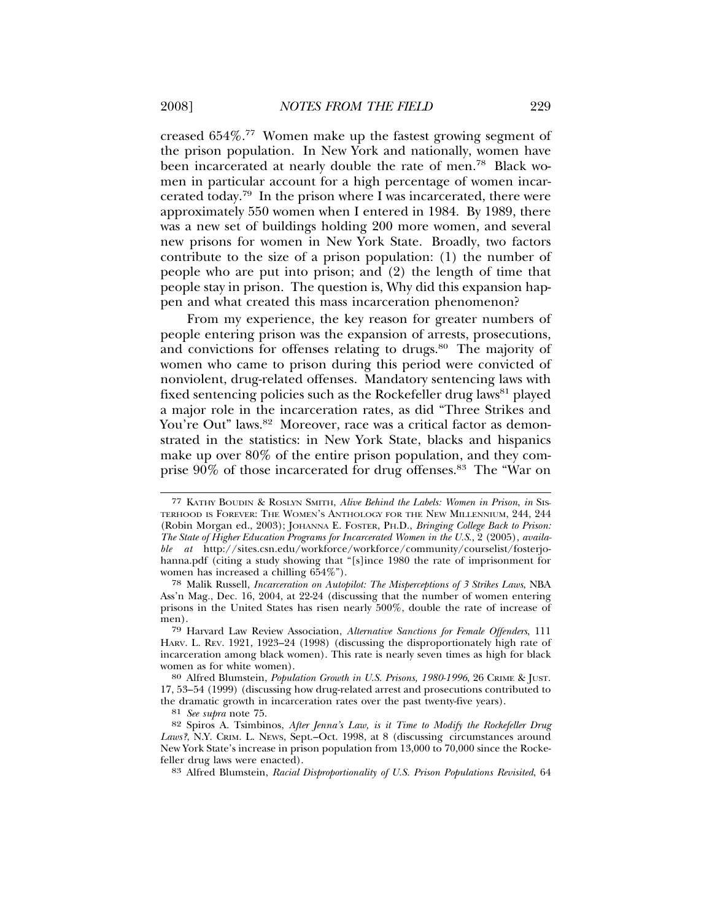creased 654%.[77] Women make up the fastest growing segment of the prison population. In New York and nationally, women have been incarcerated at nearly double the rate of men.[78] Black women in particular account for a high percentage of women incarcerated today.[79] In the prison where I was incarcerated, there were approximately 550 women when I entered in 1984. By 1989, there was a new set of buildings holding 200 more women, and several new prisons for women in New York State. Broadly, two factors contribute to the size of a prison population: (1) the number of people who are put into prison; and (2) the length of time that people stay in prison. The question is, Why did this expansion happen and what created this mass incarceration phenomenon?

From my experience, the key reason for greater numbers of people entering prison was the expansion of arrests, prosecutions, and convictions for offenses relating to drugs.[80] The majority of women who came to prison during this period were convicted of nonviolent, drug-related offenses. Mandatory sentencing laws with fixed sentencing policies such as the Rockefeller drug laws[81] played a major role in the incarceration rates, as did "Three Strikes and You're Out" laws.[82] Moreover, race was a critical factor as demonstrated in the statistics: in New York State, blacks and hispanics make up over 80% of the entire prison population, and they comprise 90% of those incarcerated for drug offenses.[83] The "War on

---

77 KATHY BOUDIN & ROSLYN SMITH, *Alive Behind the Labels: Women in Prison*, *in* SISTERHOOD IS FOREVER: THE WOMEN'S ANTHOLOGY FOR THE NEW MILLENNIUM, 244, 244 (Robin Morgan ed., 2003); JOHANNA E. FOSTER, PH.D., *Bringing College Back to Prison: The State of Higher Education Programs for Incarcerated Women in the U.S.*, 2 (2005), *available at* http://sites.csn.edu/workforce/workforce/community/courselist/fosterjohanna.pdf (citing a study showing that "[s]ince 1980 the rate of imprisonment for women has increased a chilling 654%").

78 Malik Russell, *Incarceration on Autopilot: The Misperceptions of 3 Strikes Laws*, NBA Ass'n Mag., Dec. 16, 2004, at 22-24 (discussing that the number of women entering prisons in the United States has risen nearly 500%, double the rate of increase of men).

79 Harvard Law Review Association, *Alternative Sanctions for Female Offenders*, 111 HARV. L. REV. 1921, 1923–24 (1998) (discussing the disproportionately high rate of incarceration among black women). This rate is nearly seven times as high for black women as for white women).

80 Alfred Blumstein, *Population Growth in U.S. Prisons, 1980-1996*, 26 CRIME & JUST. 17, 53–54 (1999) (discussing how drug-related arrest and prosecutions contributed to the dramatic growth in incarceration rates over the past twenty-five years).

81 *See supra* note 75.

82 Spiros A. Tsimbinos, *After Jenna's Law, is it Time to Modify the Rockefeller Drug Laws?*, N.Y. CRIM. L. NEWS, Sept.–Oct. 1998, at 8 (discussing circumstances around New York State's increase in prison population from 13,000 to 70,000 since the Rockefeller drug laws were enacted).

83 Alfred Blumstein, *Racial Disproportionality of U.S. Prison Populations Revisited*, 64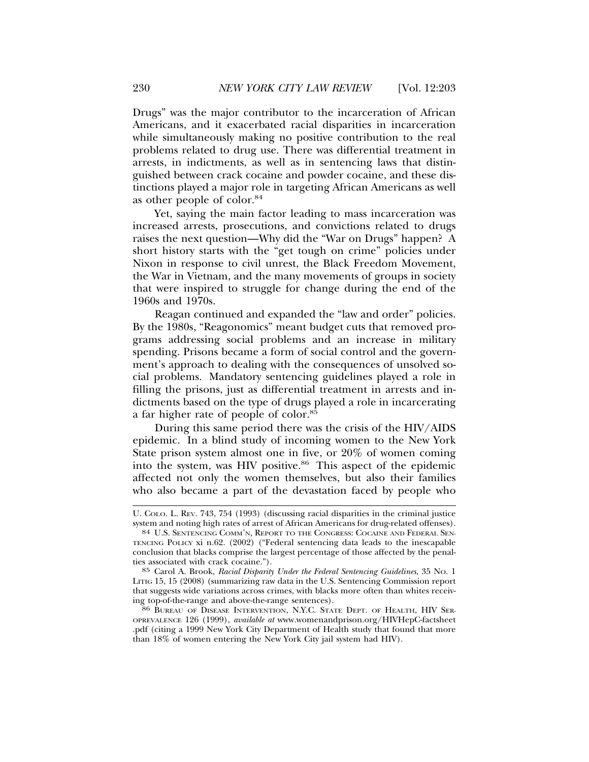Drugs" was the major contributor to the incarceration of African Americans, and it exacerbated racial disparities in incarceration while simultaneously making no positive contribution to the real problems related to drug use. There was differential treatment in arrests, in indictments, as well as in sentencing laws that distinguished between crack cocaine and powder cocaine, and these distinctions played a major role in targeting African Americans as well as other people of color.[84]

Yet, saying the main factor leading to mass incarceration was increased arrests, prosecutions, and convictions related to drugs raises the next question—Why did the "War on Drugs" happen? A short history starts with the "get tough on crime" policies under Nixon in response to civil unrest, the Black Freedom Movement, the War in Vietnam, and the many movements of groups in society that were inspired to struggle for change during the end of the 1960s and 1970s.

Reagan continued and expanded the "law and order" policies. By the 1980s, "Reagonomics" meant budget cuts that removed programs addressing social problems and an increase in military spending. Prisons became a form of social control and the government's approach to dealing with the consequences of unsolved social problems. Mandatory sentencing guidelines played a role in filling the prisons, just as differential treatment in arrests and indictments based on the type of drugs played a role in incarcerating a far higher rate of people of color.[85]

During this same period there was the crisis of the HIV/AIDS epidemic. In a blind study of incoming women to the New York State prison system almost one in five, or 20% of women coming into the system, was HIV positive.[86] This aspect of the epidemic affected not only the women themselves, but also their families who also became a part of the devastation faced by people who

---

U. COLO. L. REV. 743, 754 (1993) (discussing racial disparities in the criminal justice system and noting high rates of arrest of African Americans for drug-related offenses).

84 U.S. SENTENCING COMM'N, REPORT TO THE CONGRESS: COCAINE AND FEDERAL SENTENCING POLICY xi n.62. (2002) ("Federal sentencing data leads to the inescapable conclusion that blacks comprise the largest percentage of those affected by the penalties associated with crack cocaine.").

85 Carol A. Brook, *Racial Disparity Under the Federal Sentencing Guidelines*, 35 NO. 1 LITIG 15, 15 (2008) (summarizing raw data in the U.S. Sentencing Commission report that suggests wide variations across crimes, with blacks more often than whites receiving top-of-the-range and above-the-range sentences).

86 BUREAU OF DISEASE INTERVENTION, N.Y.C. STATE DEPT. OF HEALTH, HIV SEROPREVALENCE 126 (1999), *available at* www.womenandprison.org/HIVHepC-factsheet.pdf (citing a 1999 New York City Department of Health study that found that more than 18% of women entering the New York City jail system had HIV).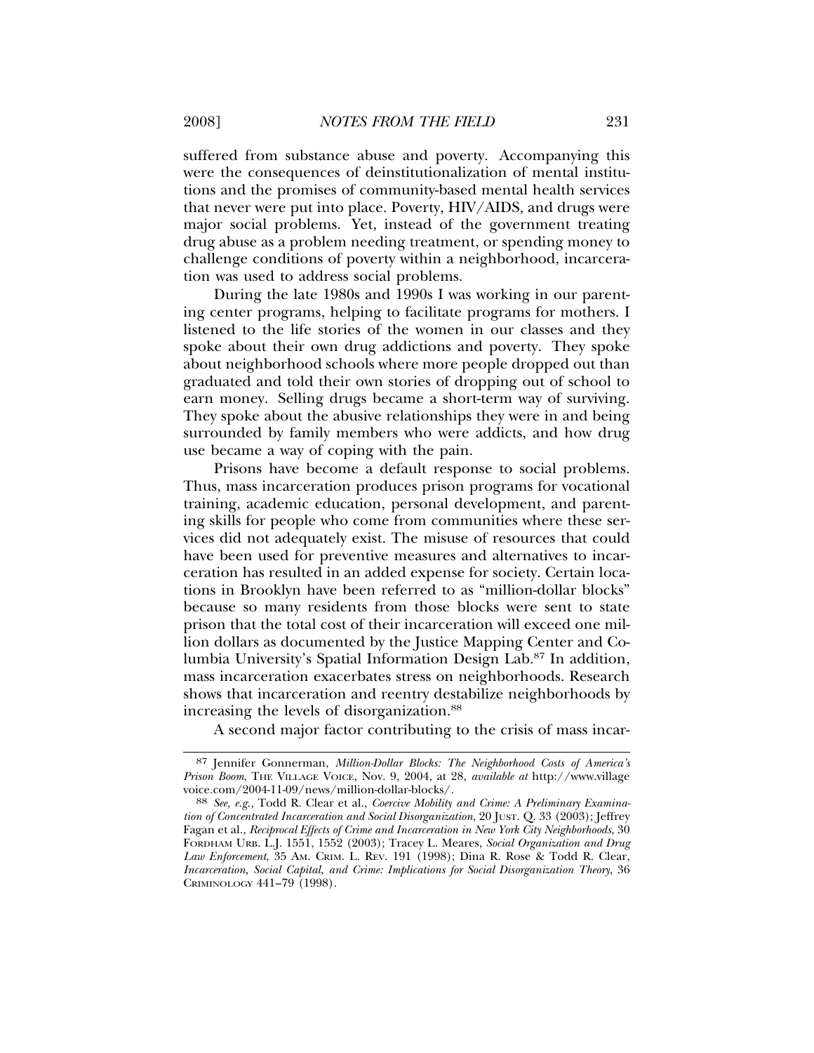suffered from substance abuse and poverty. Accompanying this were the consequences of deinstitutionalization of mental institutions and the promises of community-based mental health services that never were put into place. Poverty, HIV/AIDS, and drugs were major social problems. Yet, instead of the government treating drug abuse as a problem needing treatment, or spending money to challenge conditions of poverty within a neighborhood, incarceration was used to address social problems.

During the late 1980s and 1990s I was working in our parenting center programs, helping to facilitate programs for mothers. I listened to the life stories of the women in our classes and they spoke about their own drug addictions and poverty. They spoke about neighborhood schools where more people dropped out than graduated and told their own stories of dropping out of school to earn money. Selling drugs became a short-term way of surviving. They spoke about the abusive relationships they were in and being surrounded by family members who were addicts, and how drug use became a way of coping with the pain.

Prisons have become a default response to social problems. Thus, mass incarceration produces prison programs for vocational training, academic education, personal development, and parenting skills for people who come from communities where these services did not adequately exist. The misuse of resources that could have been used for preventive measures and alternatives to incarceration has resulted in an added expense for society. Certain locations in Brooklyn have been referred to as "million-dollar blocks" because so many residents from those blocks were sent to state prison that the total cost of their incarceration will exceed one million dollars as documented by the Justice Mapping Center and Columbia University's Spatial Information Design Lab.[87] In addition, mass incarceration exacerbates stress on neighborhoods. Research shows that incarceration and reentry destabilize neighborhoods by increasing the levels of disorganization.[88]

A second major factor contributing to the crisis of mass incar-

---

[87] Jennifer Gonnerman, *Million-Dollar Blocks: The Neighborhood Costs of America's Prison Boom*, THE VILLAGE VOICE, Nov. 9, 2004, at 28, *available at* http://www.villagevoice.com/2004-11-09/news/million-dollar-blocks/.

[88] *See, e.g.*, Todd R. Clear et al., *Coercive Mobility and Crime: A Preliminary Examination of Concentrated Incarceration and Social Disorganization*, 20 JUST. Q. 33 (2003); Jeffrey Fagan et al., *Reciprocal Effects of Crime and Incarceration in New York City Neighborhoods*, 30 FORDHAM URB. L.J. 1551, 1552 (2003); Tracey L. Meares, *Social Organization and Drug Law Enforcement*, 35 AM. CRIM. L. REV. 191 (1998); Dina R. Rose & Todd R. Clear, *Incarceration, Social Capital, and Crime: Implications for Social Disorganization Theory*, 36 CRIMINOLOGY 441–79 (1998).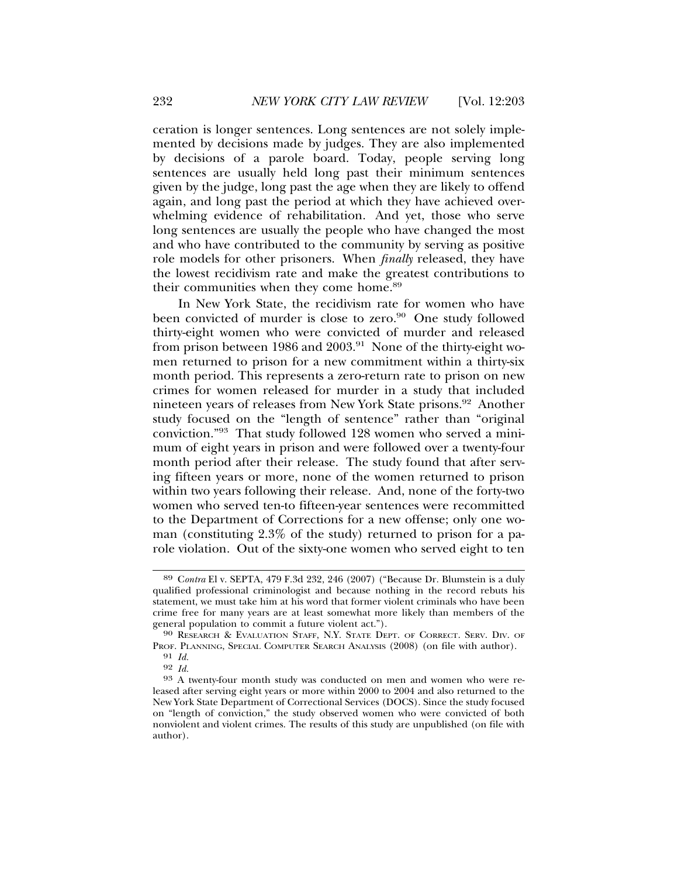ceration is longer sentences. Long sentences are not solely implemented by decisions made by judges. They are also implemented by decisions of a parole board. Today, people serving long sentences are usually held long past their minimum sentences given by the judge, long past the age when they are likely to offend again, and long past the period at which they have achieved overwhelming evidence of rehabilitation. And yet, those who serve long sentences are usually the people who have changed the most and who have contributed to the community by serving as positive role models for other prisoners. When *finally* released, they have the lowest recidivism rate and make the greatest contributions to their communities when they come home.[89]

In New York State, the recidivism rate for women who have been convicted of murder is close to zero.[90] One study followed thirty-eight women who were convicted of murder and released from prison between 1986 and 2003.[91] None of the thirty-eight women returned to prison for a new commitment within a thirty-six month period. This represents a zero-return rate to prison on new crimes for women released for murder in a study that included nineteen years of releases from New York State prisons.[92] Another study focused on the "length of sentence" rather than "original conviction."[93] That study followed 128 women who served a minimum of eight years in prison and were followed over a twenty-four month period after their release. The study found that after serving fifteen years or more, none of the women returned to prison within two years following their release. And, none of the forty-two women who served ten-to fifteen-year sentences were recommitted to the Department of Corrections for a new offense; only one woman (constituting 2.3% of the study) returned to prison for a parole violation. Out of the sixty-one women who served eight to ten

---

[89] *Contra* El v. SEPTA, 479 F.3d 232, 246 (2007) ("Because Dr. Blumstein is a duly qualified professional criminologist and because nothing in the record rebuts his statement, we must take him at his word that former violent criminals who have been crime free for many years are at least somewhat more likely than members of the general population to commit a future violent act.").

[90] RESEARCH & EVALUATION STAFF, N.Y. STATE DEPT. OF CORRECT. SERV. DIV. OF PROF. PLANNING, SPECIAL COMPUTER SEARCH ANALYSIS (2008) (on file with author).

[91] *Id.*

[92] *Id.*

[93] A twenty-four month study was conducted on men and women who were released after serving eight years or more within 2000 to 2004 and also returned to the New York State Department of Correctional Services (DOCS). Since the study focused on "length of conviction," the study observed women who were convicted of both nonviolent and violent crimes. The results of this study are unpublished (on file with author).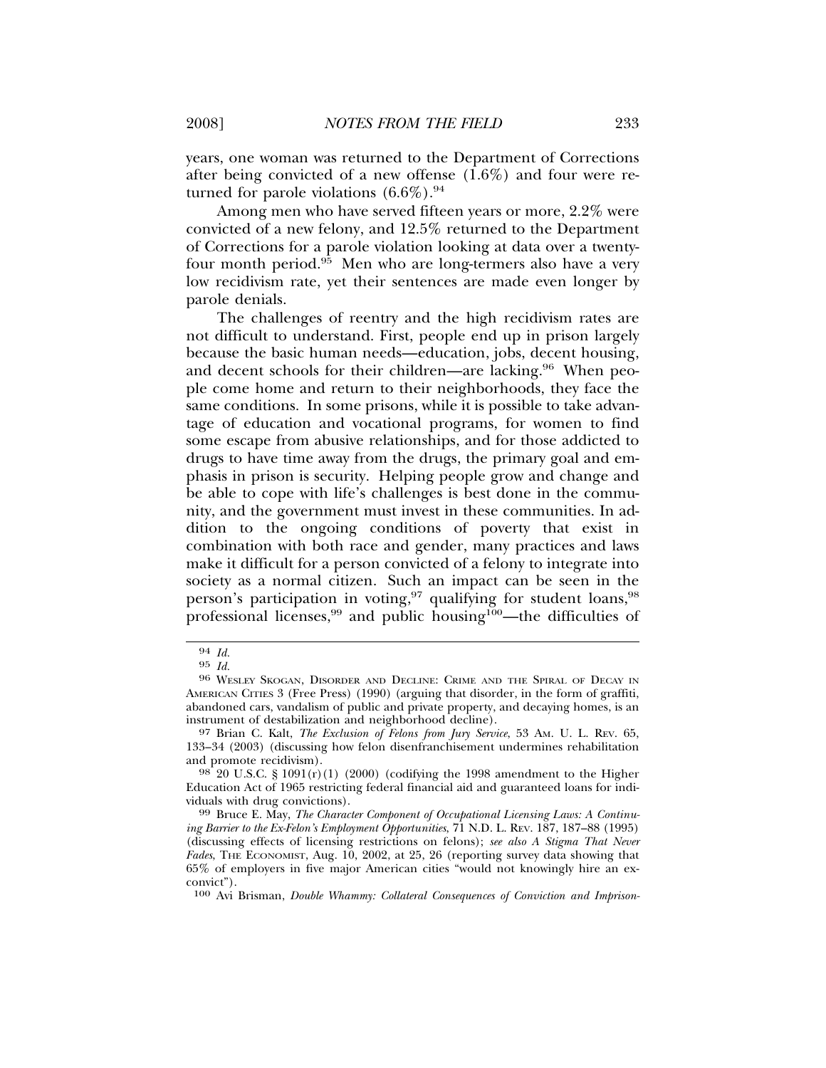years, one woman was returned to the Department of Corrections after being convicted of a new offense (1.6%) and four were returned for parole violations (6.6%).[94]

Among men who have served fifteen years or more, 2.2% were convicted of a new felony, and 12.5% returned to the Department of Corrections for a parole violation looking at data over a twenty-four month period.[95] Men who are long-termers also have a very low recidivism rate, yet their sentences are made even longer by parole denials.

The challenges of reentry and the high recidivism rates are not difficult to understand. First, people end up in prison largely because the basic human needs—education, jobs, decent housing, and decent schools for their children—are lacking.[96] When people come home and return to their neighborhoods, they face the same conditions. In some prisons, while it is possible to take advantage of education and vocational programs, for women to find some escape from abusive relationships, and for those addicted to drugs to have time away from the drugs, the primary goal and emphasis in prison is security. Helping people grow and change and be able to cope with life's challenges is best done in the community, and the government must invest in these communities. In addition to the ongoing conditions of poverty that exist in combination with both race and gender, many practices and laws make it difficult for a person convicted of a felony to integrate into society as a normal citizen. Such an impact can be seen in the person's participation in voting,[97] qualifying for student loans,[98] professional licenses,[99] and public housing[100]—the difficulties of

---

[94] *Id.*

[95] *Id.*

[96] Wesley Skogan, Disorder and Decline: Crime and the Spiral of Decay in American Cities 3 (Free Press) (1990) (arguing that disorder, in the form of graffiti, abandoned cars, vandalism of public and private property, and decaying homes, is an instrument of destabilization and neighborhood decline).

[97] Brian C. Kalt, *The Exclusion of Felons from Jury Service*, 53 Am. U. L. Rev. 65, 133–34 (2003) (discussing how felon disenfranchisement undermines rehabilitation and promote recidivism).

[98] 20 U.S.C. § 1091(r)(1) (2000) (codifying the 1998 amendment to the Higher Education Act of 1965 restricting federal financial aid and guaranteed loans for individuals with drug convictions).

[99] Bruce E. May, *The Character Component of Occupational Licensing Laws: A Continuing Barrier to the Ex-Felon's Employment Opportunities*, 71 N.D. L. Rev. 187, 187–88 (1995) (discussing effects of licensing restrictions on felons); *see also A Stigma That Never Fades*, The Economist, Aug. 10, 2002, at 25, 26 (reporting survey data showing that 65% of employers in five major American cities "would not knowingly hire an ex-convict").

[100] Avi Brisman, *Double Whammy: Collateral Consequences of Conviction and Imprison-*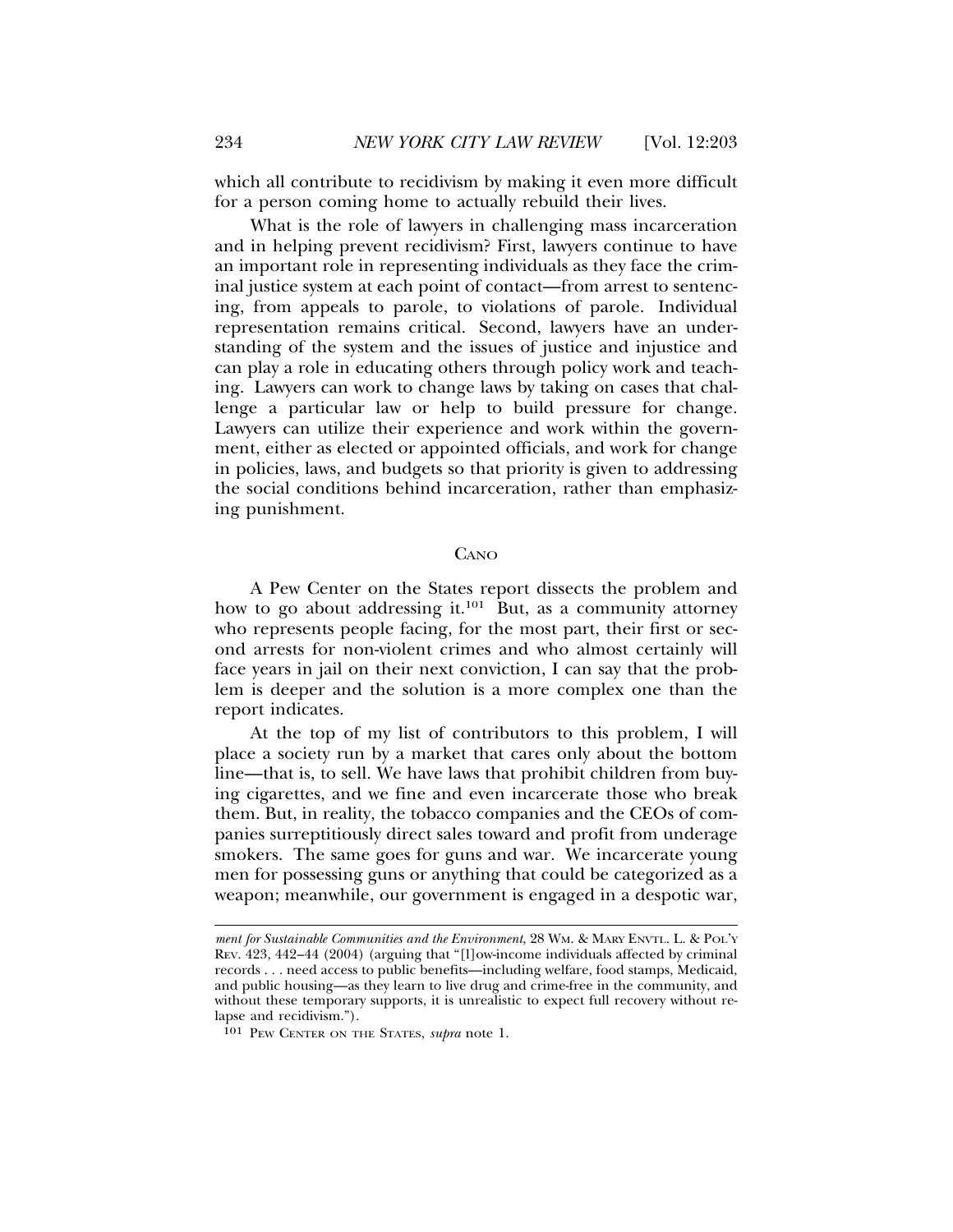which all contribute to recidivism by making it even more difficult for a person coming home to actually rebuild their lives.

What is the role of lawyers in challenging mass incarceration and in helping prevent recidivism? First, lawyers continue to have an important role in representing individuals as they face the criminal justice system at each point of contact—from arrest to sentencing, from appeals to parole, to violations of parole. Individual representation remains critical. Second, lawyers have an understanding of the system and the issues of justice and injustice and can play a role in educating others through policy work and teaching. Lawyers can work to change laws by taking on cases that challenge a particular law or help to build pressure for change. Lawyers can utilize their experience and work within the government, either as elected or appointed officials, and work for change in policies, laws, and budgets so that priority is given to addressing the social conditions behind incarceration, rather than emphasizing punishment.

## CANO

A Pew Center on the States report dissects the problem and how to go about addressing it.[101] But, as a community attorney who represents people facing, for the most part, their first or second arrests for non-violent crimes and who almost certainly will face years in jail on their next conviction, I can say that the problem is deeper and the solution is a more complex one than the report indicates.

At the top of my list of contributors to this problem, I will place a society run by a market that cares only about the bottom line—that is, to sell. We have laws that prohibit children from buying cigarettes, and we fine and even incarcerate those who break them. But, in reality, the tobacco companies and the CEOs of companies surreptitiously direct sales toward and profit from underage smokers. The same goes for guns and war. We incarcerate young men for possessing guns or anything that could be categorized as a weapon; meanwhile, our government is engaged in a despotic war,

---

*ment for Sustainable Communities and the Environment*, 28 WM. & MARY ENVTL. L. & POL'Y REV. 423, 442–44 (2004) (arguing that "[l]ow-income individuals affected by criminal records . . . need access to public benefits—including welfare, food stamps, Medicaid, and public housing—as they learn to live drug and crime-free in the community, and without these temporary supports, it is unrealistic to expect full recovery without relapse and recidivism.").

[101] PEW CENTER ON THE STATES, *supra* note 1.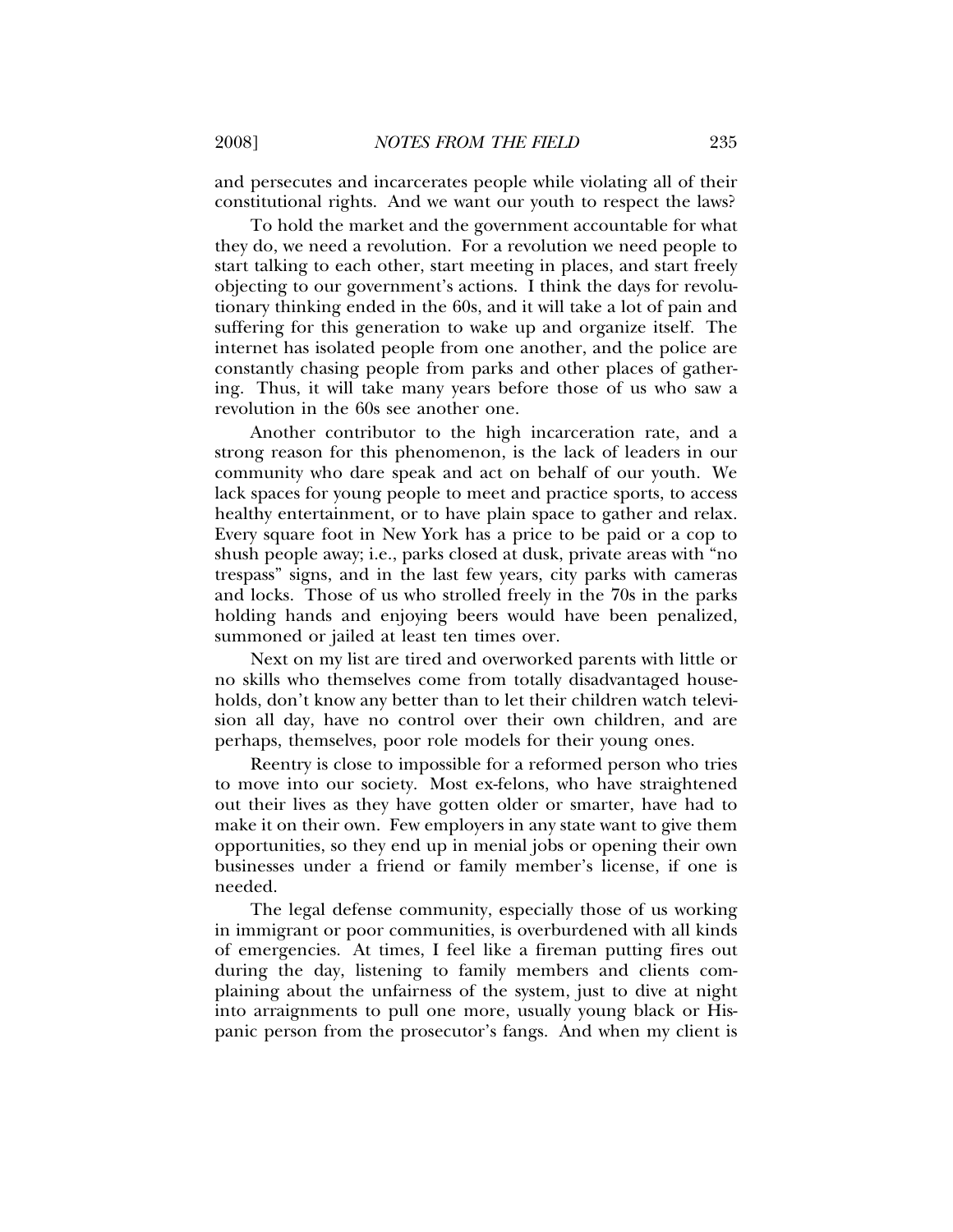and persecutes and incarcerates people while violating all of their constitutional rights. And we want our youth to respect the laws?

To hold the market and the government accountable for what they do, we need a revolution. For a revolution we need people to start talking to each other, start meeting in places, and start freely objecting to our government's actions. I think the days for revolutionary thinking ended in the 60s, and it will take a lot of pain and suffering for this generation to wake up and organize itself. The internet has isolated people from one another, and the police are constantly chasing people from parks and other places of gathering. Thus, it will take many years before those of us who saw a revolution in the 60s see another one.

Another contributor to the high incarceration rate, and a strong reason for this phenomenon, is the lack of leaders in our community who dare speak and act on behalf of our youth. We lack spaces for young people to meet and practice sports, to access healthy entertainment, or to have plain space to gather and relax. Every square foot in New York has a price to be paid or a cop to shush people away; i.e., parks closed at dusk, private areas with "no trespass" signs, and in the last few years, city parks with cameras and locks. Those of us who strolled freely in the 70s in the parks holding hands and enjoying beers would have been penalized, summoned or jailed at least ten times over.

Next on my list are tired and overworked parents with little or no skills who themselves come from totally disadvantaged households, don't know any better than to let their children watch television all day, have no control over their own children, and are perhaps, themselves, poor role models for their young ones.

Reentry is close to impossible for a reformed person who tries to move into our society. Most ex-felons, who have straightened out their lives as they have gotten older or smarter, have had to make it on their own. Few employers in any state want to give them opportunities, so they end up in menial jobs or opening their own businesses under a friend or family member's license, if one is needed.

The legal defense community, especially those of us working in immigrant or poor communities, is overburdened with all kinds of emergencies. At times, I feel like a fireman putting fires out during the day, listening to family members and clients complaining about the unfairness of the system, just to dive at night into arraignments to pull one more, usually young black or Hispanic person from the prosecutor's fangs. And when my client is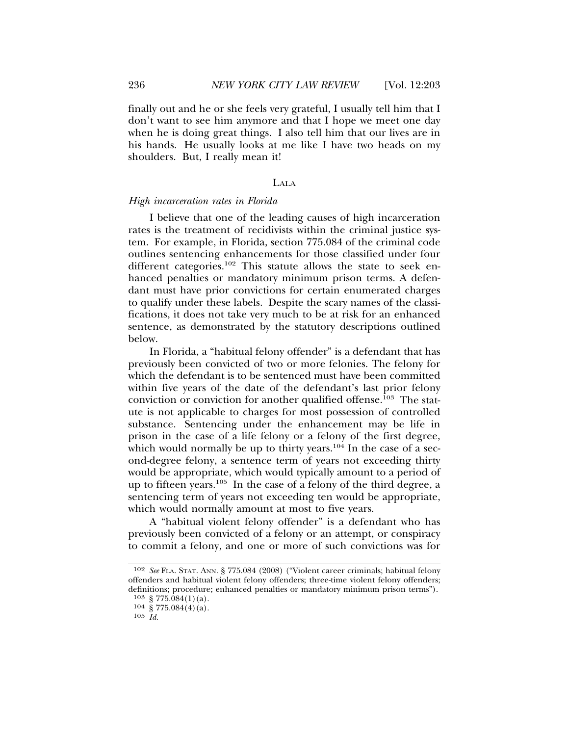finally out and he or she feels very grateful, I usually tell him that I don't want to see him anymore and that I hope we meet one day when he is doing great things. I also tell him that our lives are in his hands. He usually looks at me like I have two heads on my shoulders. But, I really mean it!

## LALA

### *High incarceration rates in Florida*

I believe that one of the leading causes of high incarceration rates is the treatment of recidivists within the criminal justice system. For example, in Florida, section 775.084 of the criminal code outlines sentencing enhancements for those classified under four different categories.[102] This statute allows the state to seek enhanced penalties or mandatory minimum prison terms. A defendant must have prior convictions for certain enumerated charges to qualify under these labels. Despite the scary names of the classifications, it does not take very much to be at risk for an enhanced sentence, as demonstrated by the statutory descriptions outlined below.

In Florida, a "habitual felony offender" is a defendant that has previously been convicted of two or more felonies. The felony for which the defendant is to be sentenced must have been committed within five years of the date of the defendant's last prior felony conviction or conviction for another qualified offense.[103] The statute is not applicable to charges for most possession of controlled substance. Sentencing under the enhancement may be life in prison in the case of a life felony or a felony of the first degree, which would normally be up to thirty years.[104] In the case of a second-degree felony, a sentence term of years not exceeding thirty would be appropriate, which would typically amount to a period of up to fifteen years.[105] In the case of a felony of the third degree, a sentencing term of years not exceeding ten would be appropriate, which would normally amount at most to five years.

A "habitual violent felony offender" is a defendant who has previously been convicted of a felony or an attempt, or conspiracy to commit a felony, and one or more of such convictions was for

---

102 *See* FLA. STAT. ANN. § 775.084 (2008) ("Violent career criminals; habitual felony offenders and habitual violent felony offenders; three-time violent felony offenders; definitions; procedure; enhanced penalties or mandatory minimum prison terms").

103 § 775.084(1)(a).

104 § 775.084(4)(a).

105 *Id.*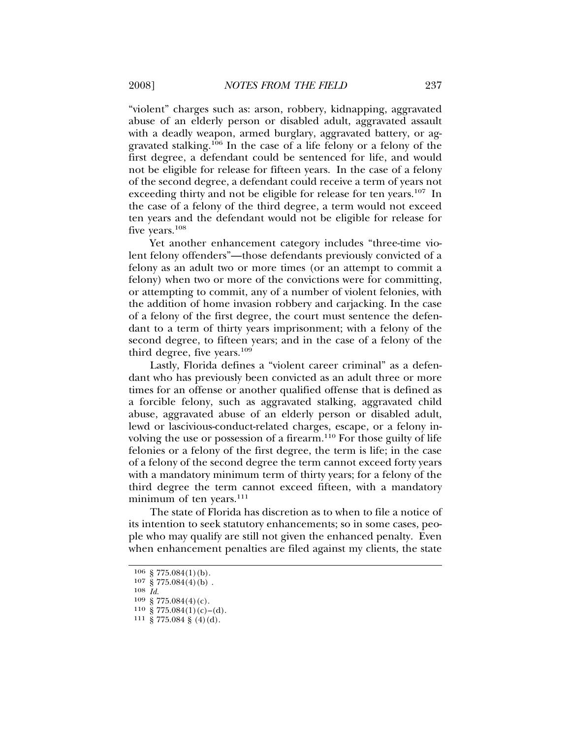"violent" charges such as: arson, robbery, kidnapping, aggravated abuse of an elderly person or disabled adult, aggravated assault with a deadly weapon, armed burglary, aggravated battery, or aggravated stalking.[106] In the case of a life felony or a felony of the first degree, a defendant could be sentenced for life, and would not be eligible for release for fifteen years. In the case of a felony of the second degree, a defendant could receive a term of years not exceeding thirty and not be eligible for release for ten years.[107] In the case of a felony of the third degree, a term would not exceed ten years and the defendant would not be eligible for release for five years.[108]

Yet another enhancement category includes "three-time violent felony offenders"—those defendants previously convicted of a felony as an adult two or more times (or an attempt to commit a felony) when two or more of the convictions were for committing, or attempting to commit, any of a number of violent felonies, with the addition of home invasion robbery and carjacking. In the case of a felony of the first degree, the court must sentence the defendant to a term of thirty years imprisonment; with a felony of the second degree, to fifteen years; and in the case of a felony of the third degree, five years.[109]

Lastly, Florida defines a "violent career criminal" as a defendant who has previously been convicted as an adult three or more times for an offense or another qualified offense that is defined as a forcible felony, such as aggravated stalking, aggravated child abuse, aggravated abuse of an elderly person or disabled adult, lewd or lascivious-conduct-related charges, escape, or a felony involving the use or possession of a firearm.[110] For those guilty of life felonies or a felony of the first degree, the term is life; in the case of a felony of the second degree the term cannot exceed forty years with a mandatory minimum term of thirty years; for a felony of the third degree the term cannot exceed fifteen, with a mandatory minimum of ten years.[111]

The state of Florida has discretion as to when to file a notice of its intention to seek statutory enhancements; so in some cases, people who may qualify are still not given the enhanced penalty. Even when enhancement penalties are filed against my clients, the state

---

[106] § 775.084(1)(b).

[107] § 775.084(4)(b) .

[108] *Id.*

[109] § 775.084(4)(c).

[110] § 775.084(1)(c)–(d).

[111] § 775.084 § (4)(d).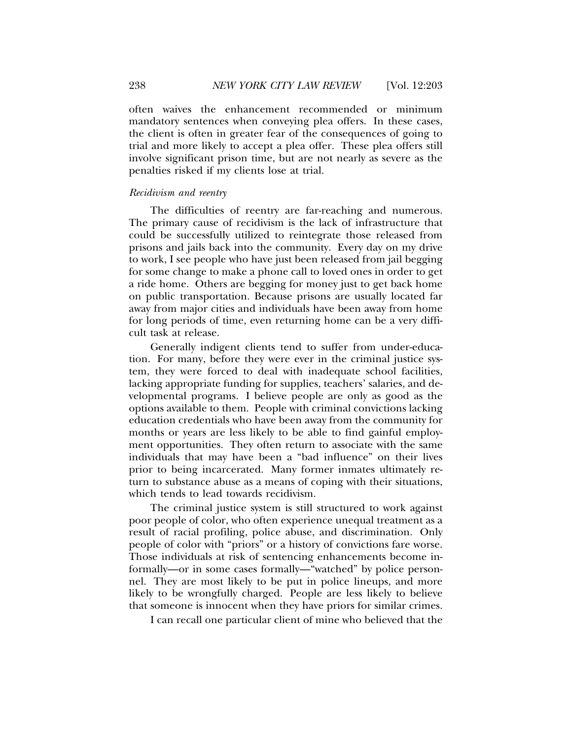often waives the enhancement recommended or minimum mandatory sentences when conveying plea offers. In these cases, the client is often in greater fear of the consequences of going to trial and more likely to accept a plea offer. These plea offers still involve significant prison time, but are not nearly as severe as the penalties risked if my clients lose at trial.

*Recidivism and reentry*

The difficulties of reentry are far-reaching and numerous. The primary cause of recidivism is the lack of infrastructure that could be successfully utilized to reintegrate those released from prisons and jails back into the community. Every day on my drive to work, I see people who have just been released from jail begging for some change to make a phone call to loved ones in order to get a ride home. Others are begging for money just to get back home on public transportation. Because prisons are usually located far away from major cities and individuals have been away from home for long periods of time, even returning home can be a very difficult task at release.

Generally indigent clients tend to suffer from under-education. For many, before they were ever in the criminal justice system, they were forced to deal with inadequate school facilities, lacking appropriate funding for supplies, teachers' salaries, and developmental programs. I believe people are only as good as the options available to them. People with criminal convictions lacking education credentials who have been away from the community for months or years are less likely to be able to find gainful employment opportunities. They often return to associate with the same individuals that may have been a "bad influence" on their lives prior to being incarcerated. Many former inmates ultimately return to substance abuse as a means of coping with their situations, which tends to lead towards recidivism.

The criminal justice system is still structured to work against poor people of color, who often experience unequal treatment as a result of racial profiling, police abuse, and discrimination. Only people of color with "priors" or a history of convictions fare worse. Those individuals at risk of sentencing enhancements become informally—or in some cases formally—"watched" by police personnel. They are most likely to be put in police lineups, and more likely to be wrongfully charged. People are less likely to believe that someone is innocent when they have priors for similar crimes.

I can recall one particular client of mine who believed that the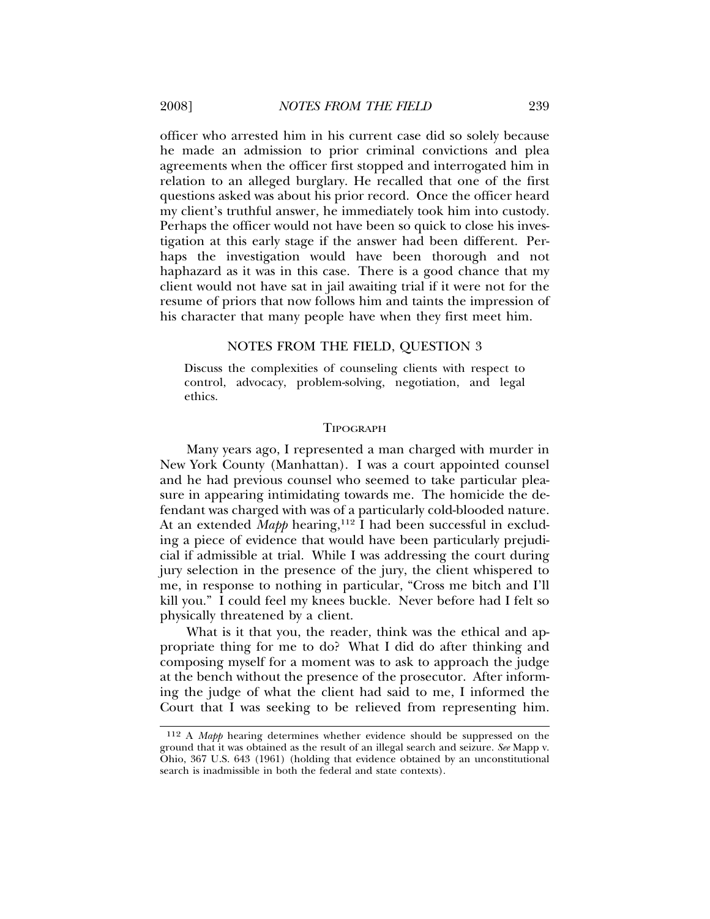officer who arrested him in his current case did so solely because he made an admission to prior criminal convictions and plea agreements when the officer first stopped and interrogated him in relation to an alleged burglary. He recalled that one of the first questions asked was about his prior record. Once the officer heard my client's truthful answer, he immediately took him into custody. Perhaps the officer would not have been so quick to close his investigation at this early stage if the answer had been different. Perhaps the investigation would have been thorough and not haphazard as it was in this case. There is a good chance that my client would not have sat in jail awaiting trial if it were not for the resume of priors that now follows him and taints the impression of his character that many people have when they first meet him.

## NOTES FROM THE FIELD, QUESTION 3

Discuss the complexities of counseling clients with respect to control, advocacy, problem-solving, negotiation, and legal ethics.

### TIPOGRAPH

Many years ago, I represented a man charged with murder in New York County (Manhattan). I was a court appointed counsel and he had previous counsel who seemed to take particular pleasure in appearing intimidating towards me. The homicide the defendant was charged with was of a particularly cold-blooded nature. At an extended *Mapp* hearing,[112] I had been successful in excluding a piece of evidence that would have been particularly prejudicial if admissible at trial. While I was addressing the court during jury selection in the presence of the jury, the client whispered to me, in response to nothing in particular, "Cross me bitch and I'll kill you." I could feel my knees buckle. Never before had I felt so physically threatened by a client.

What is it that you, the reader, think was the ethical and appropriate thing for me to do? What I did do after thinking and composing myself for a moment was to ask to approach the judge at the bench without the presence of the prosecutor. After informing the judge of what the client had said to me, I informed the Court that I was seeking to be relieved from representing him.

---

[112] A *Mapp* hearing determines whether evidence should be suppressed on the ground that it was obtained as the result of an illegal search and seizure. *See* Mapp v. Ohio, 367 U.S. 643 (1961) (holding that evidence obtained by an unconstitutional search is inadmissible in both the federal and state contexts).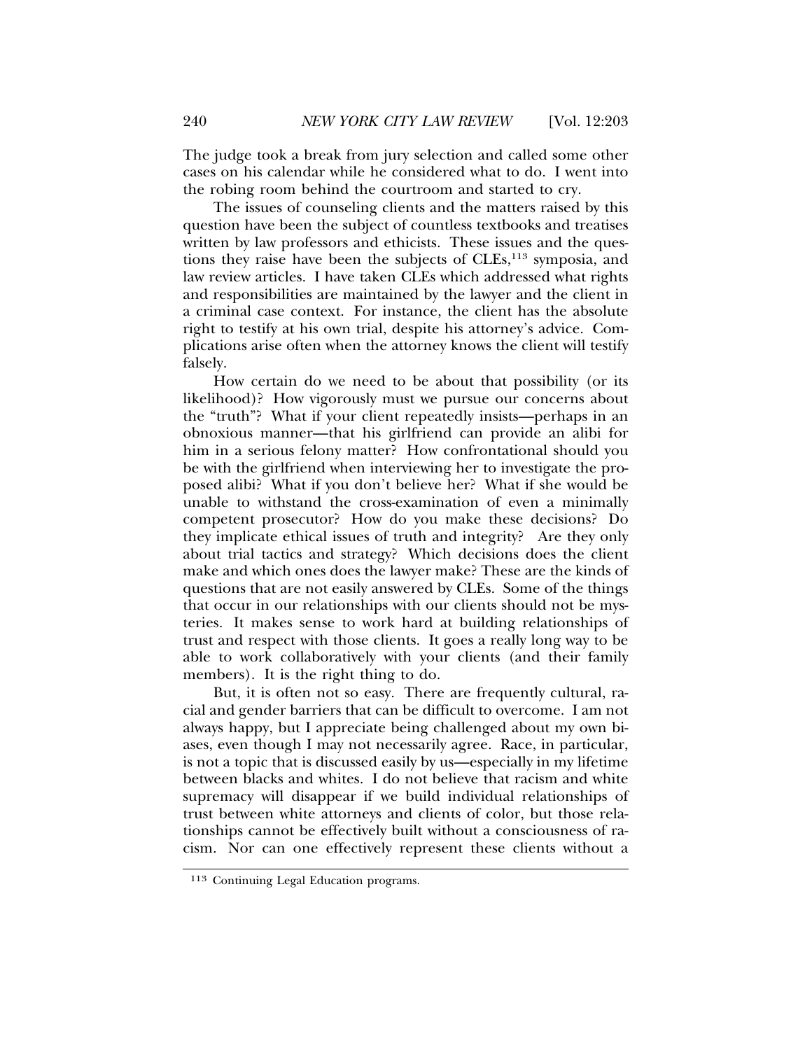The judge took a break from jury selection and called some other cases on his calendar while he considered what to do. I went into the robing room behind the courtroom and started to cry.

The issues of counseling clients and the matters raised by this question have been the subject of countless textbooks and treatises written by law professors and ethicists. These issues and the questions they raise have been the subjects of CLEs,[113] symposia, and law review articles. I have taken CLEs which addressed what rights and responsibilities are maintained by the lawyer and the client in a criminal case context. For instance, the client has the absolute right to testify at his own trial, despite his attorney's advice. Complications arise often when the attorney knows the client will testify falsely.

How certain do we need to be about that possibility (or its likelihood)? How vigorously must we pursue our concerns about the "truth"? What if your client repeatedly insists—perhaps in an obnoxious manner—that his girlfriend can provide an alibi for him in a serious felony matter? How confrontational should you be with the girlfriend when interviewing her to investigate the proposed alibi? What if you don't believe her? What if she would be unable to withstand the cross-examination of even a minimally competent prosecutor? How do you make these decisions? Do they implicate ethical issues of truth and integrity? Are they only about trial tactics and strategy? Which decisions does the client make and which ones does the lawyer make? These are the kinds of questions that are not easily answered by CLEs. Some of the things that occur in our relationships with our clients should not be mysteries. It makes sense to work hard at building relationships of trust and respect with those clients. It goes a really long way to be able to work collaboratively with your clients (and their family members). It is the right thing to do.

But, it is often not so easy. There are frequently cultural, racial and gender barriers that can be difficult to overcome. I am not always happy, but I appreciate being challenged about my own biases, even though I may not necessarily agree. Race, in particular, is not a topic that is discussed easily by us—especially in my lifetime between blacks and whites. I do not believe that racism and white supremacy will disappear if we build individual relationships of trust between white attorneys and clients of color, but those relationships cannot be effectively built without a consciousness of racism. Nor can one effectively represent these clients without a

---

[113] Continuing Legal Education programs.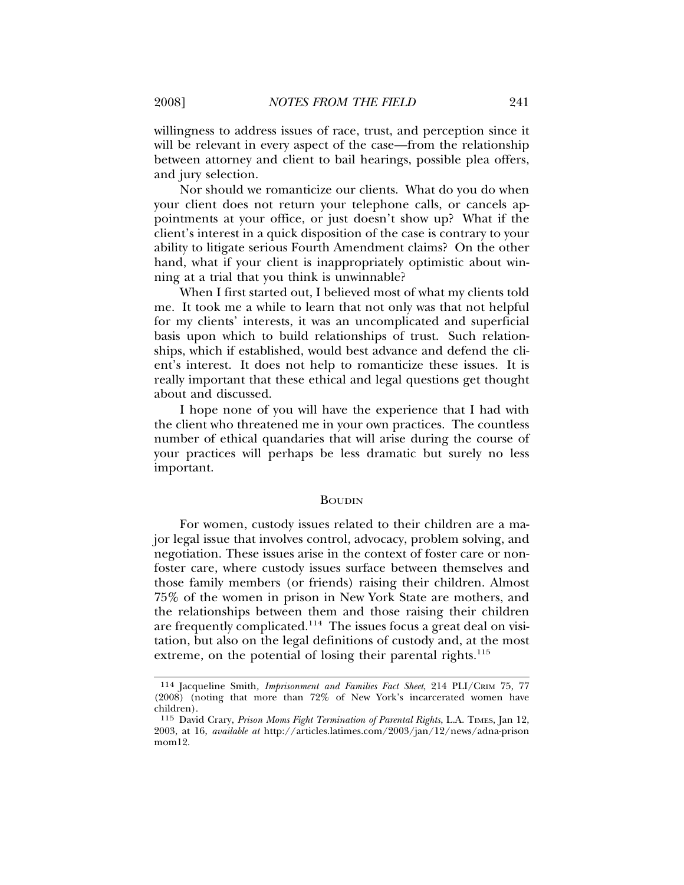willingness to address issues of race, trust, and perception since it will be relevant in every aspect of the case—from the relationship between attorney and client to bail hearings, possible plea offers, and jury selection.

Nor should we romanticize our clients. What do you do when your client does not return your telephone calls, or cancels appointments at your office, or just doesn't show up? What if the client's interest in a quick disposition of the case is contrary to your ability to litigate serious Fourth Amendment claims? On the other hand, what if your client is inappropriately optimistic about winning at a trial that you think is unwinnable?

When I first started out, I believed most of what my clients told me. It took me a while to learn that not only was that not helpful for my clients' interests, it was an uncomplicated and superficial basis upon which to build relationships of trust. Such relationships, which if established, would best advance and defend the client's interest. It does not help to romanticize these issues. It is really important that these ethical and legal questions get thought about and discussed.

I hope none of you will have the experience that I had with the client who threatened me in your own practices. The countless number of ethical quandaries that will arise during the course of your practices will perhaps be less dramatic but surely no less important.

## BOUDIN

For women, custody issues related to their children are a major legal issue that involves control, advocacy, problem solving, and negotiation. These issues arise in the context of foster care or non-foster care, where custody issues surface between themselves and those family members (or friends) raising their children. Almost 75% of the women in prison in New York State are mothers, and the relationships between them and those raising their children are frequently complicated.[114] The issues focus a great deal on visitation, but also on the legal definitions of custody and, at the most extreme, on the potential of losing their parental rights.[115]

---

114 Jacqueline Smith, *Imprisonment and Families Fact Sheet*, 214 PLI/CRIM 75, 77 (2008) (noting that more than 72% of New York's incarcerated women have children).

115 David Crary, *Prison Moms Fight Termination of Parental Rights*, L.A. TIMES, Jan 12, 2003, at 16, *available at* http://articles.latimes.com/2003/jan/12/news/adna-prisonmom12.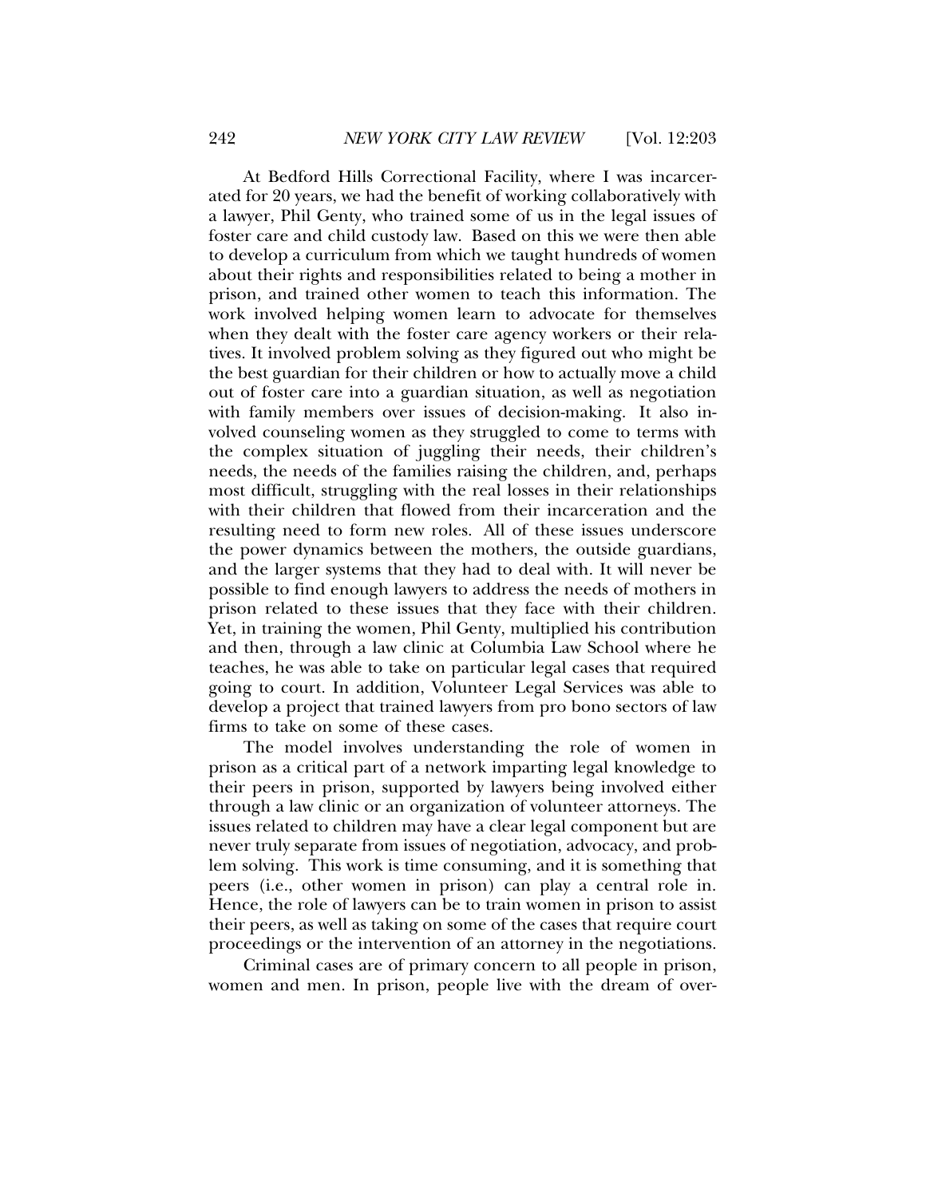At Bedford Hills Correctional Facility, where I was incarcerated for 20 years, we had the benefit of working collaboratively with a lawyer, Phil Genty, who trained some of us in the legal issues of foster care and child custody law. Based on this we were then able to develop a curriculum from which we taught hundreds of women about their rights and responsibilities related to being a mother in prison, and trained other women to teach this information. The work involved helping women learn to advocate for themselves when they dealt with the foster care agency workers or their relatives. It involved problem solving as they figured out who might be the best guardian for their children or how to actually move a child out of foster care into a guardian situation, as well as negotiation with family members over issues of decision-making. It also involved counseling women as they struggled to come to terms with the complex situation of juggling their needs, their children's needs, the needs of the families raising the children, and, perhaps most difficult, struggling with the real losses in their relationships with their children that flowed from their incarceration and the resulting need to form new roles. All of these issues underscore the power dynamics between the mothers, the outside guardians, and the larger systems that they had to deal with. It will never be possible to find enough lawyers to address the needs of mothers in prison related to these issues that they face with their children. Yet, in training the women, Phil Genty, multiplied his contribution and then, through a law clinic at Columbia Law School where he teaches, he was able to take on particular legal cases that required going to court. In addition, Volunteer Legal Services was able to develop a project that trained lawyers from pro bono sectors of law firms to take on some of these cases.

The model involves understanding the role of women in prison as a critical part of a network imparting legal knowledge to their peers in prison, supported by lawyers being involved either through a law clinic or an organization of volunteer attorneys. The issues related to children may have a clear legal component but are never truly separate from issues of negotiation, advocacy, and problem solving. This work is time consuming, and it is something that peers (i.e., other women in prison) can play a central role in. Hence, the role of lawyers can be to train women in prison to assist their peers, as well as taking on some of the cases that require court proceedings or the intervention of an attorney in the negotiations.

Criminal cases are of primary concern to all people in prison, women and men. In prison, people live with the dream of over-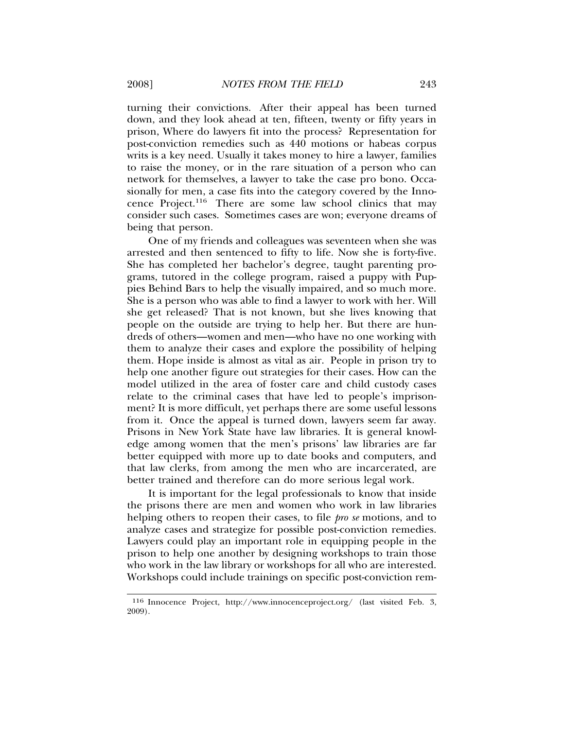turning their convictions. After their appeal has been turned down, and they look ahead at ten, fifteen, twenty or fifty years in prison, Where do lawyers fit into the process? Representation for post-conviction remedies such as 440 motions or habeas corpus writs is a key need. Usually it takes money to hire a lawyer, families to raise the money, or in the rare situation of a person who can network for themselves, a lawyer to take the case pro bono. Occasionally for men, a case fits into the category covered by the Innocence Project.[116] There are some law school clinics that may consider such cases. Sometimes cases are won; everyone dreams of being that person.

One of my friends and colleagues was seventeen when she was arrested and then sentenced to fifty to life. Now she is forty-five. She has completed her bachelor's degree, taught parenting programs, tutored in the college program, raised a puppy with Puppies Behind Bars to help the visually impaired, and so much more. She is a person who was able to find a lawyer to work with her. Will she get released? That is not known, but she lives knowing that people on the outside are trying to help her. But there are hundreds of others—women and men—who have no one working with them to analyze their cases and explore the possibility of helping them. Hope inside is almost as vital as air. People in prison try to help one another figure out strategies for their cases. How can the model utilized in the area of foster care and child custody cases relate to the criminal cases that have led to people's imprisonment? It is more difficult, yet perhaps there are some useful lessons from it. Once the appeal is turned down, lawyers seem far away. Prisons in New York State have law libraries. It is general knowledge among women that the men's prisons' law libraries are far better equipped with more up to date books and computers, and that law clerks, from among the men who are incarcerated, are better trained and therefore can do more serious legal work.

It is important for the legal professionals to know that inside the prisons there are men and women who work in law libraries helping others to reopen their cases, to file *pro se* motions, and to analyze cases and strategize for possible post-conviction remedies. Lawyers could play an important role in equipping people in the prison to help one another by designing workshops to train those who work in the law library or workshops for all who are interested. Workshops could include trainings on specific post-conviction rem-

---

[116] Innocence Project, http://www.innocenceproject.org/ (last visited Feb. 3, 2009).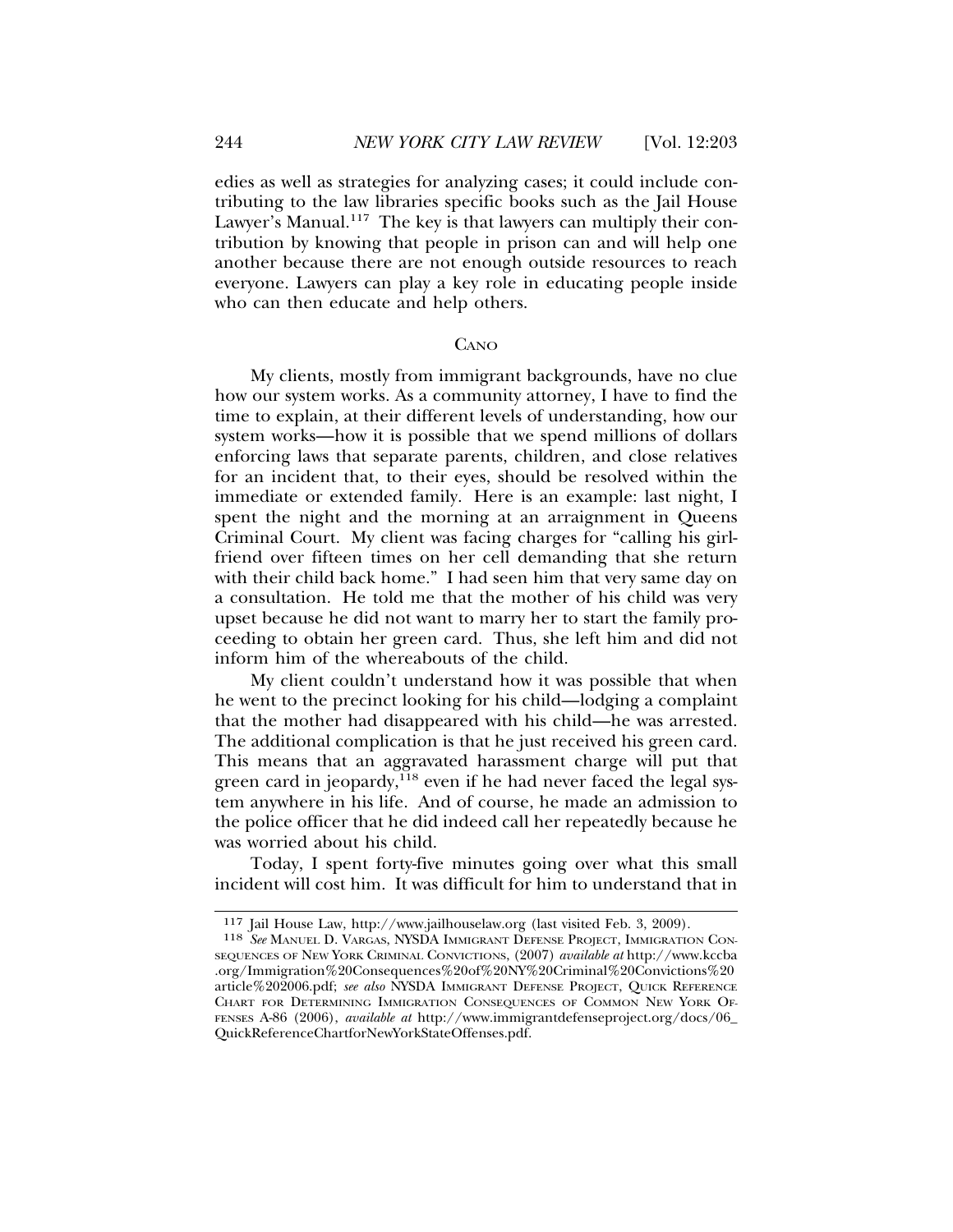edies as well as strategies for analyzing cases; it could include contributing to the law libraries specific books such as the Jail House Lawyer's Manual.[117] The key is that lawyers can multiply their contribution by knowing that people in prison can and will help one another because there are not enough outside resources to reach everyone. Lawyers can play a key role in educating people inside who can then educate and help others.

CANO

My clients, mostly from immigrant backgrounds, have no clue how our system works. As a community attorney, I have to find the time to explain, at their different levels of understanding, how our system works—how it is possible that we spend millions of dollars enforcing laws that separate parents, children, and close relatives for an incident that, to their eyes, should be resolved within the immediate or extended family. Here is an example: last night, I spent the night and the morning at an arraignment in Queens Criminal Court. My client was facing charges for "calling his girlfriend over fifteen times on her cell demanding that she return with their child back home." I had seen him that very same day on a consultation. He told me that the mother of his child was very upset because he did not want to marry her to start the family proceeding to obtain her green card. Thus, she left him and did not inform him of the whereabouts of the child.

My client couldn't understand how it was possible that when he went to the precinct looking for his child—lodging a complaint that the mother had disappeared with his child—he was arrested. The additional complication is that he just received his green card. This means that an aggravated harassment charge will put that green card in jeopardy,[118] even if he had never faced the legal system anywhere in his life. And of course, he made an admission to the police officer that he did indeed call her repeatedly because he was worried about his child.

Today, I spent forty-five minutes going over what this small incident will cost him. It was difficult for him to understand that in

---

117 Jail House Law, http://www.jailhouselaw.org (last visited Feb. 3, 2009).

118 *See* MANUEL D. VARGAS, NYSDA IMMIGRANT DEFENSE PROJECT, IMMIGRATION CONSEQUENCES OF NEW YORK CRIMINAL CONVICTIONS, (2007) *available at* http://www.kccba.org/Immigration%20Consequences%20of%20NY%20Criminal%20Convictions%20article%202006.pdf; *see also* NYSDA IMMIGRANT DEFENSE PROJECT, QUICK REFERENCE CHART FOR DETERMINING IMMIGRATION CONSEQUENCES OF COMMON NEW YORK OFFENSES A-86 (2006), *available at* http://www.immigrantdefenseproject.org/docs/06_QuickReferenceChartforNewYorkStateOffenses.pdf.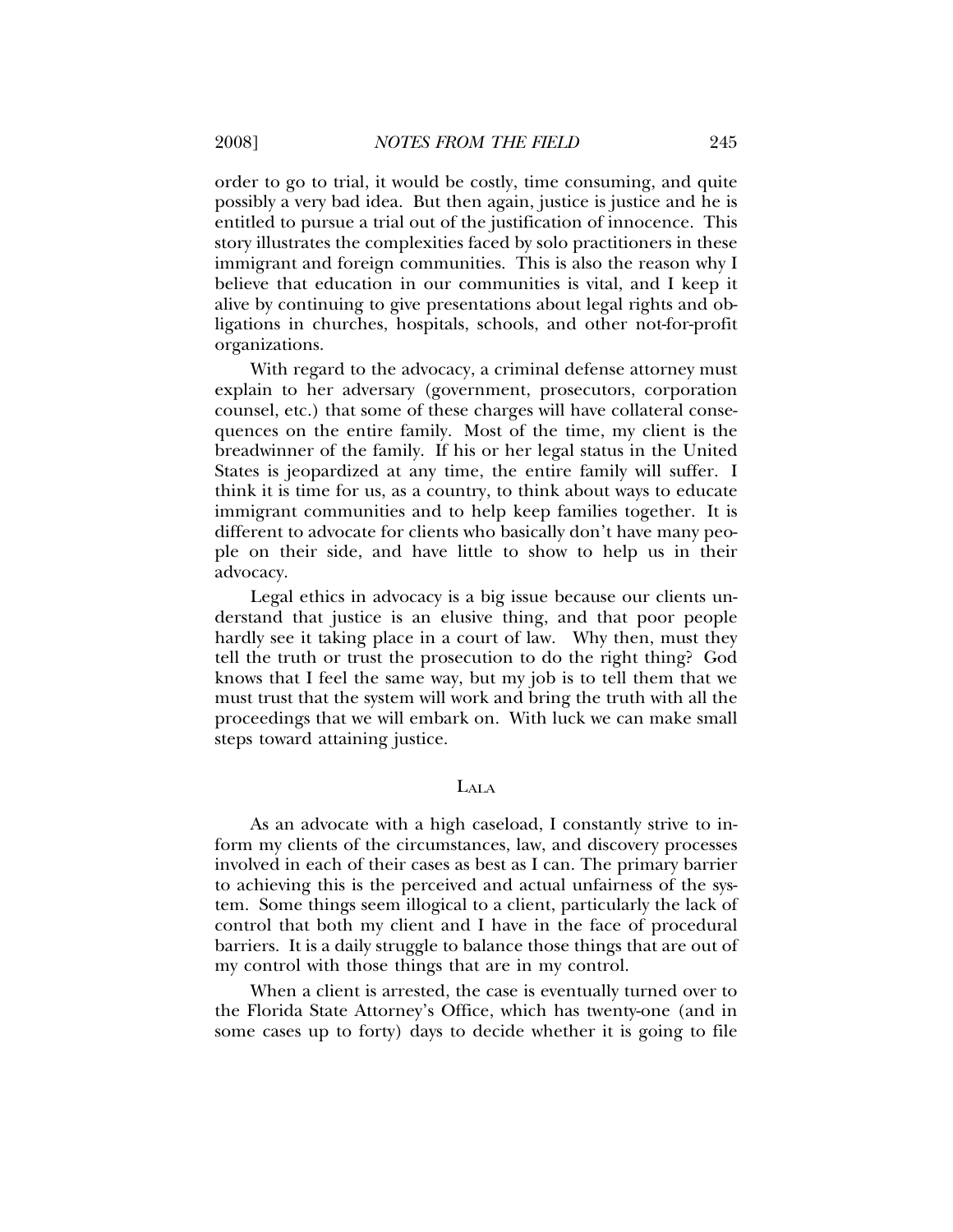order to go to trial, it would be costly, time consuming, and quite possibly a very bad idea. But then again, justice is justice and he is entitled to pursue a trial out of the justification of innocence. This story illustrates the complexities faced by solo practitioners in these immigrant and foreign communities. This is also the reason why I believe that education in our communities is vital, and I keep it alive by continuing to give presentations about legal rights and obligations in churches, hospitals, schools, and other not-for-profit organizations.

With regard to the advocacy, a criminal defense attorney must explain to her adversary (government, prosecutors, corporation counsel, etc.) that some of these charges will have collateral consequences on the entire family. Most of the time, my client is the breadwinner of the family. If his or her legal status in the United States is jeopardized at any time, the entire family will suffer. I think it is time for us, as a country, to think about ways to educate immigrant communities and to help keep families together. It is different to advocate for clients who basically don't have many people on their side, and have little to show to help us in their advocacy.

Legal ethics in advocacy is a big issue because our clients understand that justice is an elusive thing, and that poor people hardly see it taking place in a court of law. Why then, must they tell the truth or trust the prosecution to do the right thing? God knows that I feel the same way, but my job is to tell them that we must trust that the system will work and bring the truth with all the proceedings that we will embark on. With luck we can make small steps toward attaining justice.

## Lala

As an advocate with a high caseload, I constantly strive to inform my clients of the circumstances, law, and discovery processes involved in each of their cases as best as I can. The primary barrier to achieving this is the perceived and actual unfairness of the system. Some things seem illogical to a client, particularly the lack of control that both my client and I have in the face of procedural barriers. It is a daily struggle to balance those things that are out of my control with those things that are in my control.

When a client is arrested, the case is eventually turned over to the Florida State Attorney's Office, which has twenty-one (and in some cases up to forty) days to decide whether it is going to file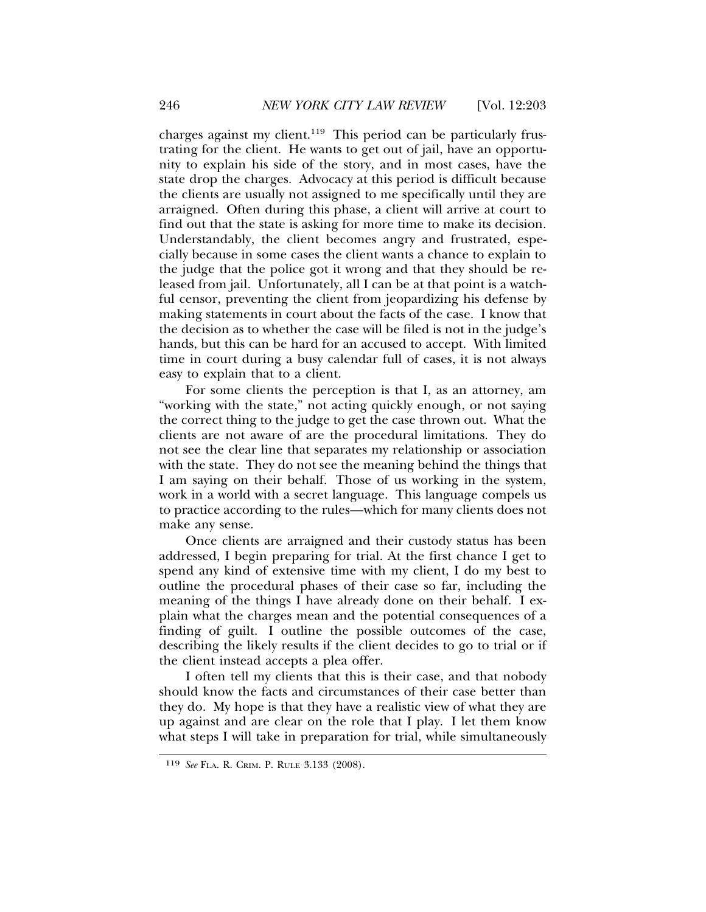charges against my client.[119] This period can be particularly frustrating for the client. He wants to get out of jail, have an opportunity to explain his side of the story, and in most cases, have the state drop the charges. Advocacy at this period is difficult because the clients are usually not assigned to me specifically until they are arraigned. Often during this phase, a client will arrive at court to find out that the state is asking for more time to make its decision. Understandably, the client becomes angry and frustrated, especially because in some cases the client wants a chance to explain to the judge that the police got it wrong and that they should be released from jail. Unfortunately, all I can be at that point is a watchful censor, preventing the client from jeopardizing his defense by making statements in court about the facts of the case. I know that the decision as to whether the case will be filed is not in the judge's hands, but this can be hard for an accused to accept. With limited time in court during a busy calendar full of cases, it is not always easy to explain that to a client.

For some clients the perception is that I, as an attorney, am "working with the state," not acting quickly enough, or not saying the correct thing to the judge to get the case thrown out. What the clients are not aware of are the procedural limitations. They do not see the clear line that separates my relationship or association with the state. They do not see the meaning behind the things that I am saying on their behalf. Those of us working in the system, work in a world with a secret language. This language compels us to practice according to the rules—which for many clients does not make any sense.

Once clients are arraigned and their custody status has been addressed, I begin preparing for trial. At the first chance I get to spend any kind of extensive time with my client, I do my best to outline the procedural phases of their case so far, including the meaning of the things I have already done on their behalf. I explain what the charges mean and the potential consequences of a finding of guilt. I outline the possible outcomes of the case, describing the likely results if the client decides to go to trial or if the client instead accepts a plea offer.

I often tell my clients that this is their case, and that nobody should know the facts and circumstances of their case better than they do. My hope is that they have a realistic view of what they are up against and are clear on the role that I play. I let them know what steps I will take in preparation for trial, while simultaneously

[119] *See* FLA. R. CRIM. P. RULE 3.133 (2008).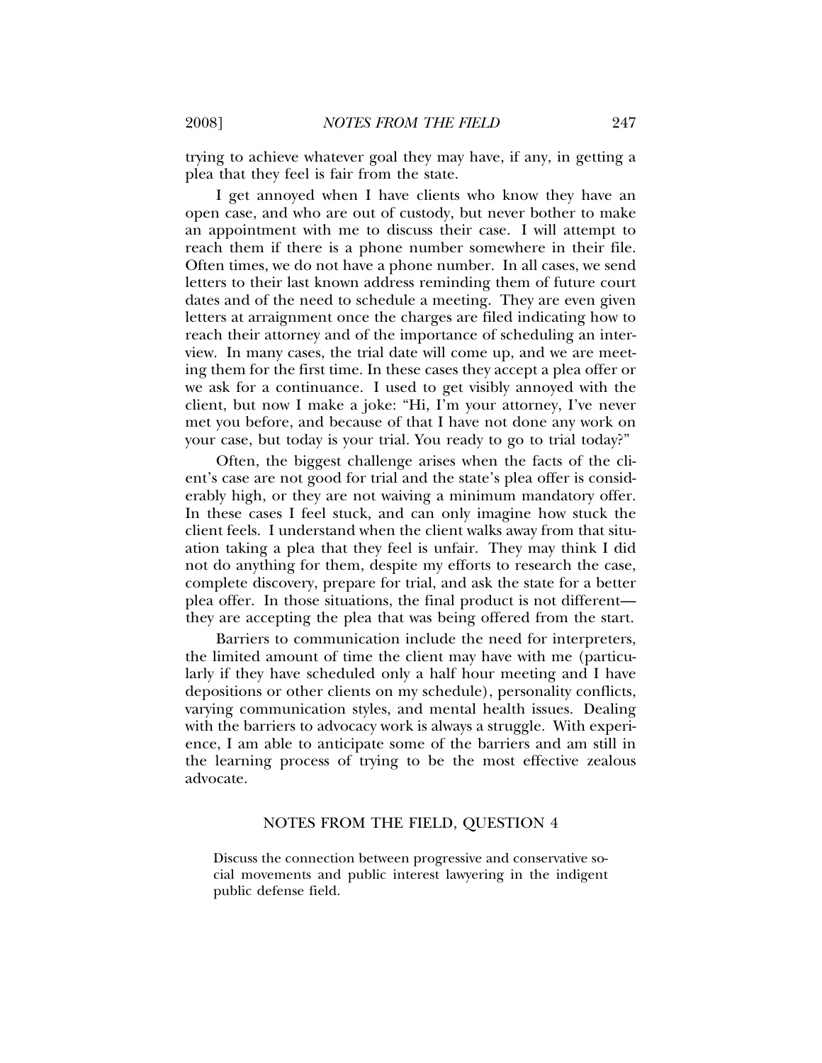trying to achieve whatever goal they may have, if any, in getting a plea that they feel is fair from the state.

I get annoyed when I have clients who know they have an open case, and who are out of custody, but never bother to make an appointment with me to discuss their case. I will attempt to reach them if there is a phone number somewhere in their file. Often times, we do not have a phone number. In all cases, we send letters to their last known address reminding them of future court dates and of the need to schedule a meeting. They are even given letters at arraignment once the charges are filed indicating how to reach their attorney and of the importance of scheduling an interview. In many cases, the trial date will come up, and we are meeting them for the first time. In these cases they accept a plea offer or we ask for a continuance. I used to get visibly annoyed with the client, but now I make a joke: "Hi, I'm your attorney, I've never met you before, and because of that I have not done any work on your case, but today is your trial. You ready to go to trial today?"

Often, the biggest challenge arises when the facts of the client's case are not good for trial and the state's plea offer is considerably high, or they are not waiving a minimum mandatory offer. In these cases I feel stuck, and can only imagine how stuck the client feels. I understand when the client walks away from that situation taking a plea that they feel is unfair. They may think I did not do anything for them, despite my efforts to research the case, complete discovery, prepare for trial, and ask the state for a better plea offer. In those situations, the final product is not different—they are accepting the plea that was being offered from the start.

Barriers to communication include the need for interpreters, the limited amount of time the client may have with me (particularly if they have scheduled only a half hour meeting and I have depositions or other clients on my schedule), personality conflicts, varying communication styles, and mental health issues. Dealing with the barriers to advocacy work is always a struggle. With experience, I am able to anticipate some of the barriers and am still in the learning process of trying to be the most effective zealous advocate.

## NOTES FROM THE FIELD, QUESTION 4

> Discuss the connection between progressive and conservative social movements and public interest lawyering in the indigent public defense field.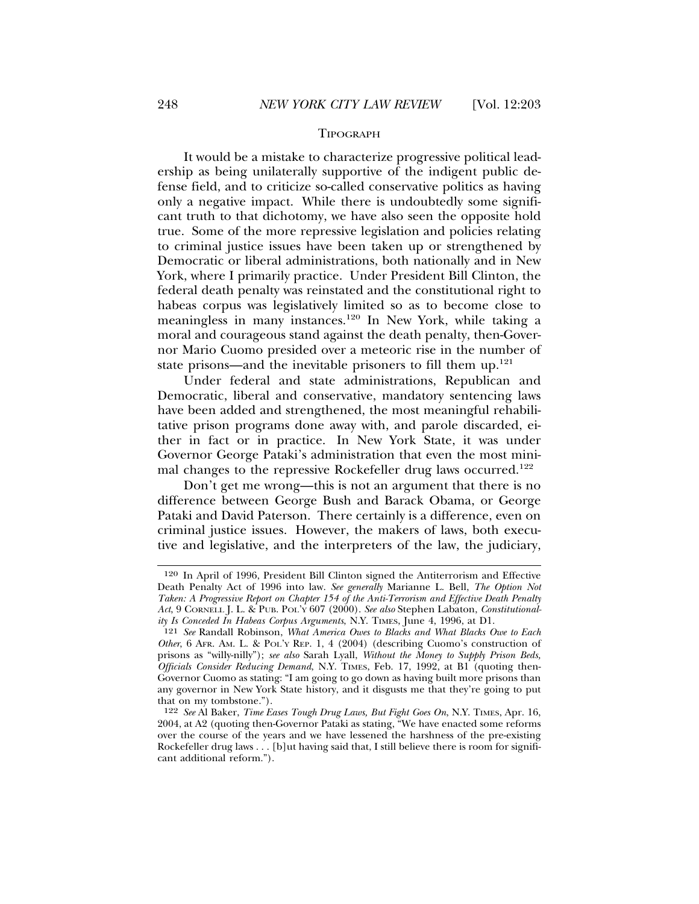TIPOGRAPH

It would be a mistake to characterize progressive political leadership as being unilaterally supportive of the indigent public defense field, and to criticize so-called conservative politics as having only a negative impact. While there is undoubtedly some significant truth to that dichotomy, we have also seen the opposite hold true. Some of the more repressive legislation and policies relating to criminal justice issues have been taken up or strengthened by Democratic or liberal administrations, both nationally and in New York, where I primarily practice. Under President Bill Clinton, the federal death penalty was reinstated and the constitutional right to habeas corpus was legislatively limited so as to become close to meaningless in many instances.[120] In New York, while taking a moral and courageous stand against the death penalty, then-Governor Mario Cuomo presided over a meteoric rise in the number of state prisons—and the inevitable prisoners to fill them up.[121]

Under federal and state administrations, Republican and Democratic, liberal and conservative, mandatory sentencing laws have been added and strengthened, the most meaningful rehabilitative prison programs done away with, and parole discarded, either in fact or in practice. In New York State, it was under Governor George Pataki's administration that even the most minimal changes to the repressive Rockefeller drug laws occurred.[122]

Don't get me wrong—this is not an argument that there is no difference between George Bush and Barack Obama, or George Pataki and David Paterson. There certainly is a difference, even on criminal justice issues. However, the makers of laws, both executive and legislative, and the interpreters of the law, the judiciary,

---

[120] In April of 1996, President Bill Clinton signed the Antiterrorism and Effective Death Penalty Act of 1996 into law. *See generally* Marianne L. Bell, *The Option Not Taken: A Progressive Report on Chapter 154 of the Anti-Terrorism and Effective Death Penalty Act*, 9 CORNELL J. L. & PUB. POL'Y 607 (2000). *See also* Stephen Labaton, *Constitutionality Is Conceded In Habeas Corpus Arguments*, N.Y. TIMES, June 4, 1996, at D1.

[121] *See* Randall Robinson, *What America Owes to Blacks and What Blacks Owe to Each Other*, 6 AFR. AM. L. & POL'Y REP. 1, 4 (2004) (describing Cuomo's construction of prisons as "willy-nilly"); *see also* Sarah Lyall, *Without the Money to Supply Prison Beds, Officials Consider Reducing Demand*, N.Y. TIMES, Feb. 17, 1992, at B1 (quoting then-Governor Cuomo as stating: "I am going to go down as having built more prisons than any governor in New York State history, and it disgusts me that they're going to put that on my tombstone.").

[122] *See* Al Baker, *Time Eases Tough Drug Laws, But Fight Goes On*, N.Y. TIMES, Apr. 16, 2004, at A2 (quoting then-Governor Pataki as stating, "We have enacted some reforms over the course of the years and we have lessened the harshness of the pre-existing Rockefeller drug laws . . . [b]ut having said that, I still believe there is room for significant additional reform.").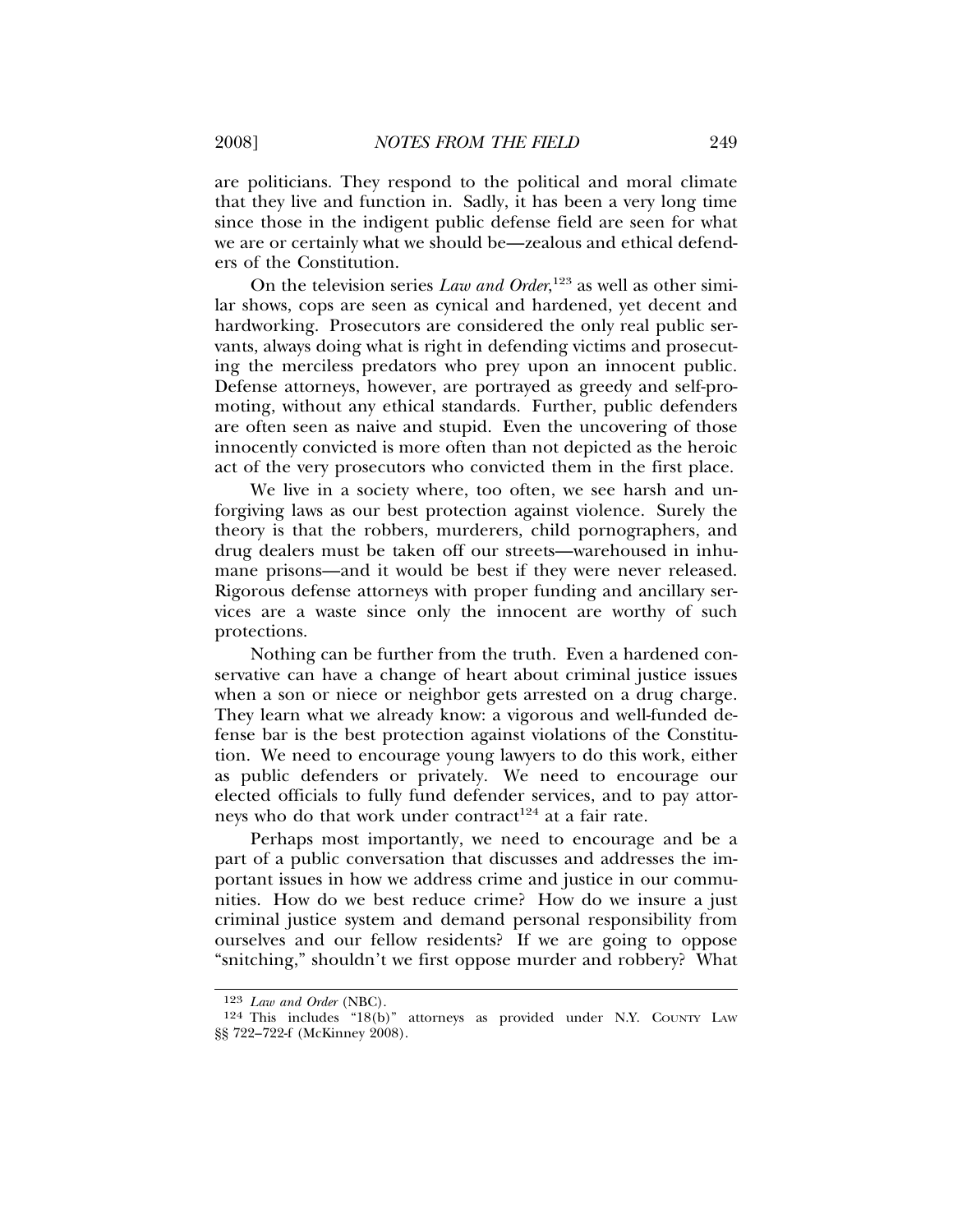are politicians. They respond to the political and moral climate that they live and function in. Sadly, it has been a very long time since those in the indigent public defense field are seen for what we are or certainly what we should be—zealous and ethical defenders of the Constitution.

On the television series *Law and Order*,[123] as well as other similar shows, cops are seen as cynical and hardened, yet decent and hardworking. Prosecutors are considered the only real public servants, always doing what is right in defending victims and prosecuting the merciless predators who prey upon an innocent public. Defense attorneys, however, are portrayed as greedy and self-promoting, without any ethical standards. Further, public defenders are often seen as naive and stupid. Even the uncovering of those innocently convicted is more often than not depicted as the heroic act of the very prosecutors who convicted them in the first place.

We live in a society where, too often, we see harsh and unforgiving laws as our best protection against violence. Surely the theory is that the robbers, murderers, child pornographers, and drug dealers must be taken off our streets—warehoused in inhumane prisons—and it would be best if they were never released. Rigorous defense attorneys with proper funding and ancillary services are a waste since only the innocent are worthy of such protections.

Nothing can be further from the truth. Even a hardened conservative can have a change of heart about criminal justice issues when a son or niece or neighbor gets arrested on a drug charge. They learn what we already know: a vigorous and well-funded defense bar is the best protection against violations of the Constitution. We need to encourage young lawyers to do this work, either as public defenders or privately. We need to encourage our elected officials to fully fund defender services, and to pay attorneys who do that work under contract[124] at a fair rate.

Perhaps most importantly, we need to encourage and be a part of a public conversation that discusses and addresses the important issues in how we address crime and justice in our communities. How do we best reduce crime? How do we insure a just criminal justice system and demand personal responsibility from ourselves and our fellow residents? If we are going to oppose "snitching," shouldn't we first oppose murder and robbery? What

---

[123] *Law and Order* (NBC).

[124] This includes "18(b)" attorneys as provided under N.Y. COUNTY LAW §§ 722–722-f (McKinney 2008).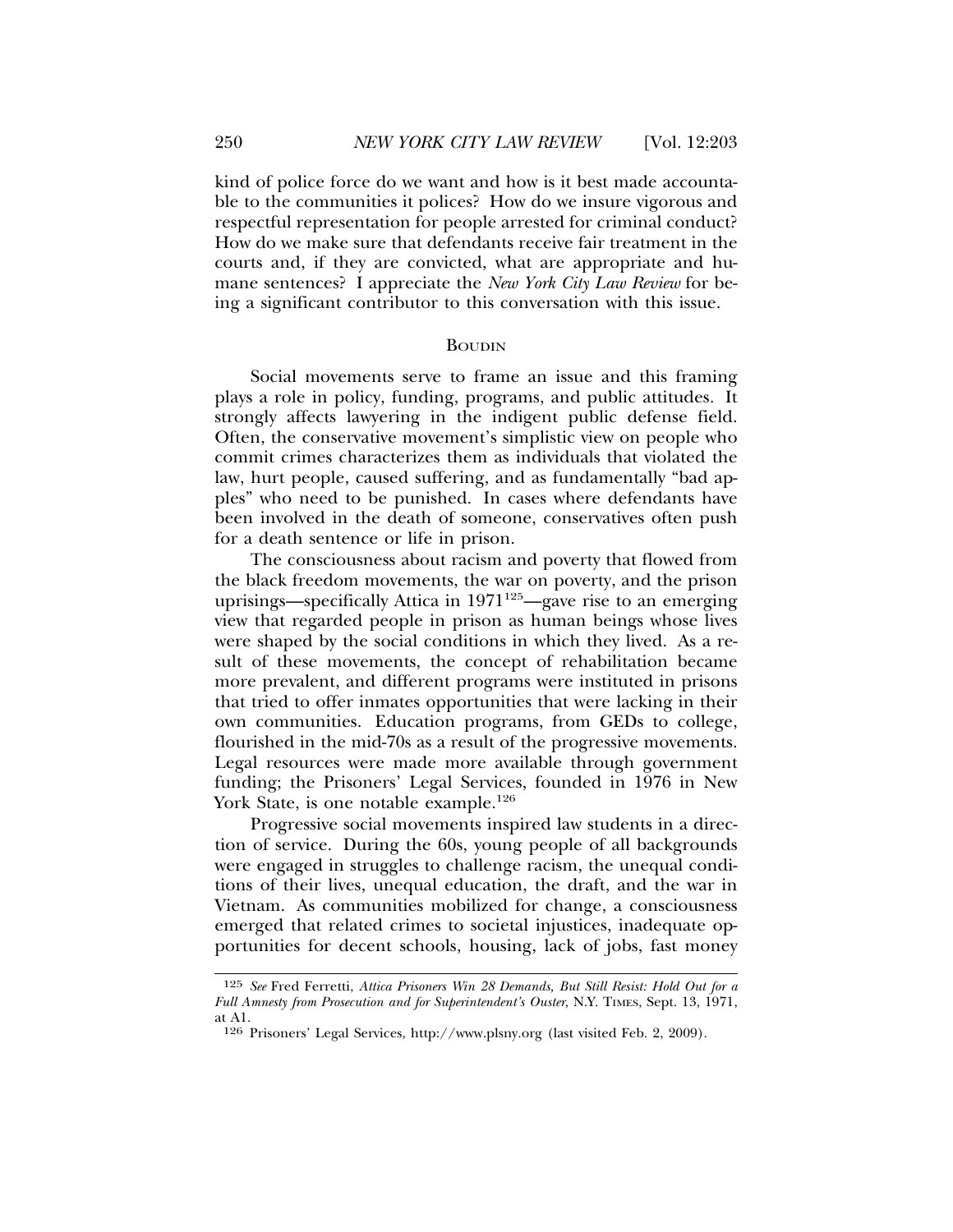kind of police force do we want and how is it best made accountable to the communities it polices? How do we insure vigorous and respectful representation for people arrested for criminal conduct? How do we make sure that defendants receive fair treatment in the courts and, if they are convicted, what are appropriate and humane sentences? I appreciate the *New York City Law Review* for being a significant contributor to this conversation with this issue.

## BOUDIN

Social movements serve to frame an issue and this framing plays a role in policy, funding, programs, and public attitudes. It strongly affects lawyering in the indigent public defense field. Often, the conservative movement's simplistic view on people who commit crimes characterizes them as individuals that violated the law, hurt people, caused suffering, and as fundamentally "bad apples" who need to be punished. In cases where defendants have been involved in the death of someone, conservatives often push for a death sentence or life in prison.

The consciousness about racism and poverty that flowed from the black freedom movements, the war on poverty, and the prison uprisings—specifically Attica in 1971[125]—gave rise to an emerging view that regarded people in prison as human beings whose lives were shaped by the social conditions in which they lived. As a result of these movements, the concept of rehabilitation became more prevalent, and different programs were instituted in prisons that tried to offer inmates opportunities that were lacking in their own communities. Education programs, from GEDs to college, flourished in the mid-70s as a result of the progressive movements. Legal resources were made more available through government funding; the Prisoners' Legal Services, founded in 1976 in New York State, is one notable example.[126]

Progressive social movements inspired law students in a direction of service. During the 60s, young people of all backgrounds were engaged in struggles to challenge racism, the unequal conditions of their lives, unequal education, the draft, and the war in Vietnam. As communities mobilized for change, a consciousness emerged that related crimes to societal injustices, inadequate opportunities for decent schools, housing, lack of jobs, fast money

---

[125] *See* Fred Ferretti, *Attica Prisoners Win 28 Demands, But Still Resist: Hold Out for a Full Amnesty from Prosecution and for Superintendent's Ouster*, N.Y. TIMES, Sept. 13, 1971, at A1.

[126] Prisoners' Legal Services, http://www.plsny.org (last visited Feb. 2, 2009).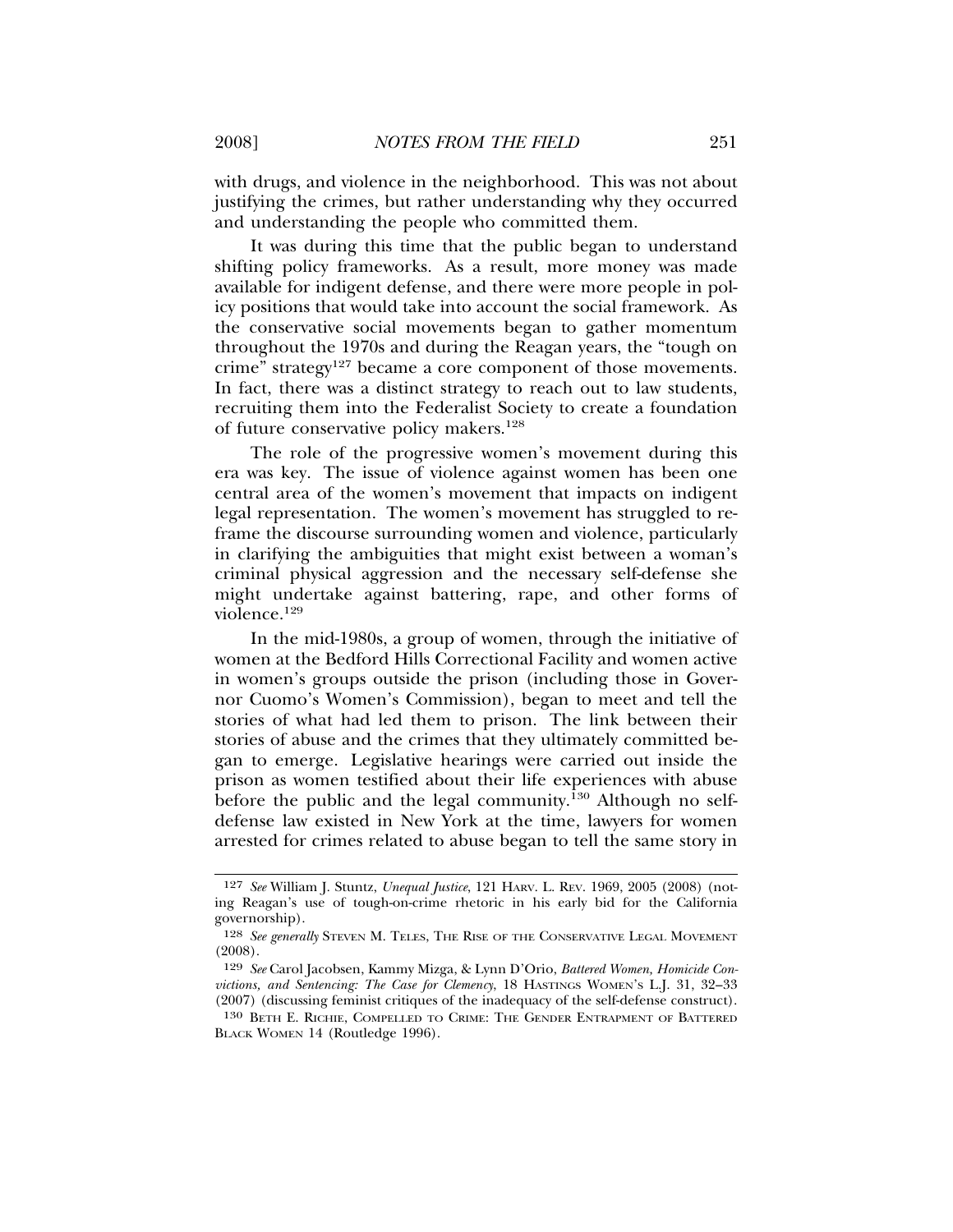with drugs, and violence in the neighborhood. This was not about justifying the crimes, but rather understanding why they occurred and understanding the people who committed them.

It was during this time that the public began to understand shifting policy frameworks. As a result, more money was made available for indigent defense, and there were more people in policy positions that would take into account the social framework. As the conservative social movements began to gather momentum throughout the 1970s and during the Reagan years, the "tough on crime" strategy[127] became a core component of those movements. In fact, there was a distinct strategy to reach out to law students, recruiting them into the Federalist Society to create a foundation of future conservative policy makers.[128]

The role of the progressive women's movement during this era was key. The issue of violence against women has been one central area of the women's movement that impacts on indigent legal representation. The women's movement has struggled to reframe the discourse surrounding women and violence, particularly in clarifying the ambiguities that might exist between a woman's criminal physical aggression and the necessary self-defense she might undertake against battering, rape, and other forms of violence.[129]

In the mid-1980s, a group of women, through the initiative of women at the Bedford Hills Correctional Facility and women active in women's groups outside the prison (including those in Governor Cuomo's Women's Commission), began to meet and tell the stories of what had led them to prison. The link between their stories of abuse and the crimes that they ultimately committed began to emerge. Legislative hearings were carried out inside the prison as women testified about their life experiences with abuse before the public and the legal community.[130] Although no self-defense law existed in New York at the time, lawyers for women arrested for crimes related to abuse began to tell the same story in

---

[127] *See* William J. Stuntz, *Unequal Justice*, 121 HARV. L. REV. 1969, 2005 (2008) (noting Reagan's use of tough-on-crime rhetoric in his early bid for the California governorship).

[128] *See generally* STEVEN M. TELES, THE RISE OF THE CONSERVATIVE LEGAL MOVEMENT (2008).

[129] *See* Carol Jacobsen, Kammy Mizga, & Lynn D'Orio, *Battered Women, Homicide Convictions, and Sentencing: The Case for Clemency*, 18 HASTINGS WOMEN'S L.J. 31, 32–33 (2007) (discussing feminist critiques of the inadequacy of the self-defense construct).

[130] BETH E. RICHIE, COMPELLED TO CRIME: THE GENDER ENTRAPMENT OF BATTERED BLACK WOMEN 14 (Routledge 1996).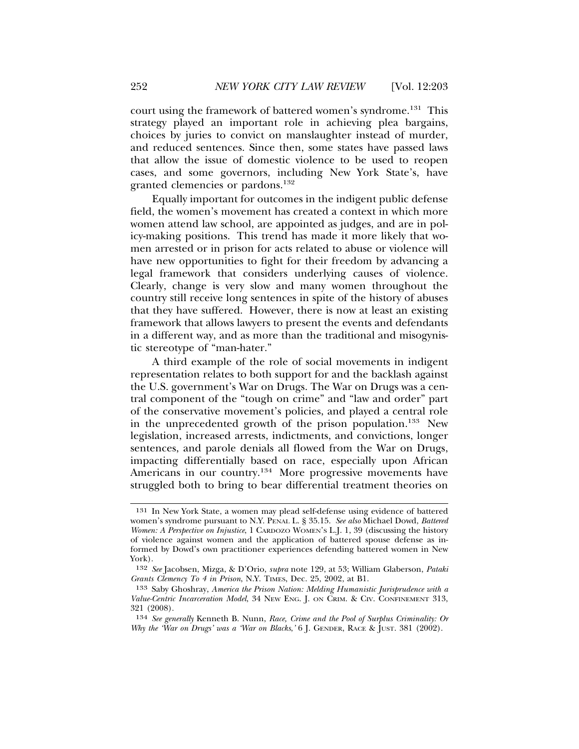court using the framework of battered women's syndrome.[131] This strategy played an important role in achieving plea bargains, choices by juries to convict on manslaughter instead of murder, and reduced sentences. Since then, some states have passed laws that allow the issue of domestic violence to be used to reopen cases, and some governors, including New York State's, have granted clemencies or pardons.[132]

Equally important for outcomes in the indigent public defense field, the women's movement has created a context in which more women attend law school, are appointed as judges, and are in policy-making positions. This trend has made it more likely that women arrested or in prison for acts related to abuse or violence will have new opportunities to fight for their freedom by advancing a legal framework that considers underlying causes of violence. Clearly, change is very slow and many women throughout the country still receive long sentences in spite of the history of abuses that they have suffered. However, there is now at least an existing framework that allows lawyers to present the events and defendants in a different way, and as more than the traditional and misogynistic stereotype of "man-hater."

A third example of the role of social movements in indigent representation relates to both support for and the backlash against the U.S. government's War on Drugs. The War on Drugs was a central component of the "tough on crime" and "law and order" part of the conservative movement's policies, and played a central role in the unprecedented growth of the prison population.[133] New legislation, increased arrests, indictments, and convictions, longer sentences, and parole denials all flowed from the War on Drugs, impacting differentially based on race, especially upon African Americans in our country.[134] More progressive movements have struggled both to bring to bear differential treatment theories on

---

131 In New York State, a women may plead self-defense using evidence of battered women's syndrome pursuant to N.Y. PENAL L. § 35.15. *See also* Michael Dowd, *Battered Women: A Perspective on Injustice*, 1 CARDOZO WOMEN'S L.J. 1, 39 (discussing the history of violence against women and the application of battered spouse defense as informed by Dowd's own practitioner experiences defending battered women in New York).

132 *See* Jacobsen, Mizga, & D'Orio, *supra* note 129, at 53; William Glaberson, *Pataki Grants Clemency To 4 in Prison*, N.Y. TIMES, Dec. 25, 2002, at B1.

133 Saby Ghoshray, *America the Prison Nation: Melding Humanistic Jurisprudence with a Value-Centric Incarceration Model*, 34 NEW ENG. J. ON CRIM. & CIV. CONFINEMENT 313, 321 (2008).

134 *See generally* Kenneth B. Nunn, *Race, Crime and the Pool of Surplus Criminality: Or Why the 'War on Drugs' was a 'War on Blacks*,*'* 6 J. GENDER, RACE & JUST. 381 (2002).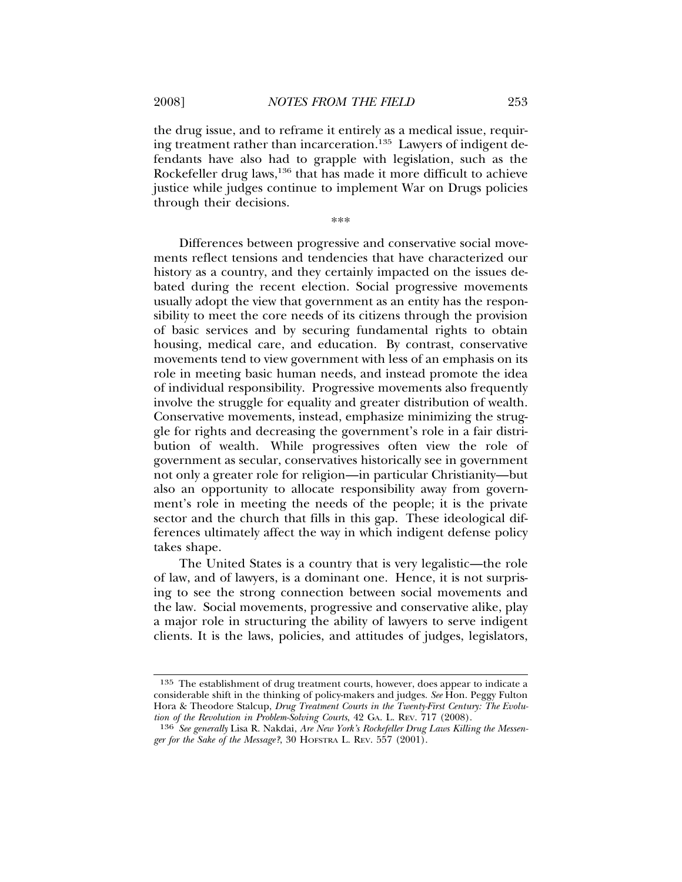the drug issue, and to reframe it entirely as a medical issue, requiring treatment rather than incarceration.[135] Lawyers of indigent defendants have also had to grapple with legislation, such as the Rockefeller drug laws,[136] that has made it more difficult to achieve justice while judges continue to implement War on Drugs policies through their decisions.

\*\*\*

Differences between progressive and conservative social movements reflect tensions and tendencies that have characterized our history as a country, and they certainly impacted on the issues debated during the recent election. Social progressive movements usually adopt the view that government as an entity has the responsibility to meet the core needs of its citizens through the provision of basic services and by securing fundamental rights to obtain housing, medical care, and education. By contrast, conservative movements tend to view government with less of an emphasis on its role in meeting basic human needs, and instead promote the idea of individual responsibility. Progressive movements also frequently involve the struggle for equality and greater distribution of wealth. Conservative movements, instead, emphasize minimizing the struggle for rights and decreasing the government's role in a fair distribution of wealth. While progressives often view the role of government as secular, conservatives historically see in government not only a greater role for religion—in particular Christianity—but also an opportunity to allocate responsibility away from government's role in meeting the needs of the people; it is the private sector and the church that fills in this gap. These ideological differences ultimately affect the way in which indigent defense policy takes shape.

The United States is a country that is very legalistic—the role of law, and of lawyers, is a dominant one. Hence, it is not surprising to see the strong connection between social movements and the law. Social movements, progressive and conservative alike, play a major role in structuring the ability of lawyers to serve indigent clients. It is the laws, policies, and attitudes of judges, legislators,

---

[135] The establishment of drug treatment courts, however, does appear to indicate a considerable shift in the thinking of policy-makers and judges. *See* Hon. Peggy Fulton Hora & Theodore Stalcup, *Drug Treatment Courts in the Twenty-First Century: The Evolution of the Revolution in Problem-Solving Courts*, 42 GA. L. REV. 717 (2008).

[136] *See generally* Lisa R. Nakdai, *Are New York's Rockefeller Drug Laws Killing the Messenger for the Sake of the Message?*, 30 HOFSTRA L. REV. 557 (2001).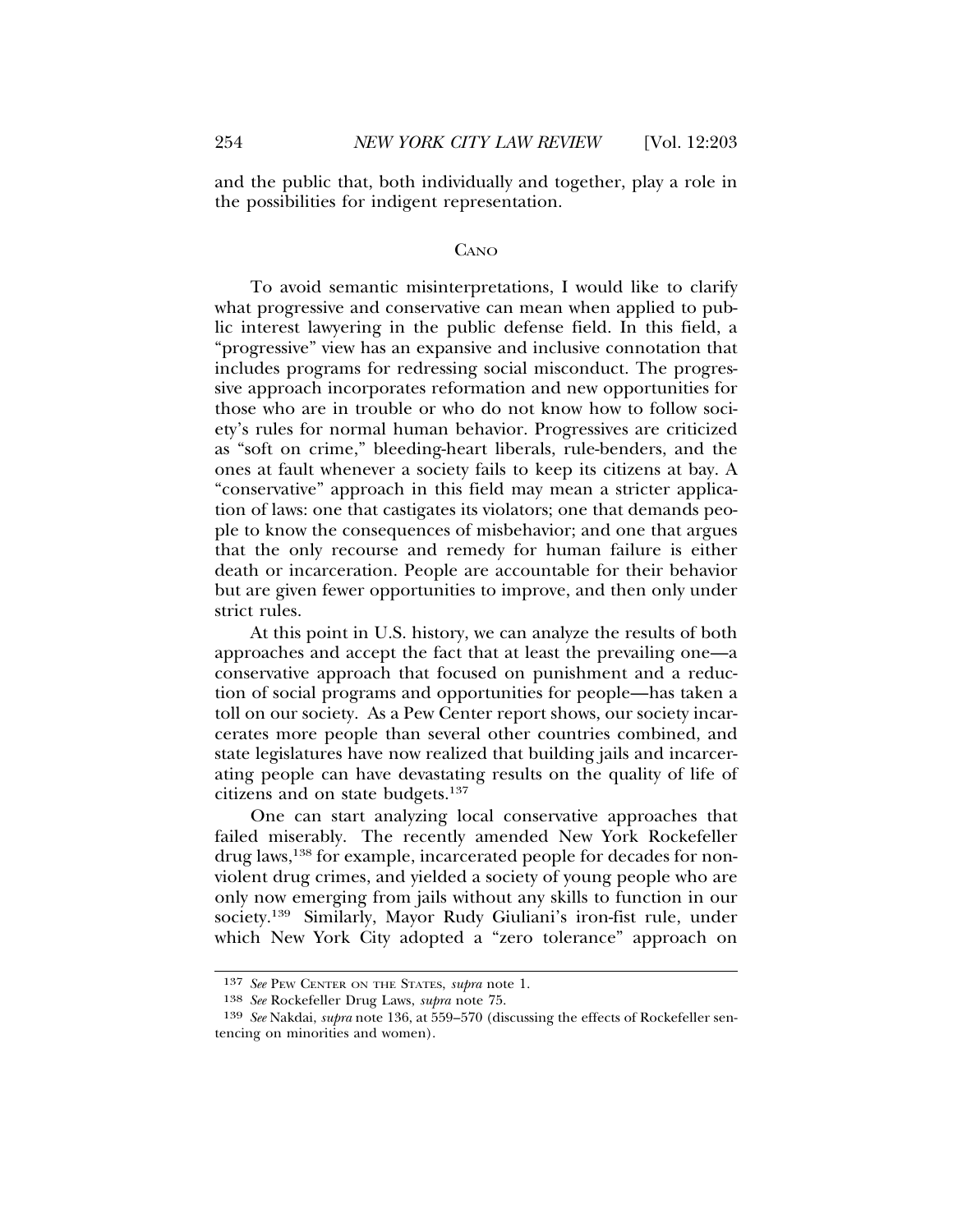and the public that, both individually and together, play a role in the possibilities for indigent representation.

### CANO

To avoid semantic misinterpretations, I would like to clarify what progressive and conservative can mean when applied to public interest lawyering in the public defense field. In this field, a "progressive" view has an expansive and inclusive connotation that includes programs for redressing social misconduct. The progressive approach incorporates reformation and new opportunities for those who are in trouble or who do not know how to follow society's rules for normal human behavior. Progressives are criticized as "soft on crime," bleeding-heart liberals, rule-benders, and the ones at fault whenever a society fails to keep its citizens at bay. A "conservative" approach in this field may mean a stricter application of laws: one that castigates its violators; one that demands people to know the consequences of misbehavior; and one that argues that the only recourse and remedy for human failure is either death or incarceration. People are accountable for their behavior but are given fewer opportunities to improve, and then only under strict rules.

At this point in U.S. history, we can analyze the results of both approaches and accept the fact that at least the prevailing one—a conservative approach that focused on punishment and a reduction of social programs and opportunities for people—has taken a toll on our society. As a Pew Center report shows, our society incarcerates more people than several other countries combined, and state legislatures have now realized that building jails and incarcerating people can have devastating results on the quality of life of citizens and on state budgets.[137]

One can start analyzing local conservative approaches that failed miserably. The recently amended New York Rockefeller drug laws,[138] for example, incarcerated people for decades for non-violent drug crimes, and yielded a society of young people who are only now emerging from jails without any skills to function in our society.[139] Similarly, Mayor Rudy Giuliani's iron-fist rule, under which New York City adopted a "zero tolerance" approach on

---

[137] *See* PEW CENTER ON THE STATES, *supra* note 1.

[138] *See* Rockefeller Drug Laws, *supra* note 75.

[139] *See* Nakdai, *supra* note 136, at 559–570 (discussing the effects of Rockefeller sentencing on minorities and women).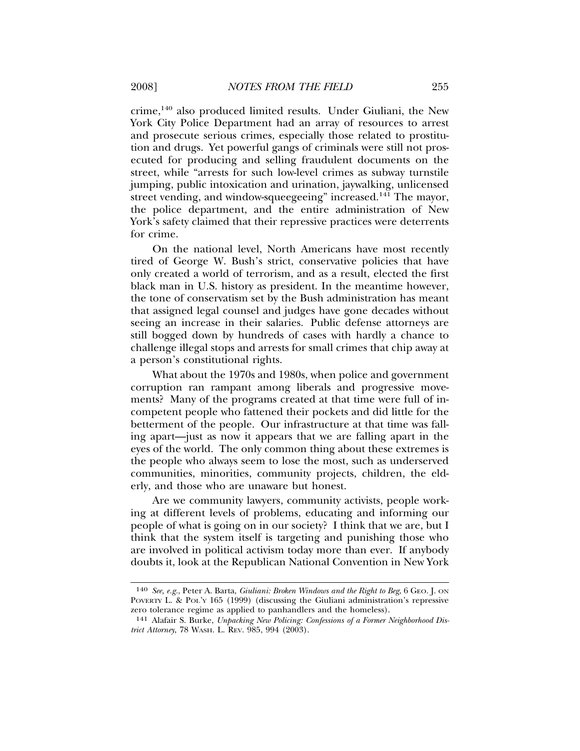crime,[140] also produced limited results. Under Giuliani, the New York City Police Department had an array of resources to arrest and prosecute serious crimes, especially those related to prostitution and drugs. Yet powerful gangs of criminals were still not prosecuted for producing and selling fraudulent documents on the street, while "arrests for such low-level crimes as subway turnstile jumping, public intoxication and urination, jaywalking, unlicensed street vending, and window-squeegeeing" increased.[141] The mayor, the police department, and the entire administration of New York's safety claimed that their repressive practices were deterrents for crime.

On the national level, North Americans have most recently tired of George W. Bush's strict, conservative policies that have only created a world of terrorism, and as a result, elected the first black man in U.S. history as president. In the meantime however, the tone of conservatism set by the Bush administration has meant that assigned legal counsel and judges have gone decades without seeing an increase in their salaries. Public defense attorneys are still bogged down by hundreds of cases with hardly a chance to challenge illegal stops and arrests for small crimes that chip away at a person's constitutional rights.

What about the 1970s and 1980s, when police and government corruption ran rampant among liberals and progressive movements? Many of the programs created at that time were full of incompetent people who fattened their pockets and did little for the betterment of the people. Our infrastructure at that time was falling apart—just as now it appears that we are falling apart in the eyes of the world. The only common thing about these extremes is the people who always seem to lose the most, such as underserved communities, minorities, community projects, children, the elderly, and those who are unaware but honest.

Are we community lawyers, community activists, people working at different levels of problems, educating and informing our people of what is going on in our society? I think that we are, but I think that the system itself is targeting and punishing those who are involved in political activism today more than ever. If anybody doubts it, look at the Republican National Convention in New York

---

[140] *See, e.g.*, Peter A. Barta, *Giuliani: Broken Windows and the Right to Beg*, 6 GEO. J. ON POVERTY L. & POL'Y 165 (1999) (discussing the Giuliani administration's repressive zero tolerance regime as applied to panhandlers and the homeless).

[141] Alafair S. Burke, *Unpacking New Policing: Confessions of a Former Neighborhood District Attorney*, 78 WASH. L. REV. 985, 994 (2003).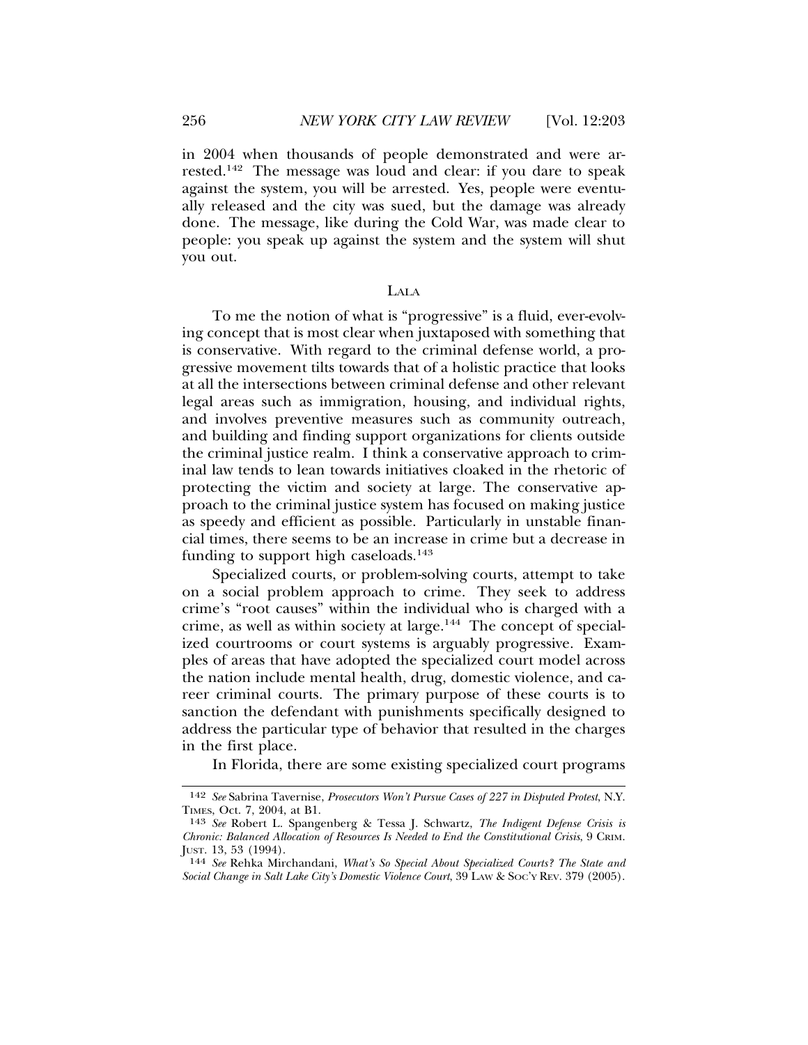in 2004 when thousands of people demonstrated and were arrested.[142] The message was loud and clear: if you dare to speak against the system, you will be arrested. Yes, people were eventually released and the city was sued, but the damage was already done. The message, like during the Cold War, was made clear to people: you speak up against the system and the system will shut you out.

## LALA

To me the notion of what is "progressive" is a fluid, ever-evolving concept that is most clear when juxtaposed with something that is conservative. With regard to the criminal defense world, a progressive movement tilts towards that of a holistic practice that looks at all the intersections between criminal defense and other relevant legal areas such as immigration, housing, and individual rights, and involves preventive measures such as community outreach, and building and finding support organizations for clients outside the criminal justice realm. I think a conservative approach to criminal law tends to lean towards initiatives cloaked in the rhetoric of protecting the victim and society at large. The conservative approach to the criminal justice system has focused on making justice as speedy and efficient as possible. Particularly in unstable financial times, there seems to be an increase in crime but a decrease in funding to support high caseloads.[143]

Specialized courts, or problem-solving courts, attempt to take on a social problem approach to crime. They seek to address crime's "root causes" within the individual who is charged with a crime, as well as within society at large.[144] The concept of specialized courtrooms or court systems is arguably progressive. Examples of areas that have adopted the specialized court model across the nation include mental health, drug, domestic violence, and career criminal courts. The primary purpose of these courts is to sanction the defendant with punishments specifically designed to address the particular type of behavior that resulted in the charges in the first place.

In Florida, there are some existing specialized court programs

---

142 *See* Sabrina Tavernise, *Prosecutors Won't Pursue Cases of 227 in Disputed Protest*, N.Y. TIMES, Oct. 7, 2004, at B1.

143 *See* Robert L. Spangenberg & Tessa J. Schwartz, *The Indigent Defense Crisis is Chronic: Balanced Allocation of Resources Is Needed to End the Constitutional Crisis*, 9 CRIM. JUST. 13, 53 (1994).

144 *See* Rehka Mirchandani, *What's So Special About Specialized Courts? The State and Social Change in Salt Lake City's Domestic Violence Court*, 39 LAW & SOC'Y REV. 379 (2005).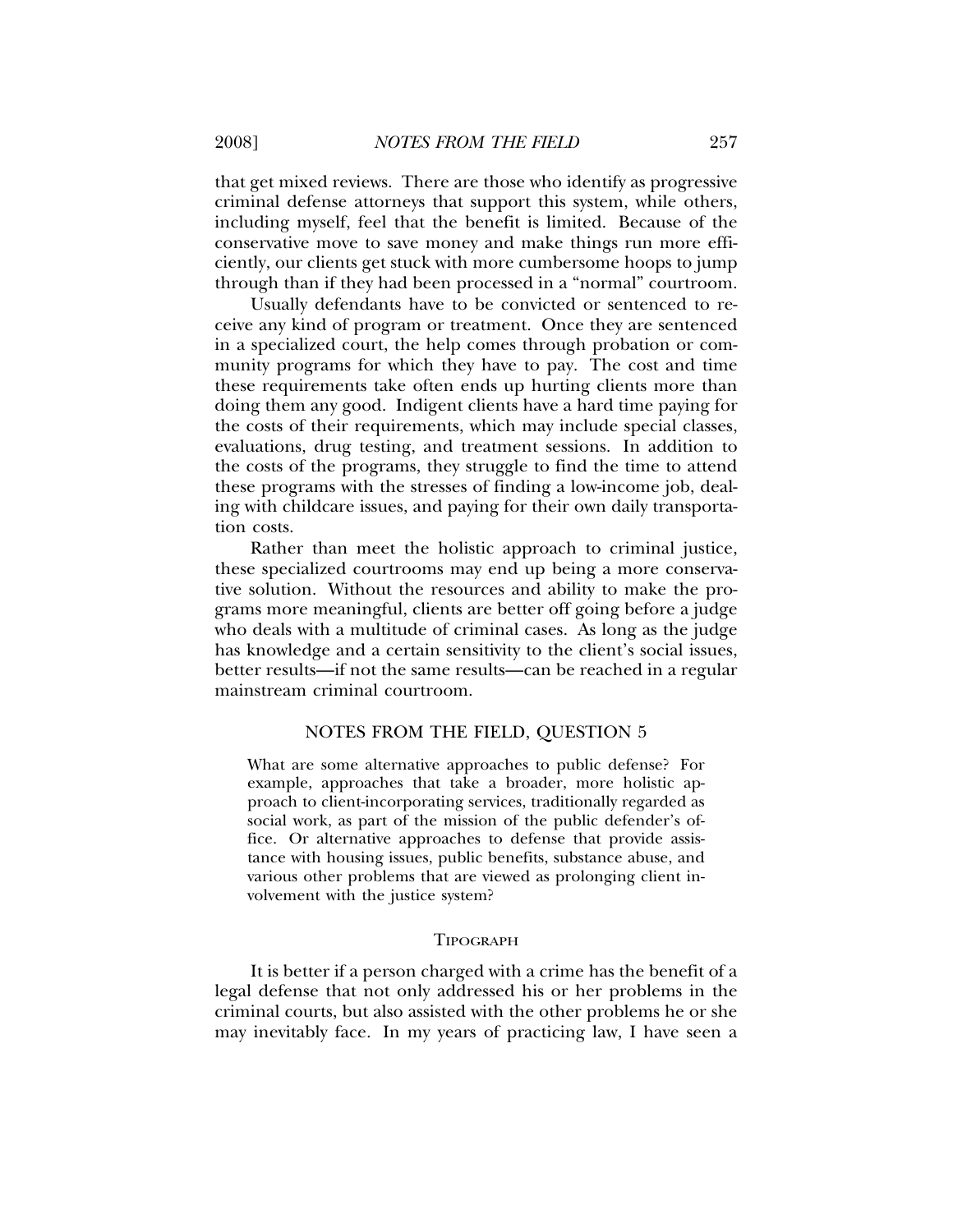that get mixed reviews. There are those who identify as progressive criminal defense attorneys that support this system, while others, including myself, feel that the benefit is limited. Because of the conservative move to save money and make things run more efficiently, our clients get stuck with more cumbersome hoops to jump through than if they had been processed in a "normal" courtroom.

Usually defendants have to be convicted or sentenced to receive any kind of program or treatment. Once they are sentenced in a specialized court, the help comes through probation or community programs for which they have to pay. The cost and time these requirements take often ends up hurting clients more than doing them any good. Indigent clients have a hard time paying for the costs of their requirements, which may include special classes, evaluations, drug testing, and treatment sessions. In addition to the costs of the programs, they struggle to find the time to attend these programs with the stresses of finding a low-income job, dealing with childcare issues, and paying for their own daily transportation costs.

Rather than meet the holistic approach to criminal justice, these specialized courtrooms may end up being a more conservative solution. Without the resources and ability to make the programs more meaningful, clients are better off going before a judge who deals with a multitude of criminal cases. As long as the judge has knowledge and a certain sensitivity to the client's social issues, better results—if not the same results—can be reached in a regular mainstream criminal courtroom.

## NOTES FROM THE FIELD, QUESTION 5

What are some alternative approaches to public defense? For example, approaches that take a broader, more holistic approach to client-incorporating services, traditionally regarded as social work, as part of the mission of the public defender's office. Or alternative approaches to defense that provide assistance with housing issues, public benefits, substance abuse, and various other problems that are viewed as prolonging client involvement with the justice system?

### Tipograph

It is better if a person charged with a crime has the benefit of a legal defense that not only addressed his or her problems in the criminal courts, but also assisted with the other problems he or she may inevitably face. In my years of practicing law, I have seen a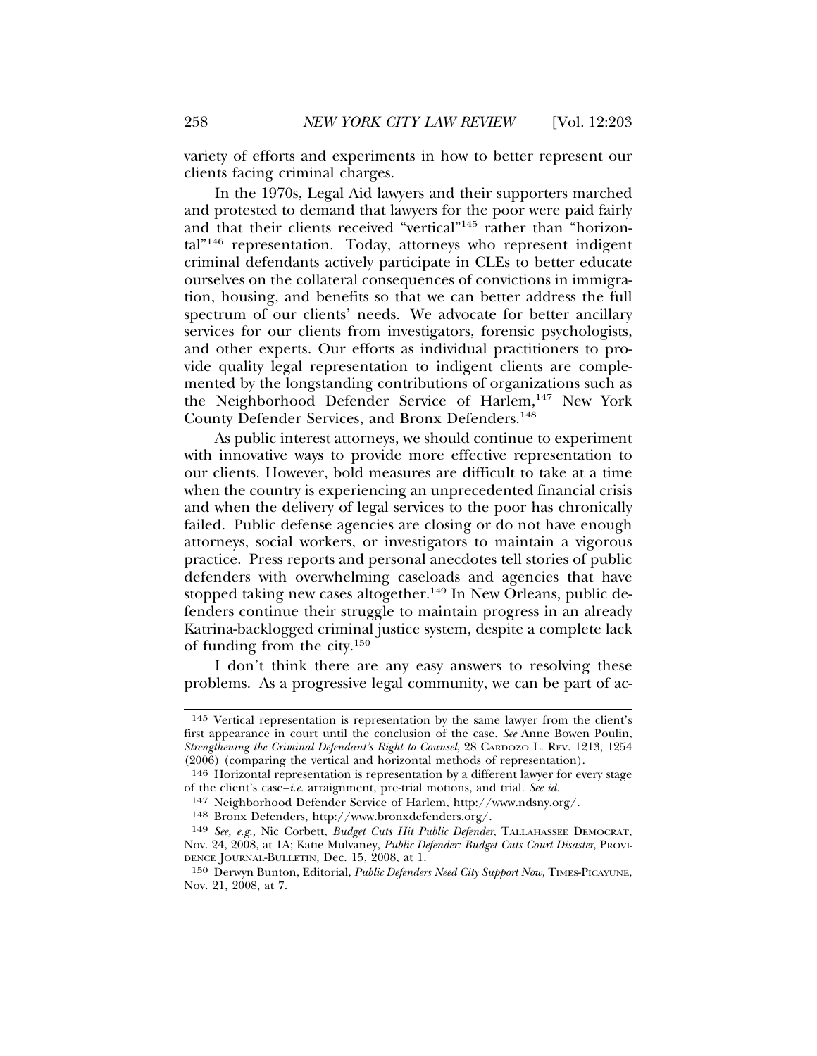variety of efforts and experiments in how to better represent our clients facing criminal charges.

In the 1970s, Legal Aid lawyers and their supporters marched and protested to demand that lawyers for the poor were paid fairly and that their clients received "vertical"[145] rather than "horizontal"[146] representation. Today, attorneys who represent indigent criminal defendants actively participate in CLEs to better educate ourselves on the collateral consequences of convictions in immigration, housing, and benefits so that we can better address the full spectrum of our clients' needs. We advocate for better ancillary services for our clients from investigators, forensic psychologists, and other experts. Our efforts as individual practitioners to provide quality legal representation to indigent clients are complemented by the longstanding contributions of organizations such as the Neighborhood Defender Service of Harlem,[147] New York County Defender Services, and Bronx Defenders.[148]

As public interest attorneys, we should continue to experiment with innovative ways to provide more effective representation to our clients. However, bold measures are difficult to take at a time when the country is experiencing an unprecedented financial crisis and when the delivery of legal services to the poor has chronically failed. Public defense agencies are closing or do not have enough attorneys, social workers, or investigators to maintain a vigorous practice. Press reports and personal anecdotes tell stories of public defenders with overwhelming caseloads and agencies that have stopped taking new cases altogether.[149] In New Orleans, public defenders continue their struggle to maintain progress in an already Katrina-backlogged criminal justice system, despite a complete lack of funding from the city.[150]

I don't think there are any easy answers to resolving these problems. As a progressive legal community, we can be part of ac-

---

[145] Vertical representation is representation by the same lawyer from the client's first appearance in court until the conclusion of the case. *See* Anne Bowen Poulin, *Strengthening the Criminal Defendant's Right to Counsel*, 28 CARDOZO L. REV. 1213, 1254 (2006) (comparing the vertical and horizontal methods of representation).

[146] Horizontal representation is representation by a different lawyer for every stage of the client's case–*i.e.* arraignment, pre-trial motions, and trial. *See id.*

[147] Neighborhood Defender Service of Harlem, http://www.ndsny.org/.

[148] Bronx Defenders, http://www.bronxdefenders.org/.

[149] *See, e.g.*, Nic Corbett, *Budget Cuts Hit Public Defender*, TALLAHASSEE DEMOCRAT, Nov. 24, 2008, at 1A; Katie Mulvaney, *Public Defender: Budget Cuts Court Disaster*, PROVIDENCE JOURNAL-BULLETIN, Dec. 15, 2008, at 1.

[150] Derwyn Bunton, Editorial, *Public Defenders Need City Support Now*, TIMES-PICAYUNE, Nov. 21, 2008, at 7.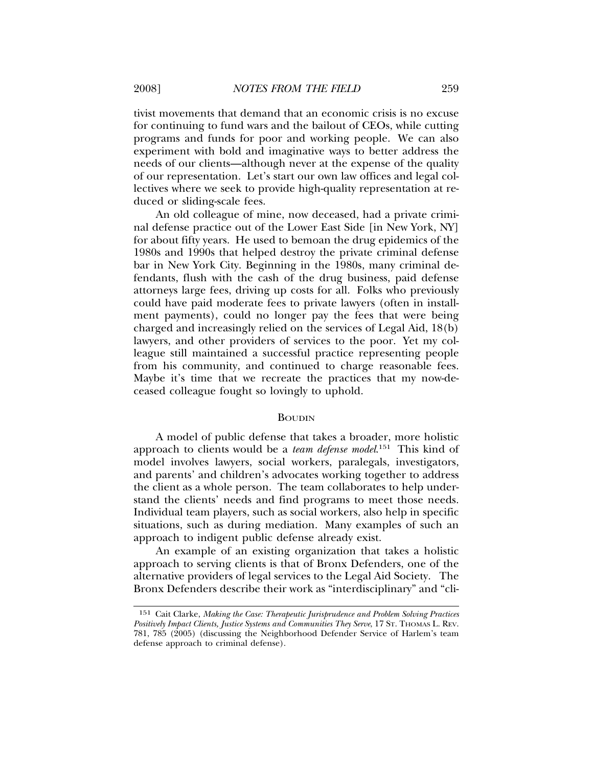tivist movements that demand that an economic crisis is no excuse for continuing to fund wars and the bailout of CEOs, while cutting programs and funds for poor and working people. We can also experiment with bold and imaginative ways to better address the needs of our clients—although never at the expense of the quality of our representation. Let's start our own law offices and legal collectives where we seek to provide high-quality representation at reduced or sliding-scale fees.

An old colleague of mine, now deceased, had a private criminal defense practice out of the Lower East Side [in New York, NY] for about fifty years. He used to bemoan the drug epidemics of the 1980s and 1990s that helped destroy the private criminal defense bar in New York City. Beginning in the 1980s, many criminal defendants, flush with the cash of the drug business, paid defense attorneys large fees, driving up costs for all. Folks who previously could have paid moderate fees to private lawyers (often in installment payments), could no longer pay the fees that were being charged and increasingly relied on the services of Legal Aid, 18(b) lawyers, and other providers of services to the poor. Yet my colleague still maintained a successful practice representing people from his community, and continued to charge reasonable fees. Maybe it's time that we recreate the practices that my now-deceased colleague fought so lovingly to uphold.

### BOUDIN

A model of public defense that takes a broader, more holistic approach to clients would be a *team defense model*.[151] This kind of model involves lawyers, social workers, paralegals, investigators, and parents' and children's advocates working together to address the client as a whole person. The team collaborates to help understand the clients' needs and find programs to meet those needs. Individual team players, such as social workers, also help in specific situations, such as during mediation. Many examples of such an approach to indigent public defense already exist.

An example of an existing organization that takes a holistic approach to serving clients is that of Bronx Defenders, one of the alternative providers of legal services to the Legal Aid Society. The Bronx Defenders describe their work as "interdisciplinary" and "cli-

---

151 Cait Clarke, *Making the Case: Therapeutic Jurisprudence and Problem Solving Practices Positively Impact Clients, Justice Systems and Communities They Serve*, 17 ST. THOMAS L. REV. 781, 785 (2005) (discussing the Neighborhood Defender Service of Harlem's team defense approach to criminal defense).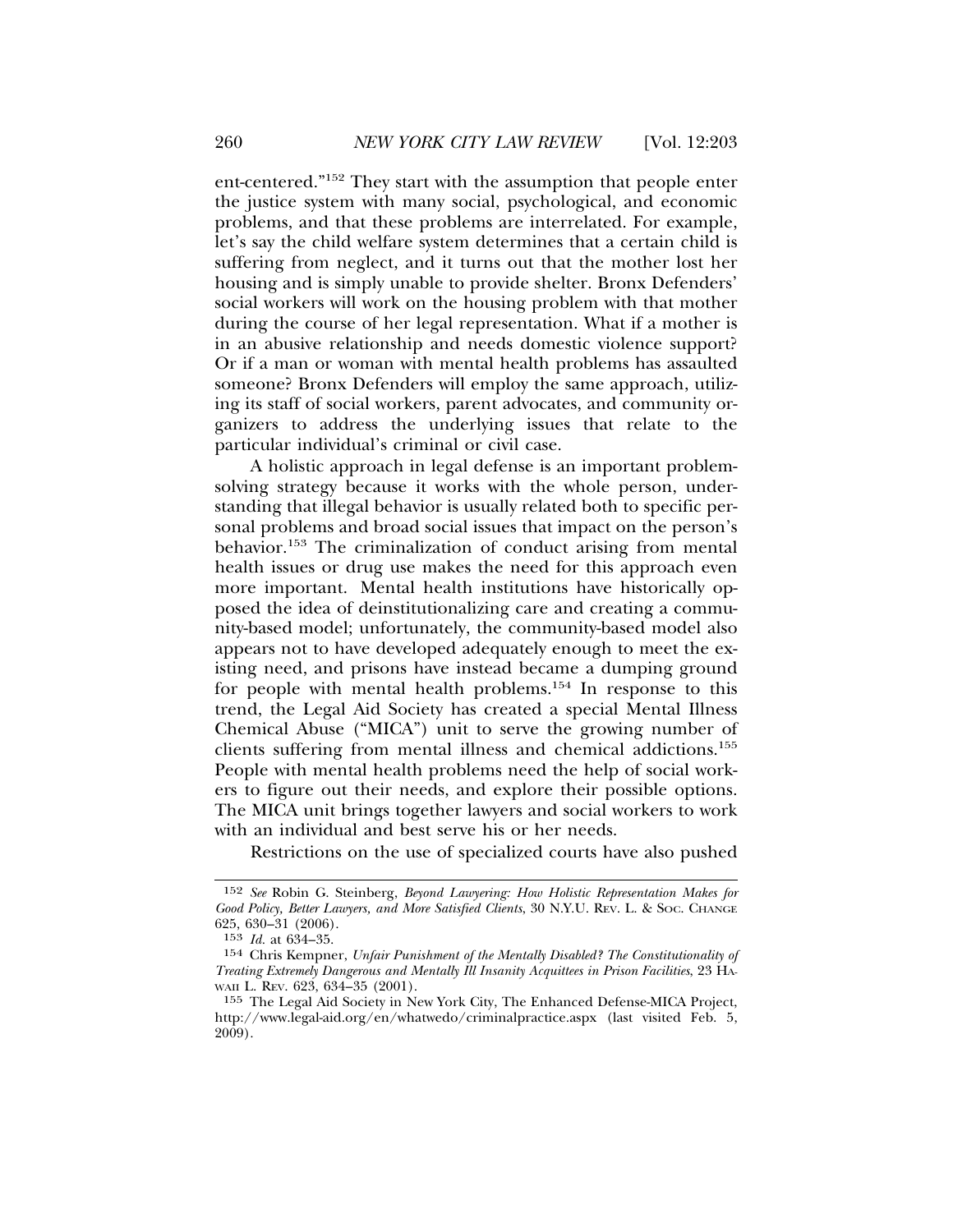ent-centered."[152] They start with the assumption that people enter the justice system with many social, psychological, and economic problems, and that these problems are interrelated. For example, let's say the child welfare system determines that a certain child is suffering from neglect, and it turns out that the mother lost her housing and is simply unable to provide shelter. Bronx Defenders' social workers will work on the housing problem with that mother during the course of her legal representation. What if a mother is in an abusive relationship and needs domestic violence support? Or if a man or woman with mental health problems has assaulted someone? Bronx Defenders will employ the same approach, utilizing its staff of social workers, parent advocates, and community organizers to address the underlying issues that relate to the particular individual's criminal or civil case.

A holistic approach in legal defense is an important problem-solving strategy because it works with the whole person, understanding that illegal behavior is usually related both to specific personal problems and broad social issues that impact on the person's behavior.[153] The criminalization of conduct arising from mental health issues or drug use makes the need for this approach even more important. Mental health institutions have historically opposed the idea of deinstitutionalizing care and creating a community-based model; unfortunately, the community-based model also appears not to have developed adequately enough to meet the existing need, and prisons have instead became a dumping ground for people with mental health problems.[154] In response to this trend, the Legal Aid Society has created a special Mental Illness Chemical Abuse ("MICA") unit to serve the growing number of clients suffering from mental illness and chemical addictions.[155] People with mental health problems need the help of social workers to figure out their needs, and explore their possible options. The MICA unit brings together lawyers and social workers to work with an individual and best serve his or her needs.

Restrictions on the use of specialized courts have also pushed

---

152 *See* Robin G. Steinberg, *Beyond Lawyering: How Holistic Representation Makes for Good Policy, Better Lawyers, and More Satisfied Clients*, 30 N.Y.U. REV. L. & SOC. CHANGE 625, 630–31 (2006).

153 *Id.* at 634–35.

154 Chris Kempner, *Unfair Punishment of the Mentally Disabled? The Constitutionality of Treating Extremely Dangerous and Mentally Ill Insanity Acquittees in Prison Facilities*, 23 HAWAII L. REV. 623, 634–35 (2001).

155 The Legal Aid Society in New York City, The Enhanced Defense-MICA Project, http://www.legal-aid.org/en/whatwedo/criminalpractice.aspx (last visited Feb. 5, 2009).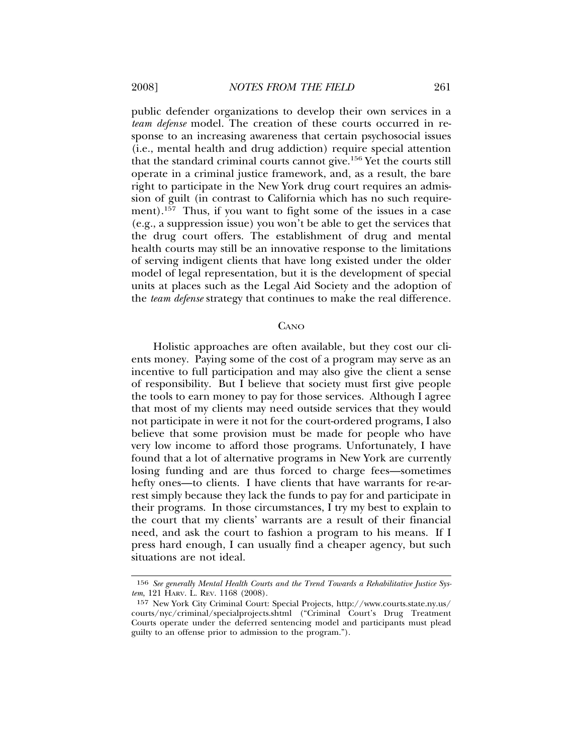public defender organizations to develop their own services in a *team defense* model. The creation of these courts occurred in response to an increasing awareness that certain psychosocial issues (i.e., mental health and drug addiction) require special attention that the standard criminal courts cannot give.[156] Yet the courts still operate in a criminal justice framework, and, as a result, the bare right to participate in the New York drug court requires an admission of guilt (in contrast to California which has no such requirement).[157] Thus, if you want to fight some of the issues in a case (e.g., a suppression issue) you won't be able to get the services that the drug court offers. The establishment of drug and mental health courts may still be an innovative response to the limitations of serving indigent clients that have long existed under the older model of legal representation, but it is the development of special units at places such as the Legal Aid Society and the adoption of the *team defense* strategy that continues to make the real difference.

## Cano

Holistic approaches are often available, but they cost our clients money. Paying some of the cost of a program may serve as an incentive to full participation and may also give the client a sense of responsibility. But I believe that society must first give people the tools to earn money to pay for those services. Although I agree that most of my clients may need outside services that they would not participate in were it not for the court-ordered programs, I also believe that some provision must be made for people who have very low income to afford those programs. Unfortunately, I have found that a lot of alternative programs in New York are currently losing funding and are thus forced to charge fees—sometimes hefty ones—to clients. I have clients that have warrants for re-arrest simply because they lack the funds to pay for and participate in their programs. In those circumstances, I try my best to explain to the court that my clients' warrants are a result of their financial need, and ask the court to fashion a program to his means. If I press hard enough, I can usually find a cheaper agency, but such situations are not ideal.

---

156 *See generally Mental Health Courts and the Trend Towards a Rehabilitative Justice System*, 121 Harv. L. Rev. 1168 (2008).

157 New York City Criminal Court: Special Projects, http://www.courts.state.ny.us/courts/nyc/criminal/specialprojects.shtml ("Criminal Court's Drug Treatment Courts operate under the deferred sentencing model and participants must plead guilty to an offense prior to admission to the program.").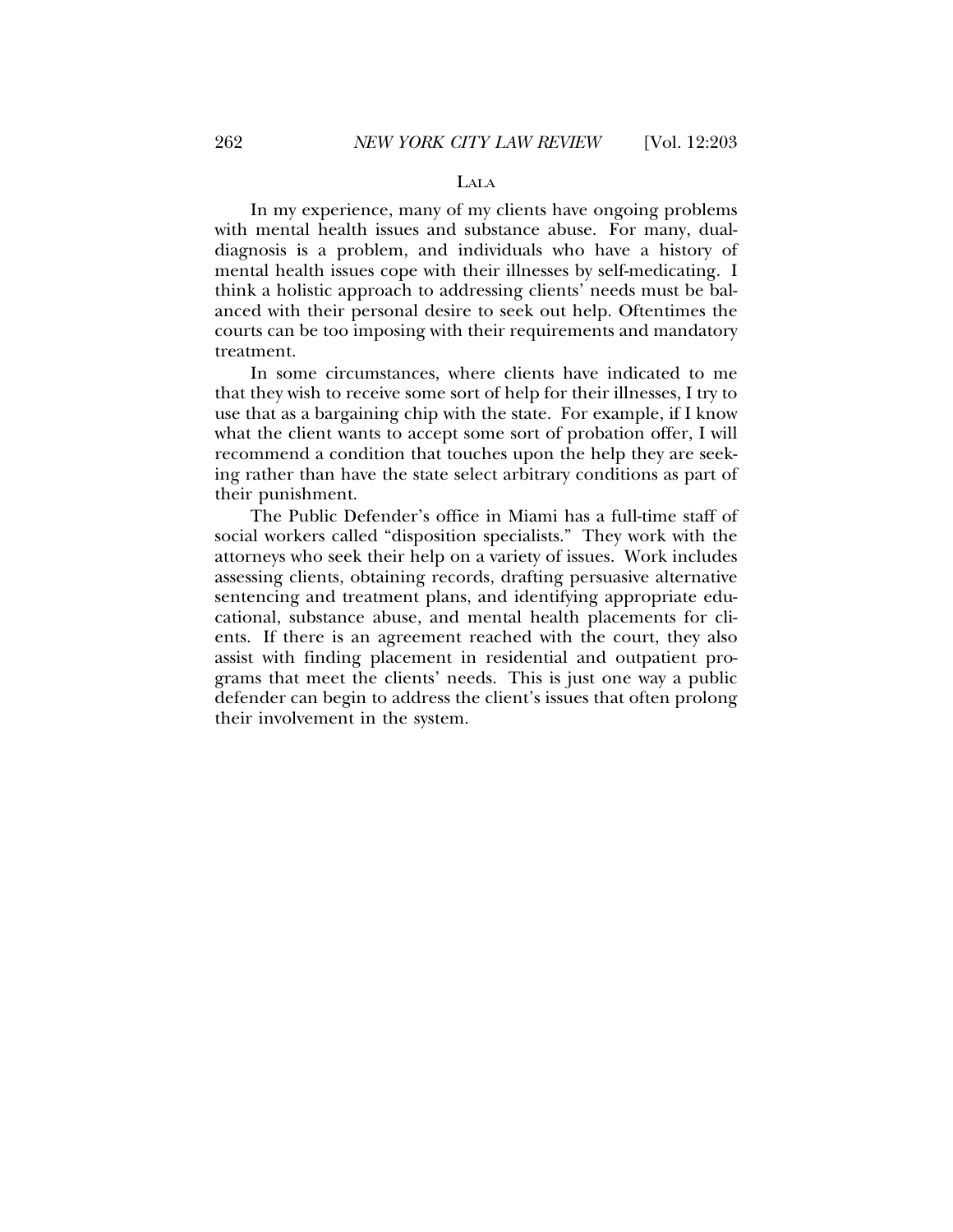LALA

In my experience, many of my clients have ongoing problems with mental health issues and substance abuse. For many, dual-diagnosis is a problem, and individuals who have a history of mental health issues cope with their illnesses by self-medicating. I think a holistic approach to addressing clients' needs must be balanced with their personal desire to seek out help. Oftentimes the courts can be too imposing with their requirements and mandatory treatment.

In some circumstances, where clients have indicated to me that they wish to receive some sort of help for their illnesses, I try to use that as a bargaining chip with the state. For example, if I know what the client wants to accept some sort of probation offer, I will recommend a condition that touches upon the help they are seeking rather than have the state select arbitrary conditions as part of their punishment.

The Public Defender's office in Miami has a full-time staff of social workers called "disposition specialists." They work with the attorneys who seek their help on a variety of issues. Work includes assessing clients, obtaining records, drafting persuasive alternative sentencing and treatment plans, and identifying appropriate educational, substance abuse, and mental health placements for clients. If there is an agreement reached with the court, they also assist with finding placement in residential and outpatient programs that meet the clients' needs. This is just one way a public defender can begin to address the client's issues that often prolong their involvement in the system.